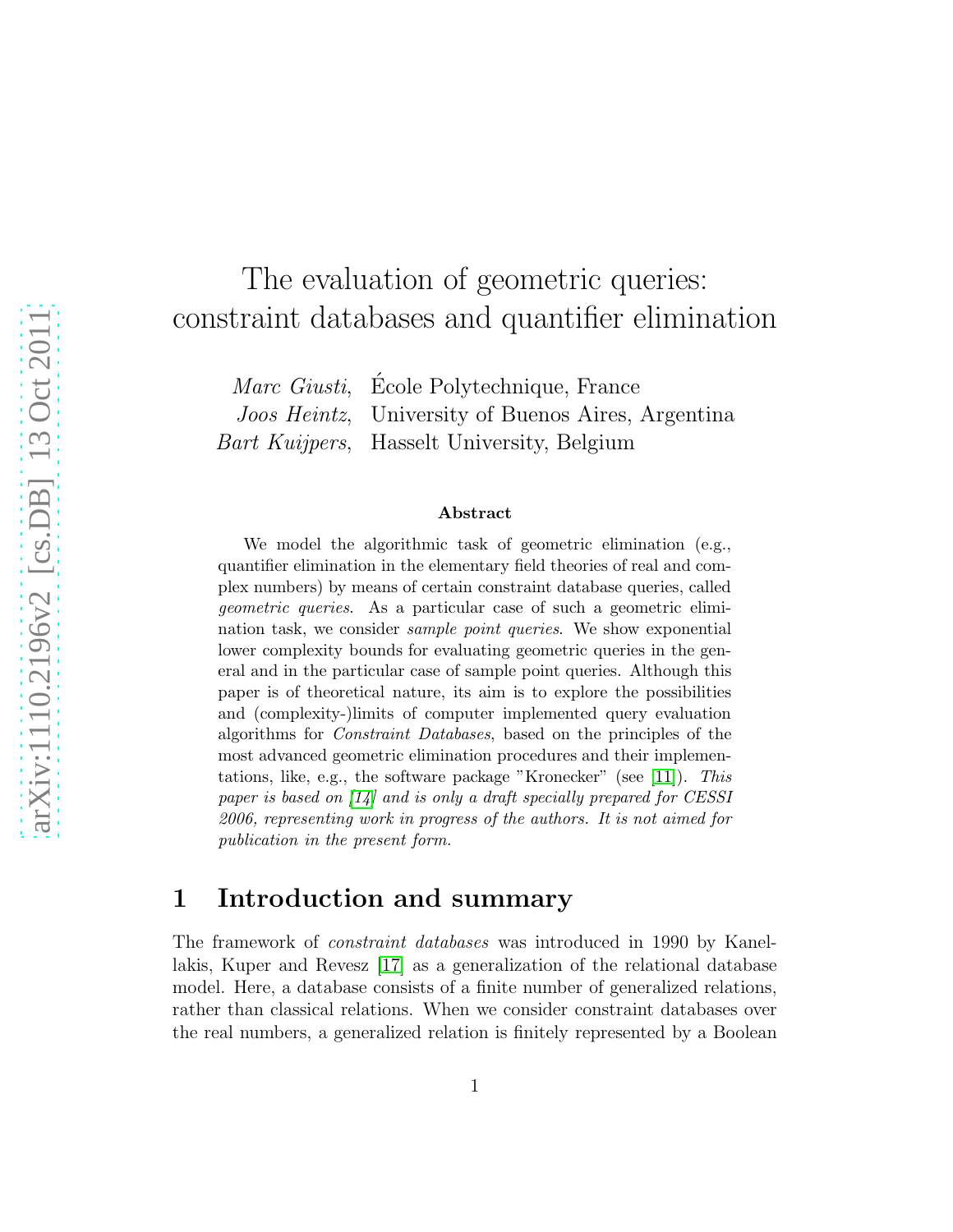# The evaluation of geometric queries: constraint databases and quantifier elimination

*Marc Giusti*, École Polytechnique, France
*Joos Heintz*, University of Buenos Aires, Argentina
*Bart Kuijpers*, Hasselt University, Belgium

### Abstract

We model the algorithmic task of geometric elimination (e.g., quantifier elimination in the elementary field theories of real and complex numbers) by means of certain constraint database queries, called *geometric queries*. As a particular case of such a geometric elimination task, we consider *sample point queries*. We show exponential lower complexity bounds for evaluating geometric queries in the general and in the particular case of sample point queries. Although this paper is of theoretical nature, its aim is to explore the possibilities and (complexity-)limits of computer implemented query evaluation algorithms for *Constraint Databases*, based on the principles of the most advanced geometric elimination procedures and their implementations, like, e.g., the software package "Kronecker" (see [11]). *This paper is based on [14] and is only a draft specially prepared for CESSI 2006, representing work in progress of the authors. It is not aimed for publication in the present form.*

## 1 Introduction and summary

The framework of *constraint databases* was introduced in 1990 by Kanellakis, Kuper and Revesz [17] as a generalization of the relational database model. Here, a database consists of a finite number of generalized relations, rather than classical relations. When we consider constraint databases over the real numbers, a generalized relation is finitely represented by a Boolean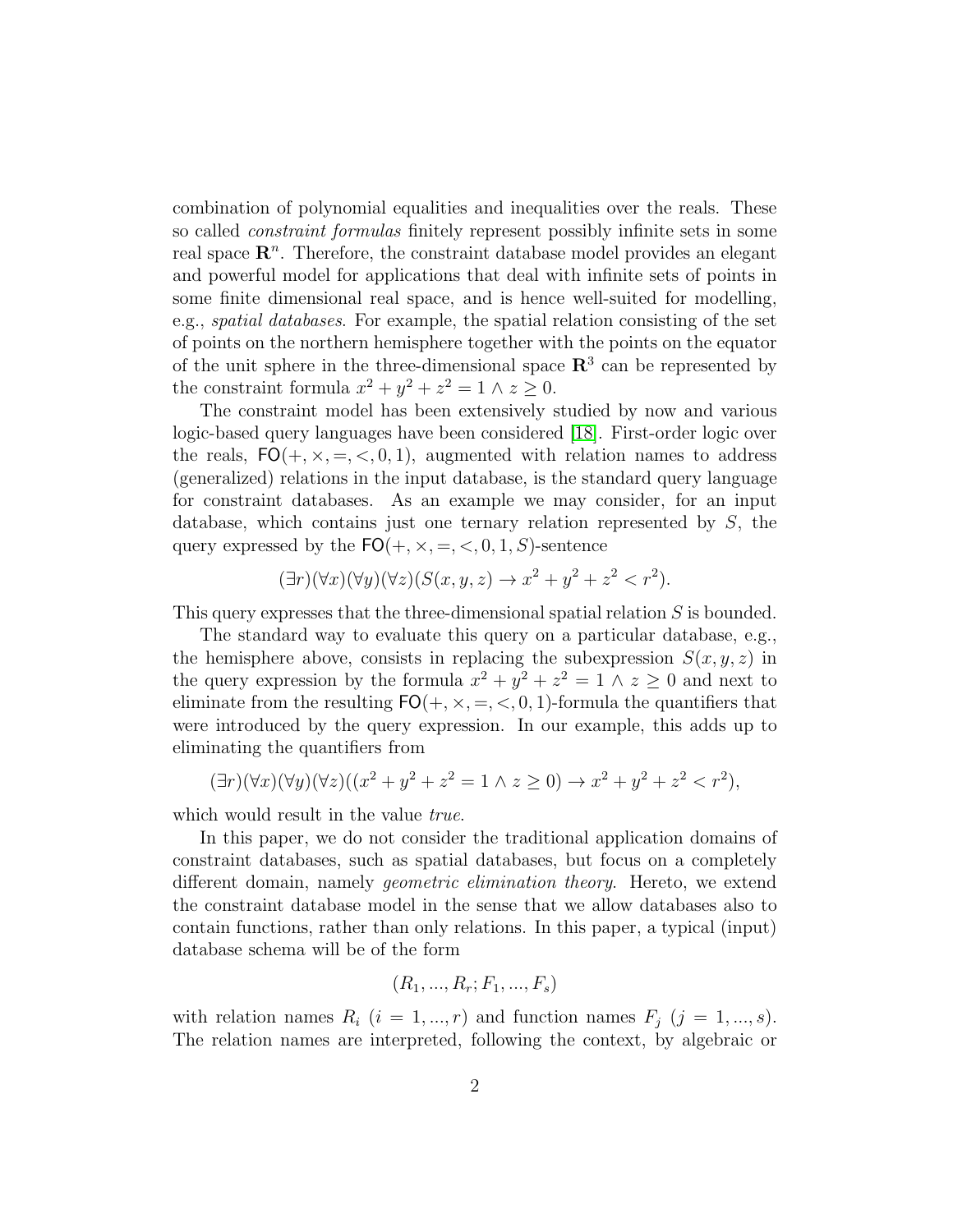combination of polynomial equalities and inequalities over the reals. These so called *constraint formulas* finitely represent possibly infinite sets in some real space $\mathbf{R}^n$. Therefore, the constraint database model provides an elegant and powerful model for applications that deal with infinite sets of points in some finite dimensional real space, and is hence well-suited for modelling, e.g., *spatial databases*. For example, the spatial relation consisting of the set of points on the northern hemisphere together with the points on the equator of the unit sphere in the three-dimensional space $\mathbf{R}^3$ can be represented by the constraint formula $x^2 + y^2 + z^2 = 1 \wedge z \geq 0$.

The constraint model has been extensively studied by now and various logic-based query languages have been considered [18]. First-order logic over the reals, $\mathsf{FO}(+, \times, =, <, 0, 1)$, augmented with relation names to address (generalized) relations in the input database, is the standard query language for constraint databases. As an example we may consider, for an input database, which contains just one ternary relation represented by $S$, the query expressed by the $\mathsf{FO}(+, \times, =, <, 0, 1, S)$-sentence

$$(\exists r)(\forall x)(\forall y)(\forall z)(S(x, y, z) \rightarrow x^2 + y^2 + z^2 < r^2).$$

This query expresses that the three-dimensional spatial relation $S$ is bounded.

The standard way to evaluate this query on a particular database, e.g., the hemisphere above, consists in replacing the subexpression $S(x, y, z)$ in the query expression by the formula $x^2 + y^2 + z^2 = 1 \wedge z \geq 0$ and next to eliminate from the resulting $\mathsf{FO}(+, \times, =, <, 0, 1)$-formula the quantifiers that were introduced by the query expression. In our example, this adds up to eliminating the quantifiers from

$$(\exists r)(\forall x)(\forall y)(\forall z)((x^2 + y^2 + z^2 = 1 \wedge z \geq 0) \rightarrow x^2 + y^2 + z^2 < r^2),$$

which would result in the value *true*.

In this paper, we do not consider the traditional application domains of constraint databases, such as spatial databases, but focus on a completely different domain, namely *geometric elimination theory*. Hereto, we extend the constraint database model in the sense that we allow databases also to contain functions, rather than only relations. In this paper, a typical (input) database schema will be of the form

$$(R_1, ..., R_r; F_1, ..., F_s)$$

with relation names $R_i$ $(i = 1, ..., r)$ and function names $F_j$ $(j = 1, ..., s)$. The relation names are interpreted, following the context, by algebraic or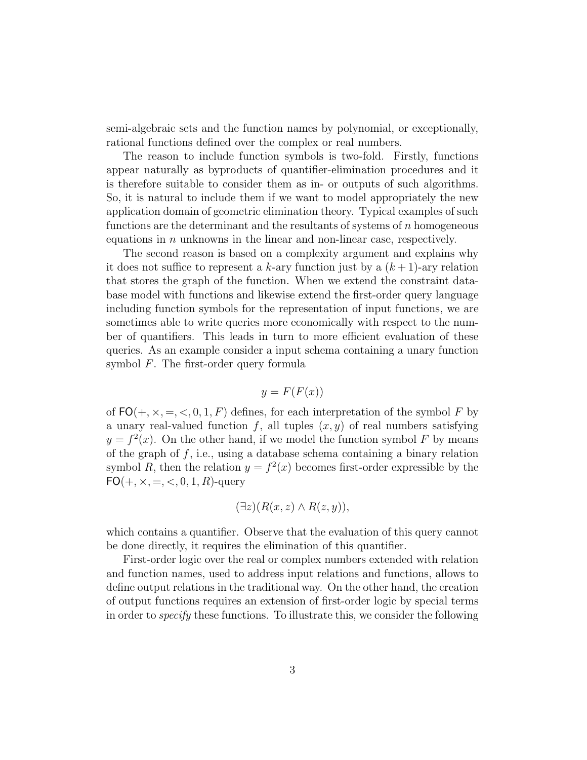semi-algebraic sets and the function names by polynomial, or exceptionally, rational functions defined over the complex or real numbers.

The reason to include function symbols is two-fold. Firstly, functions appear naturally as byproducts of quantifier-elimination procedures and it is therefore suitable to consider them as in- or outputs of such algorithms. So, it is natural to include them if we want to model appropriately the new application domain of geometric elimination theory. Typical examples of such functions are the determinant and the resultants of systems of $n$ homogeneous equations in $n$ unknowns in the linear and non-linear case, respectively.

The second reason is based on a complexity argument and explains why it does not suffice to represent a $k$-ary function just by a $(k+1)$-ary relation that stores the graph of the function. When we extend the constraint database model with functions and likewise extend the first-order query language including function symbols for the representation of input functions, we are sometimes able to write queries more economically with respect to the number of quantifiers. This leads in turn to more efficient evaluation of these queries. As an example consider a input schema containing a unary function symbol $F$. The first-order query formula

$$y = F(F(x))$$

of $\mathsf{FO}(+, \times, =, <, 0, 1, F)$ defines, for each interpretation of the symbol $F$ by a unary real-valued function $f$, all tuples $(x, y)$ of real numbers satisfying $y = f^2(x)$. On the other hand, if we model the function symbol $F$ by means of the graph of $f$, i.e., using a database schema containing a binary relation symbol $R$, then the relation $y = f^2(x)$ becomes first-order expressible by the $\mathsf{FO}(+, \times, =, <, 0, 1, R)$-query

$$(\exists z)(R(x, z) \wedge R(z, y)),$$

which contains a quantifier. Observe that the evaluation of this query cannot be done directly, it requires the elimination of this quantifier.

First-order logic over the real or complex numbers extended with relation and function names, used to address input relations and functions, allows to define output relations in the traditional way. On the other hand, the creation of output functions requires an extension of first-order logic by special terms in order to *specify* these functions. To illustrate this, we consider the following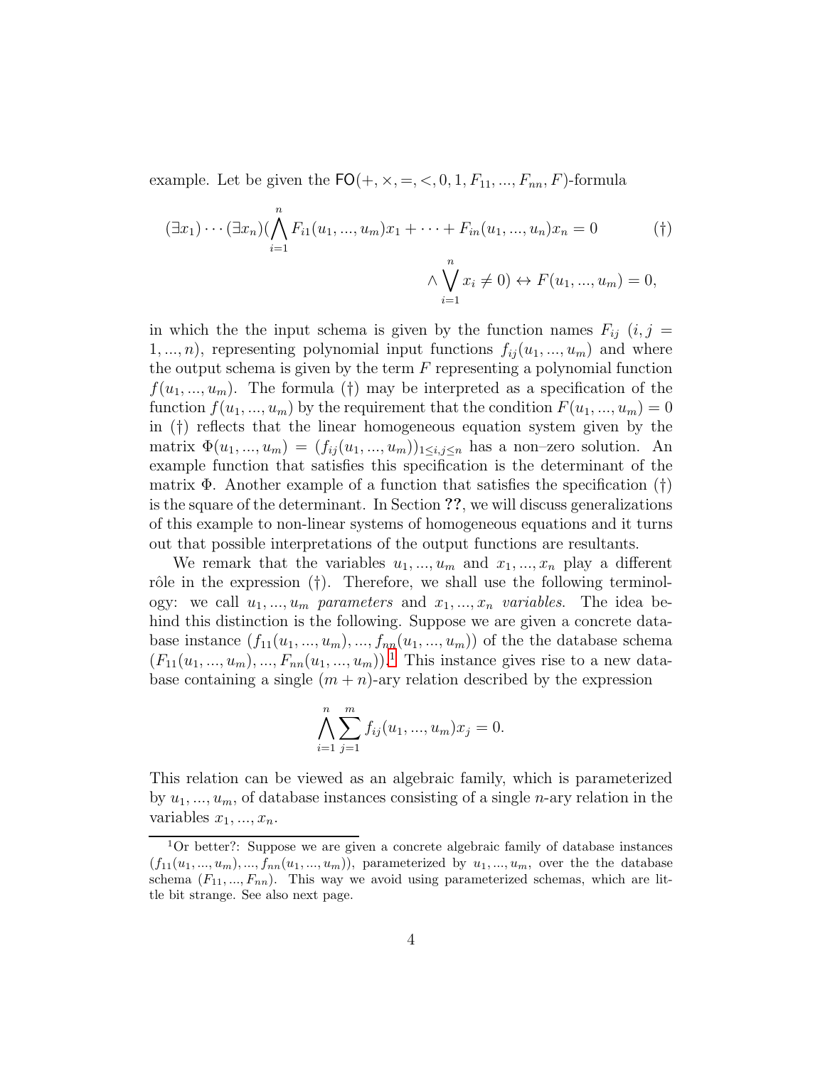example. Let be given the $\mathsf{FO}(+, \times, =, <, 0, 1, F_{11}, ..., F_{nn}, F)$-formula

$$(\exists x_1) \cdots (\exists x_n)(\bigwedge_{i=1}^{n} F_{i1}(u_1, ..., u_m)x_1 + \cdots + F_{in}(u_1, ..., u_n)x_n = 0 \qquad (\dagger)$$
$$\wedge \bigvee_{i=1}^{n} x_i \neq 0) \leftrightarrow F(u_1, ..., u_m) = 0,$$

in which the the input schema is given by the function names $F_{ij}$ ($i, j = 1, ..., n$), representing polynomial input functions $f_{ij}(u_1, ..., u_m)$ and where the output schema is given by the term $F$ representing a polynomial function $f(u_1, ..., u_m)$. The formula (†) may be interpreted as a specification of the function $f(u_1, ..., u_m)$ by the requirement that the condition $F(u_1, ..., u_m) = 0$ in (†) reflects that the linear homogeneous equation system given by the matrix $\Phi(u_1, ..., u_m) = (f_{ij}(u_1, ..., u_m))_{1 \leq i,j \leq n}$ has a non–zero solution. An example function that satisfies this specification is the determinant of the matrix $\Phi$. Another example of a function that satisfies the specification (†) is the square of the determinant. In Section **??**, we will discuss generalizations of this example to non-linear systems of homogeneous equations and it turns out that possible interpretations of the output functions are resultants.

We remark that the variables $u_1, ..., u_m$ and $x_1, ..., x_n$ play a different rôle in the expression (†). Therefore, we shall use the following terminology: we call $u_1, ..., u_m$ *parameters* and $x_1, ..., x_n$ *variables*. The idea behind this distinction is the following. Suppose we are given a concrete database instance $(f_{11}(u_1, ..., u_m), ..., f_{nn}(u_1, ..., u_m))$ of the the database schema $(F_{11}(u_1, ..., u_m), ..., F_{nn}(u_1, ..., u_m))$.[1] This instance gives rise to a new database containing a single $(m + n)$-ary relation described by the expression

$$\bigwedge_{i=1}^{n} \sum_{j=1}^{m} f_{ij}(u_1, ..., u_m)x_j = 0.$$

This relation can be viewed as an algebraic family, which is parameterized by $u_1, ..., u_m$, of database instances consisting of a single $n$-ary relation in the variables $x_1, ..., x_n$.

[1] Or better?: Suppose we are given a concrete algebraic family of database instances $(f_{11}(u_1, ..., u_m), ..., f_{nn}(u_1, ..., u_m))$, parameterized by $u_1, ..., u_m$, over the the database schema $(F_{11}, ..., F_{nn})$. This way we avoid using parameterized schemas, which are little bit strange. See also next page.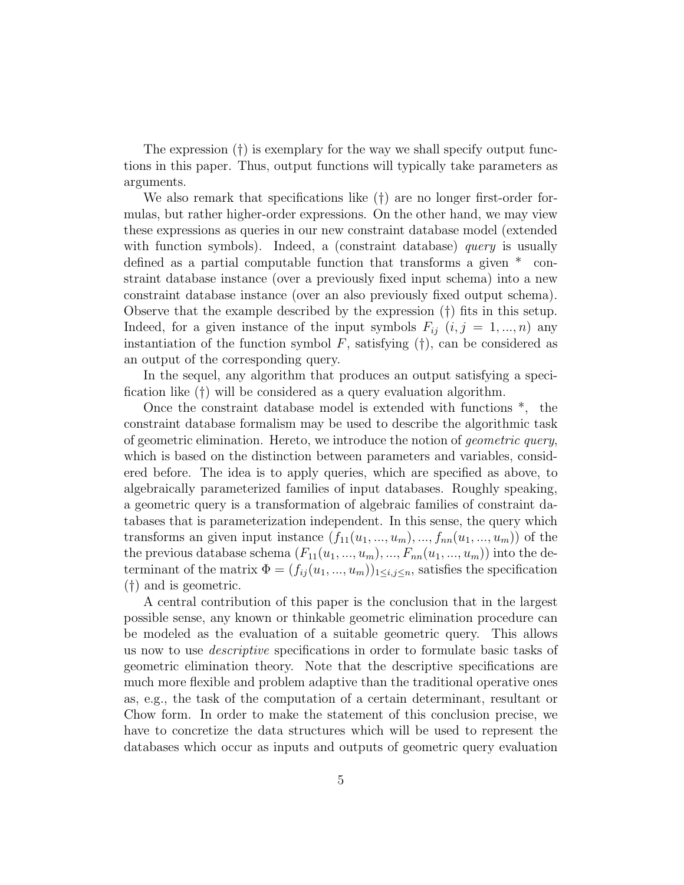The expression (†) is exemplary for the way we shall specify output functions in this paper. Thus, output functions will typically take parameters as arguments.

We also remark that specifications like (†) are no longer first-order formulas, but rather higher-order expressions. On the other hand, we may view these expressions as queries in our new constraint database model (extended with function symbols). Indeed, a (constraint database) *query* is usually defined as a partial computable function that transforms a given * constraint database instance (over a previously fixed input schema) into a new constraint database instance (over an also previously fixed output schema). Observe that the example described by the expression (†) fits in this setup. Indeed, for a given instance of the input symbols $F_{ij}$ $(i, j = 1, ..., n)$ any instantiation of the function symbol $F$, satisfying (†), can be considered as an output of the corresponding query.

In the sequel, any algorithm that produces an output satisfying a specification like (†) will be considered as a query evaluation algorithm.

Once the constraint database model is extended with functions *, the constraint database formalism may be used to describe the algorithmic task of geometric elimination. Hereto, we introduce the notion of *geometric query*, which is based on the distinction between parameters and variables, considered before. The idea is to apply queries, which are specified as above, to algebraically parameterized families of input databases. Roughly speaking, a geometric query is a transformation of algebraic families of constraint databases that is parameterization independent. In this sense, the query which transforms an given input instance $(f_{11}(u_1, ..., u_m), ..., f_{nn}(u_1, ..., u_m))$ of the the previous database schema $(F_{11}(u_1, ..., u_m), ..., F_{nn}(u_1, ..., u_m))$ into the determinant of the matrix $\Phi = (f_{ij}(u_1, ..., u_m))_{1 \leq i,j \leq n}$, satisfies the specification (†) and is geometric.

A central contribution of this paper is the conclusion that in the largest possible sense, any known or thinkable geometric elimination procedure can be modeled as the evaluation of a suitable geometric query. This allows us now to use *descriptive* specifications in order to formulate basic tasks of geometric elimination theory. Note that the descriptive specifications are much more flexible and problem adaptive than the traditional operative ones as, e.g., the task of the computation of a certain determinant, resultant or Chow form. In order to make the statement of this conclusion precise, we have to concretize the data structures which will be used to represent the databases which occur as inputs and outputs of geometric query evaluation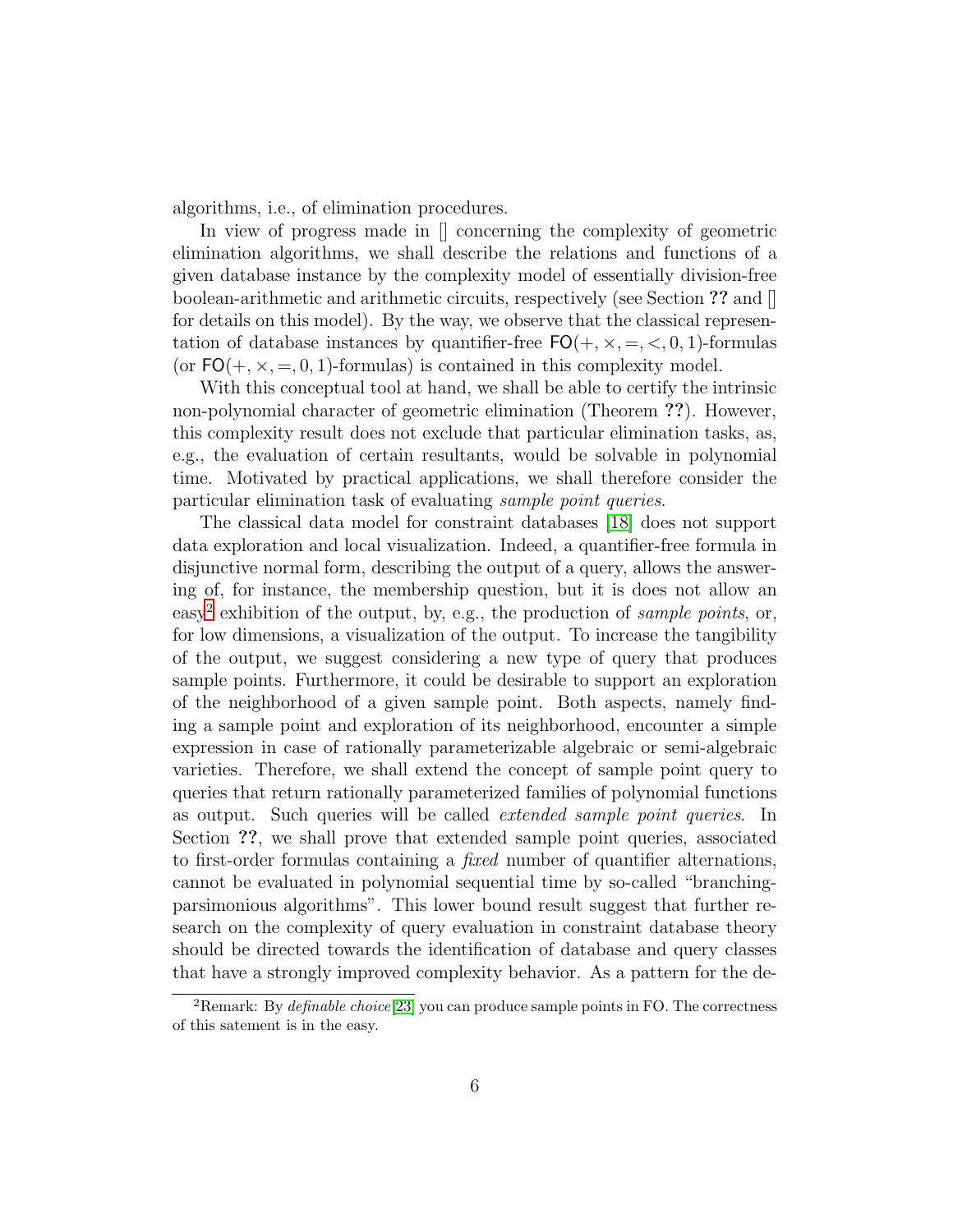algorithms, i.e., of elimination procedures.

In view of progress made in [] concerning the complexity of geometric elimination algorithms, we shall describe the relations and functions of a given database instance by the complexity model of essentially division-free boolean-arithmetic and arithmetic circuits, respectively (see Section **??** and [] for details on this model). By the way, we observe that the classical representation of database instances by quantifier-free $\mathsf{FO}(+, \times, =, <, 0, 1)$-formulas (or $\mathsf{FO}(+, \times, =, 0, 1)$-formulas) is contained in this complexity model.

With this conceptual tool at hand, we shall be able to certify the intrinsic non-polynomial character of geometric elimination (Theorem **??**). However, this complexity result does not exclude that particular elimination tasks, as, e.g., the evaluation of certain resultants, would be solvable in polynomial time. Motivated by practical applications, we shall therefore consider the particular elimination task of evaluating *sample point queries*.

The classical data model for constraint databases [18] does not support data exploration and local visualization. Indeed, a quantifier-free formula in disjunctive normal form, describing the output of a query, allows the answering of, for instance, the membership question, but it is does not allow an easy[2] exhibition of the output, by, e.g., the production of *sample points*, or, for low dimensions, a visualization of the output. To increase the tangibility of the output, we suggest considering a new type of query that produces sample points. Furthermore, it could be desirable to support an exploration of the neighborhood of a given sample point. Both aspects, namely finding a sample point and exploration of its neighborhood, encounter a simple expression in case of rationally parameterizable algebraic or semi-algebraic varieties. Therefore, we shall extend the concept of sample point query to queries that return rationally parameterized families of polynomial functions as output. Such queries will be called *extended sample point queries*. In Section **??**, we shall prove that extended sample point queries, associated to first-order formulas containing a *fixed* number of quantifier alternations, cannot be evaluated in polynomial sequential time by so-called "branching-parsimonious algorithms". This lower bound result suggest that further research on the complexity of query evaluation in constraint database theory should be directed towards the identification of database and query classes that have a strongly improved complexity behavior. As a pattern for the de-

[2] Remark: By *definable choice*[23] you can produce sample points in FO. The correctness of this satement is in the easy.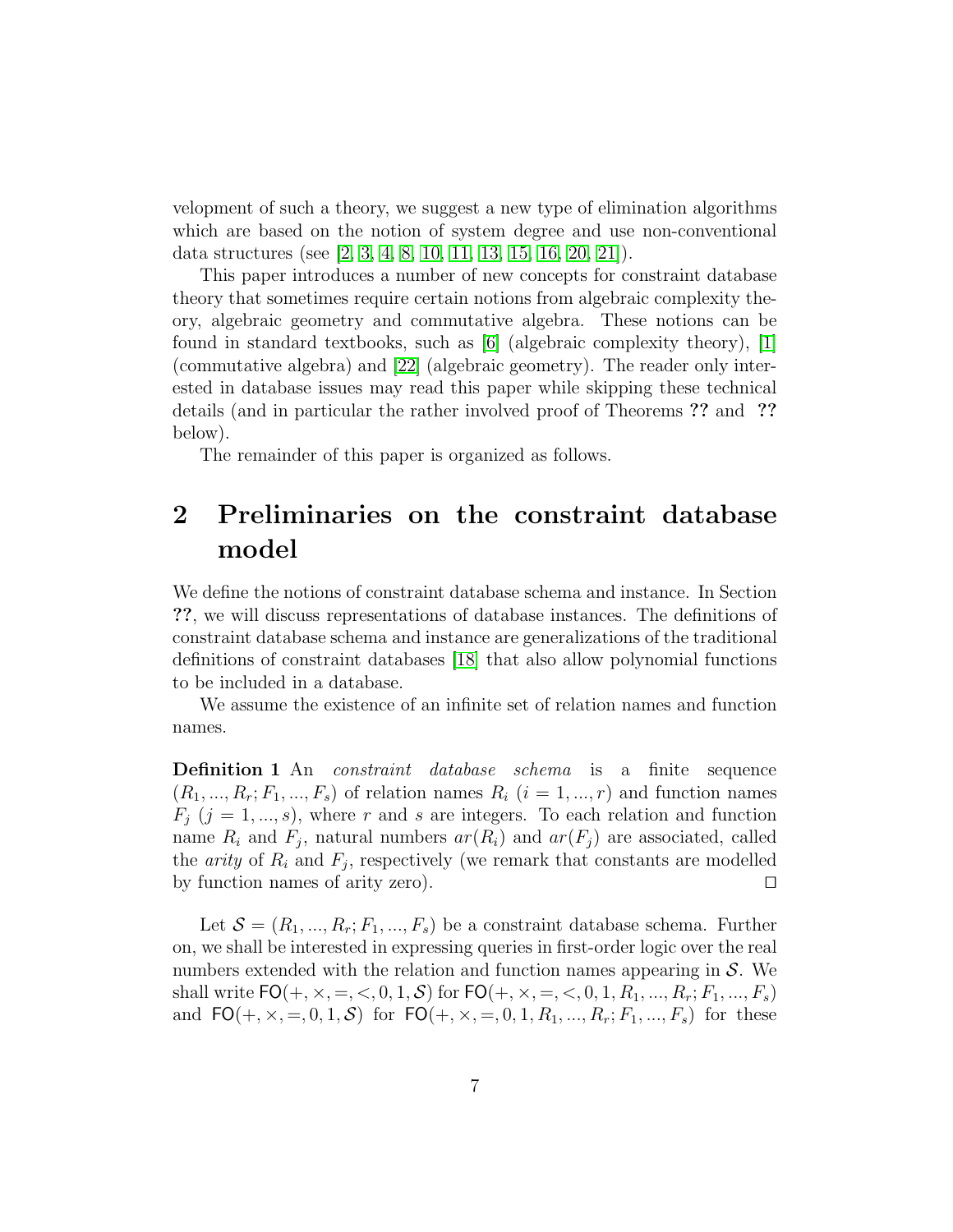velopment of such a theory, we suggest a new type of elimination algorithms which are based on the notion of system degree and use non-conventional data structures (see [2, 3, 4, 8, 10, 11, 13, 15, 16, 20, 21]).

This paper introduces a number of new concepts for constraint database theory that sometimes require certain notions from algebraic complexity theory, algebraic geometry and commutative algebra. These notions can be found in standard textbooks, such as [6] (algebraic complexity theory), [1] (commutative algebra) and [22] (algebraic geometry). The reader only interested in database issues may read this paper while skipping these technical details (and in particular the rather involved proof of Theorems **??** and **??** below).

The remainder of this paper is organized as follows.

## 2 Preliminaries on the constraint database model

We define the notions of constraint database schema and instance. In Section **??**, we will discuss representations of database instances. The definitions of constraint database schema and instance are generalizations of the traditional definitions of constraint databases [18] that also allow polynomial functions to be included in a database.

We assume the existence of an infinite set of relation names and function names.

**Definition 1** An *constraint database schema* is a finite sequence $(R_1, ..., R_r; F_1, ..., F_s)$ of relation names $R_i$ $(i = 1, ..., r)$ and function names $F_j$ $(j = 1, ..., s)$, where $r$ and $s$ are integers. To each relation and function name $R_i$ and $F_j$, natural numbers $ar(R_i)$ and $ar(F_j)$ are associated, called the *arity* of $R_i$ and $F_j$, respectively (we remark that constants are modelled by function names of arity zero). □

Let $\mathcal{S} = (R_1, ..., R_r; F_1, ..., F_s)$ be a constraint database schema. Further on, we shall be interested in expressing queries in first-order logic over the real numbers extended with the relation and function names appearing in $\mathcal{S}$. We shall write $\mathsf{FO}(+, \times, =, <, 0, 1, \mathcal{S})$ for $\mathsf{FO}(+, \times, =, <, 0, 1, R_1, ..., R_r; F_1, ..., F_s)$ and $\mathsf{FO}(+, \times, =, 0, 1, \mathcal{S})$ for $\mathsf{FO}(+, \times, =, 0, 1, R_1, ..., R_r; F_1, ..., F_s)$ for these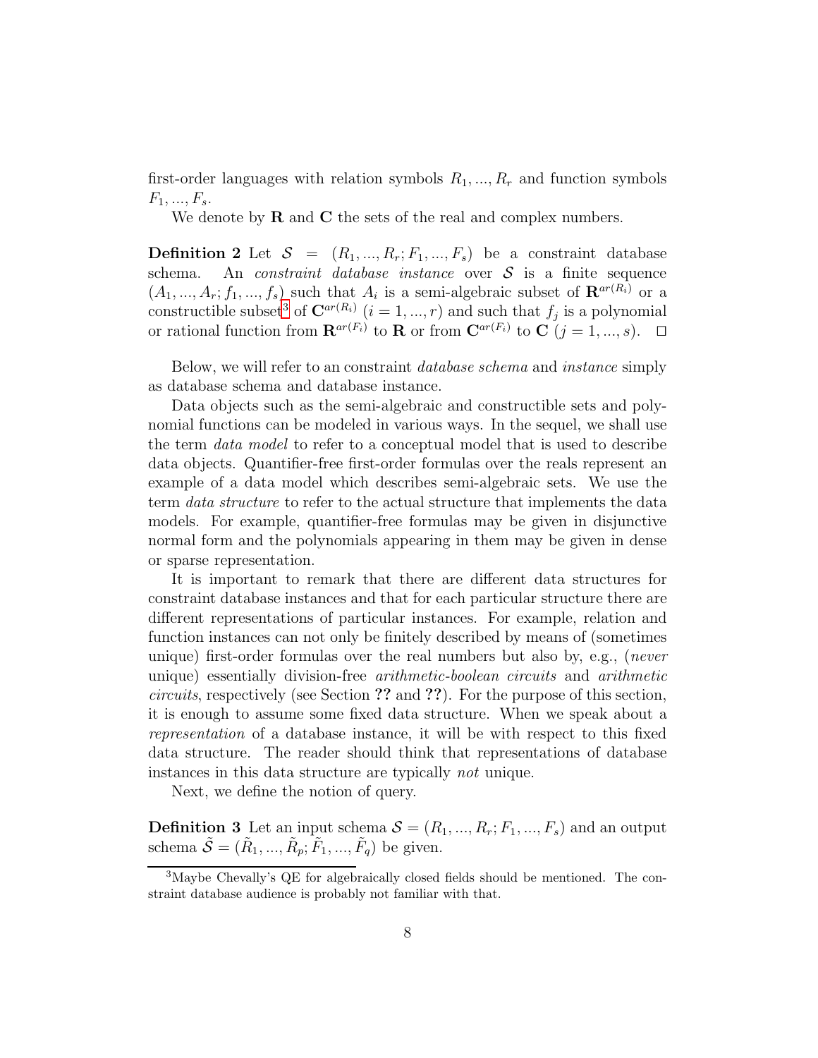first-order languages with relation symbols $R_1, ..., R_r$ and function symbols $F_1, ..., F_s$.

We denote by $\mathbf{R}$ and $\mathbf{C}$ the sets of the real and complex numbers.

**Definition 2** Let $\mathcal{S} = (R_1, ..., R_r; F_1, ..., F_s)$ be a constraint database schema. An *constraint database instance* over $\mathcal{S}$ is a finite sequence $(A_1, ..., A_r; f_1, ..., f_s)$ such that $A_i$ is a semi-algebraic subset of $\mathbf{R}^{ar(R_i)}$ or a constructible subset[3] of $\mathbf{C}^{ar(R_i)}$ $(i = 1, ..., r)$ and such that $f_j$ is a polynomial or rational function from $\mathbf{R}^{ar(F_i)}$ to $\mathbf{R}$ or from $\mathbf{C}^{ar(F_i)}$ to $\mathbf{C}$ $(j = 1, ..., s)$. □

Below, we will refer to an constraint *database schema* and *instance* simply as database schema and database instance.

Data objects such as the semi-algebraic and constructible sets and polynomial functions can be modeled in various ways. In the sequel, we shall use the term *data model* to refer to a conceptual model that is used to describe data objects. Quantifier-free first-order formulas over the reals represent an example of a data model which describes semi-algebraic sets. We use the term *data structure* to refer to the actual structure that implements the data models. For example, quantifier-free formulas may be given in disjunctive normal form and the polynomials appearing in them may be given in dense or sparse representation.

It is important to remark that there are different data structures for constraint database instances and that for each particular structure there are different representations of particular instances. For example, relation and function instances can not only be finitely described by means of (sometimes unique) first-order formulas over the real numbers but also by, e.g., (*never* unique) essentially division-free *arithmetic-boolean circuits* and *arithmetic circuits*, respectively (see Section **??** and **??**). For the purpose of this section, it is enough to assume some fixed data structure. When we speak about a *representation* of a database instance, it will be with respect to this fixed data structure. The reader should think that representations of database instances in this data structure are typically *not* unique.

Next, we define the notion of query.

**Definition 3** Let an input schema $\mathcal{S} = (R_1, ..., R_r; F_1, ..., F_s)$ and an output schema $\tilde{\mathcal{S}} = (\tilde{R}_1, ..., \tilde{R}_p; \tilde{F}_1, ..., \tilde{F}_q)$ be given.

---

[3] Maybe Chevally's QE for algebraically closed fields should be mentioned. The constraint database audience is probably not familiar with that.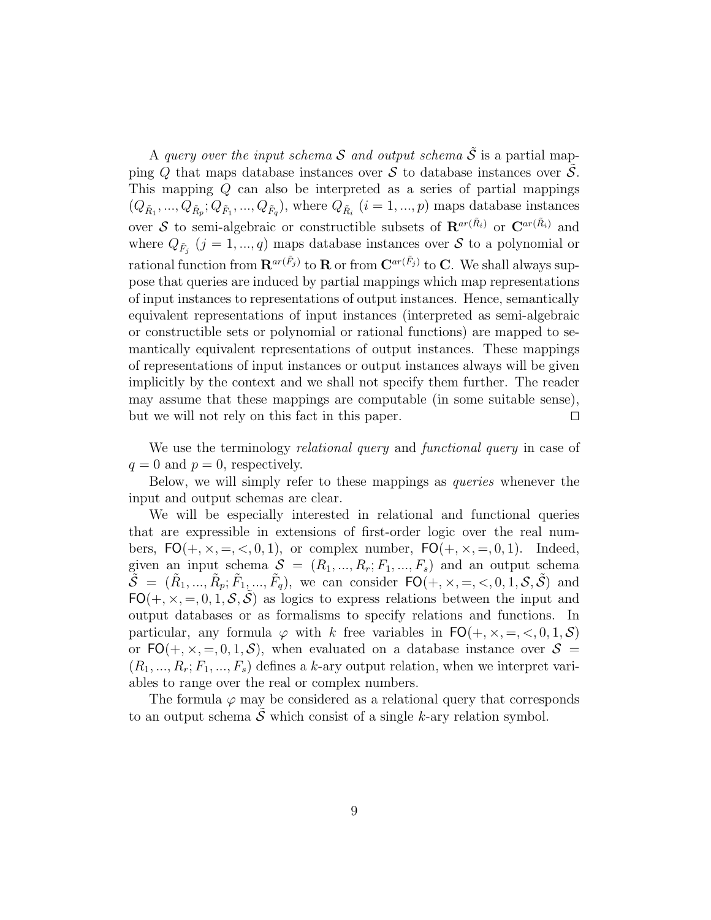A *query over the input schema* $\mathcal{S}$ *and output schema* $\tilde{\mathcal{S}}$ is a partial mapping $Q$ that maps database instances over $\mathcal{S}$ to database instances over $\tilde{\mathcal{S}}$. This mapping $Q$ can also be interpreted as a series of partial mappings $(Q_{\tilde{R}_1}, ..., Q_{\tilde{R}_p}; Q_{\tilde{F}_1}, ..., Q_{\tilde{F}_q})$, where $Q_{\tilde{R}_i}$ $(i = 1, ..., p)$ maps database instances over $\mathcal{S}$ to semi-algebraic or constructible subsets of $\mathbf{R}^{ar(\tilde{R}_i)}$ or $\mathbf{C}^{ar(\tilde{R}_i)}$ and where $Q_{\tilde{F}_j}$ $(j = 1, ..., q)$ maps database instances over $\mathcal{S}$ to a polynomial or rational function from $\mathbf{R}^{ar(\tilde{F}_j)}$ to $\mathbf{R}$ or from $\mathbf{C}^{ar(\tilde{F}_j)}$ to $\mathbf{C}$. We shall always suppose that queries are induced by partial mappings which map representations of input instances to representations of output instances. Hence, semantically equivalent representations of input instances (interpreted as semi-algebraic or constructible sets or polynomial or rational functions) are mapped to semantically equivalent representations of output instances. These mappings of representations of input instances or output instances always will be given implicitly by the context and we shall not specify them further. The reader may assume that these mappings are computable (in some suitable sense), but we will not rely on this fact in this paper. $\square$

We use the terminology *relational query* and *functional query* in case of $q = 0$ and $p = 0$, respectively.

Below, we will simply refer to these mappings as *queries* whenever the input and output schemas are clear.

We will be especially interested in relational and functional queries that are expressible in extensions of first-order logic over the real numbers, $\mathsf{FO}(+, \times, =, <, 0, 1)$, or complex number, $\mathsf{FO}(+, \times, =, 0, 1)$. Indeed, given an input schema $\mathcal{S} = (R_1, ..., R_r; F_1, ..., F_s)$ and an output schema $\tilde{\mathcal{S}} = (\tilde{R}_1, ..., \tilde{R}_p; \tilde{F}_1, ..., \tilde{F}_q)$, we can consider $\mathsf{FO}(+, \times, =, <, 0, 1, \mathcal{S}, \tilde{\mathcal{S}})$ and $\mathsf{FO}(+, \times, =, 0, 1, \mathcal{S}, \tilde{\mathcal{S}})$ as logics to express relations between the input and output databases or as formalisms to specify relations and functions. In particular, any formula $\varphi$ with $k$ free variables in $\mathsf{FO}(+, \times, =, <, 0, 1, \mathcal{S})$ or $\mathsf{FO}(+, \times, =, 0, 1, \mathcal{S})$, when evaluated on a database instance over $\mathcal{S} = (R_1, ..., R_r; F_1, ..., F_s)$ defines a $k$-ary output relation, when we interpret variables to range over the real or complex numbers.

The formula $\varphi$ may be considered as a relational query that corresponds to an output schema $\tilde{\mathcal{S}}$ which consist of a single $k$-ary relation symbol.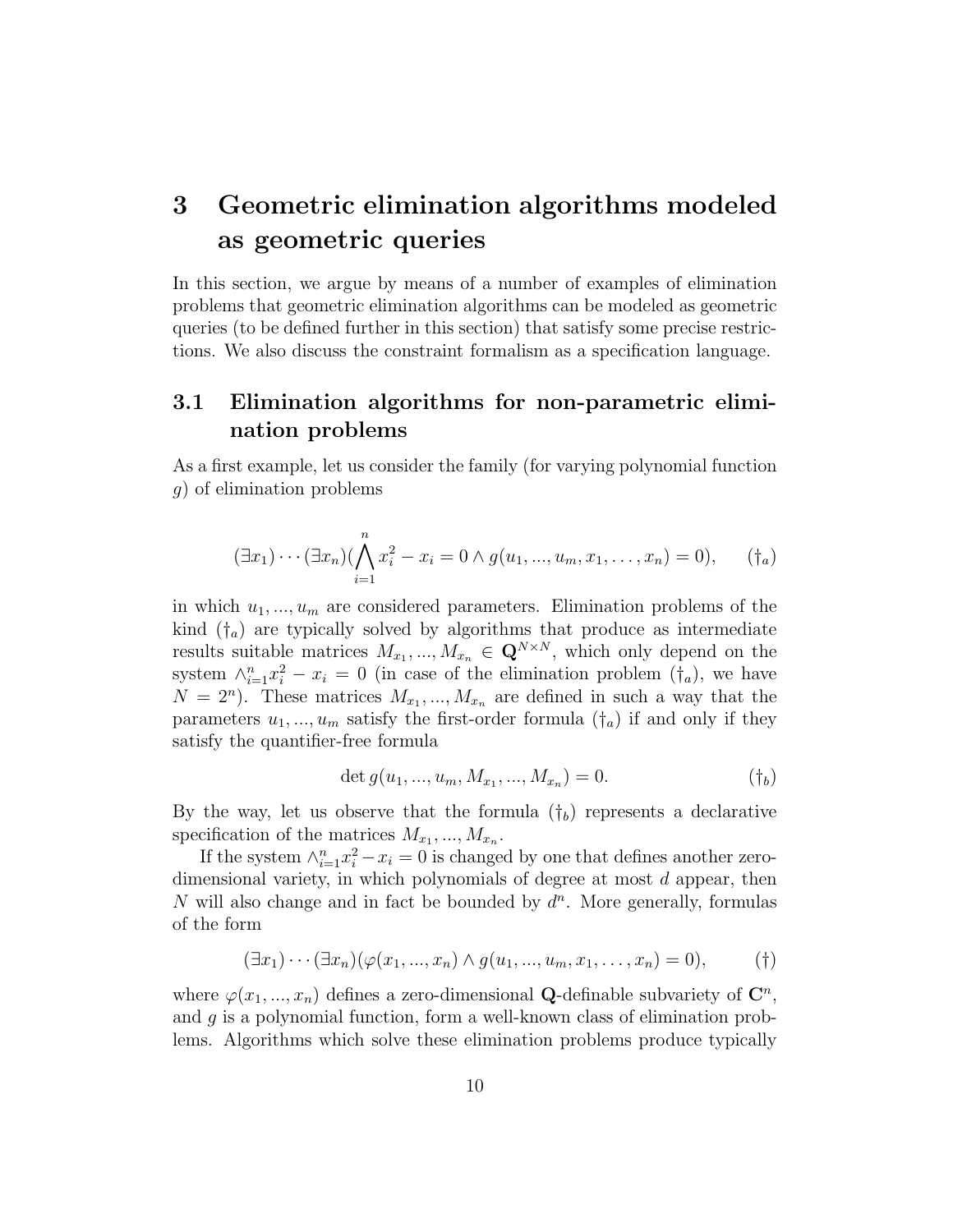# 3 Geometric elimination algorithms modeled as geometric queries

In this section, we argue by means of a number of examples of elimination problems that geometric elimination algorithms can be modeled as geometric queries (to be defined further in this section) that satisfy some precise restrictions. We also discuss the constraint formalism as a specification language.

## 3.1 Elimination algorithms for non-parametric elimination problems

As a first example, let us consider the family (for varying polynomial function $g$) of elimination problems

$$(\exists x_1) \cdots (\exists x_n)(\bigwedge_{i=1}^{n} x_i^2 - x_i = 0 \wedge g(u_1, ..., u_m, x_1, \ldots, x_n) = 0), \qquad (\dagger_a)$$

in which $u_1, ..., u_m$ are considered parameters. Elimination problems of the kind $(\dagger_a)$ are typically solved by algorithms that produce as intermediate results suitable matrices $M_{x_1}, ..., M_{x_n} \in \mathbf{Q}^{N \times N}$, which only depend on the system $\wedge_{i=1}^{n} x_i^2 - x_i = 0$ (in case of the elimination problem $(\dagger_a)$, we have $N = 2^n$). These matrices $M_{x_1}, ..., M_{x_n}$ are defined in such a way that the parameters $u_1, ..., u_m$ satisfy the first-order formula $(\dagger_a)$ if and only if they satisfy the quantifier-free formula

$$\det g(u_1, ..., u_m, M_{x_1}, ..., M_{x_n}) = 0. \qquad (\dagger_b)$$

By the way, let us observe that the formula $(\dagger_b)$ represents a declarative specification of the matrices $M_{x_1}, ..., M_{x_n}$.

If the system $\wedge_{i=1}^{n} x_i^2 - x_i = 0$ is changed by one that defines another zero-dimensional variety, in which polynomials of degree at most $d$ appear, then $N$ will also change and in fact be bounded by $d^n$. More generally, formulas of the form

$$(\exists x_1) \cdots (\exists x_n)(\varphi(x_1, ..., x_n) \wedge g(u_1, ..., u_m, x_1, \ldots, x_n) = 0), \qquad (\dagger)$$

where $\varphi(x_1, ..., x_n)$ defines a zero-dimensional $\mathbf{Q}$-definable subvariety of $\mathbf{C}^n$, and $g$ is a polynomial function, form a well-known class of elimination problems. Algorithms which solve these elimination problems produce typically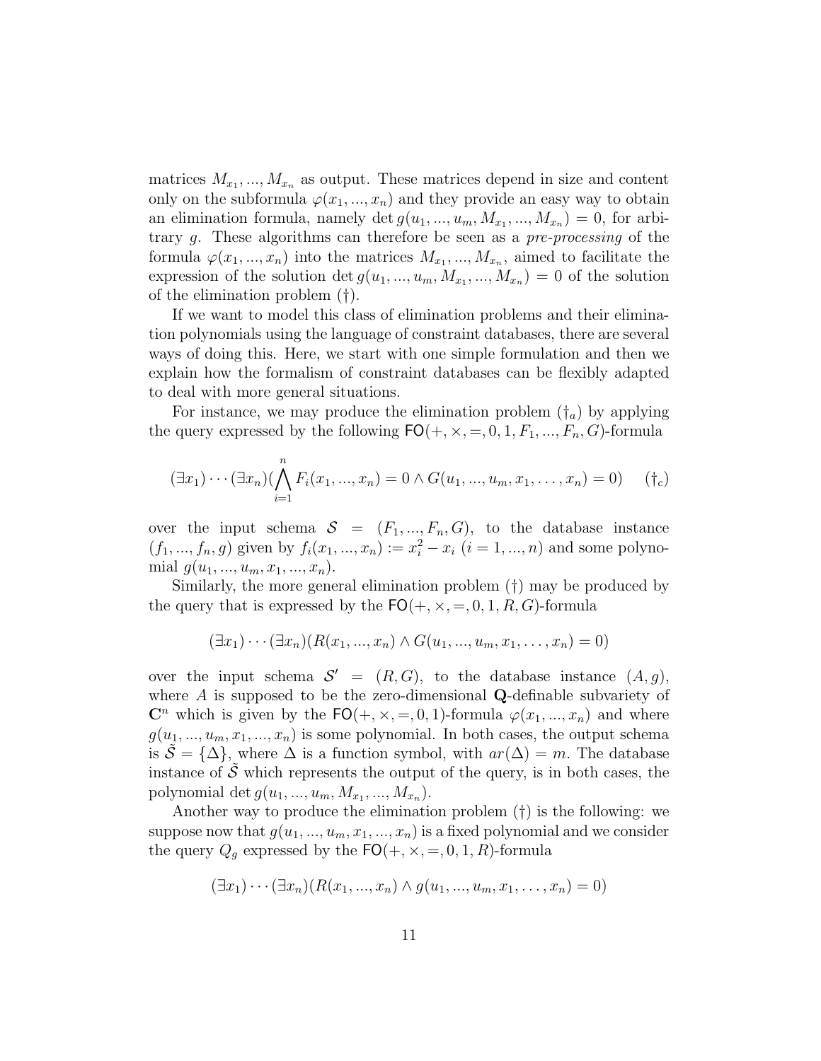matrices $M_{x_1}, ..., M_{x_n}$ as output. These matrices depend in size and content only on the subformula $\varphi(x_1, ..., x_n)$ and they provide an easy way to obtain an elimination formula, namely $\det g(u_1, ..., u_m, M_{x_1}, ..., M_{x_n}) = 0$, for arbitrary $g$. These algorithms can therefore be seen as a *pre-processing* of the formula $\varphi(x_1, ..., x_n)$ into the matrices $M_{x_1}, ..., M_{x_n}$, aimed to facilitate the expression of the solution $\det g(u_1, ..., u_m, M_{x_1}, ..., M_{x_n}) = 0$ of the solution of the elimination problem (†).

If we want to model this class of elimination problems and their elimination polynomials using the language of constraint databases, there are several ways of doing this. Here, we start with one simple formulation and then we explain how the formalism of constraint databases can be flexibly adapted to deal with more general situations.

For instance, we may produce the elimination problem ($\dagger_a$) by applying the query expressed by the following $\mathsf{FO}(+, \times, =, 0, 1, F_1, ..., F_n, G)$-formula

$$(\exists x_1) \cdots (\exists x_n)(\bigwedge_{i=1}^{n} F_i(x_1, ..., x_n) = 0 \wedge G(u_1, ..., u_m, x_1, \ldots, x_n) = 0) \qquad (\dagger_c)$$

over the input schema $\mathcal{S} = (F_1, ..., F_n, G)$, to the database instance $(f_1, ..., f_n, g)$ given by $f_i(x_1, ..., x_n) := x_i^2 - x_i$ $(i = 1, ..., n)$ and some polynomial $g(u_1, ..., u_m, x_1, ..., x_n)$.

Similarly, the more general elimination problem (†) may be produced by the query that is expressed by the $\mathsf{FO}(+, \times, =, 0, 1, R, G)$-formula

$$(\exists x_1) \cdots (\exists x_n)(R(x_1, ..., x_n) \wedge G(u_1, ..., u_m, x_1, \ldots, x_n) = 0)$$

over the input schema $\mathcal{S}' = (R, G)$, to the database instance $(A, g)$, where $A$ is supposed to be the zero-dimensional $\mathbf{Q}$-definable subvariety of $\mathbf{C}^n$ which is given by the $\mathsf{FO}(+, \times, =, 0, 1)$-formula $\varphi(x_1, ..., x_n)$ and where $g(u_1, ..., u_m, x_1, ..., x_n)$ is some polynomial. In both cases, the output schema is $\tilde{\mathcal{S}} = \{\Delta\}$, where $\Delta$ is a function symbol, with $ar(\Delta) = m$. The database instance of $\tilde{\mathcal{S}}$ which represents the output of the query, is in both cases, the polynomial $\det g(u_1, ..., u_m, M_{x_1}, ..., M_{x_n})$.

Another way to produce the elimination problem (†) is the following: we suppose now that $g(u_1, ..., u_m, x_1, ..., x_n)$ is a fixed polynomial and we consider the query $Q_g$ expressed by the $\mathsf{FO}(+, \times, =, 0, 1, R)$-formula

$$(\exists x_1) \cdots (\exists x_n)(R(x_1, ..., x_n) \wedge g(u_1, ..., u_m, x_1, \ldots, x_n) = 0)$$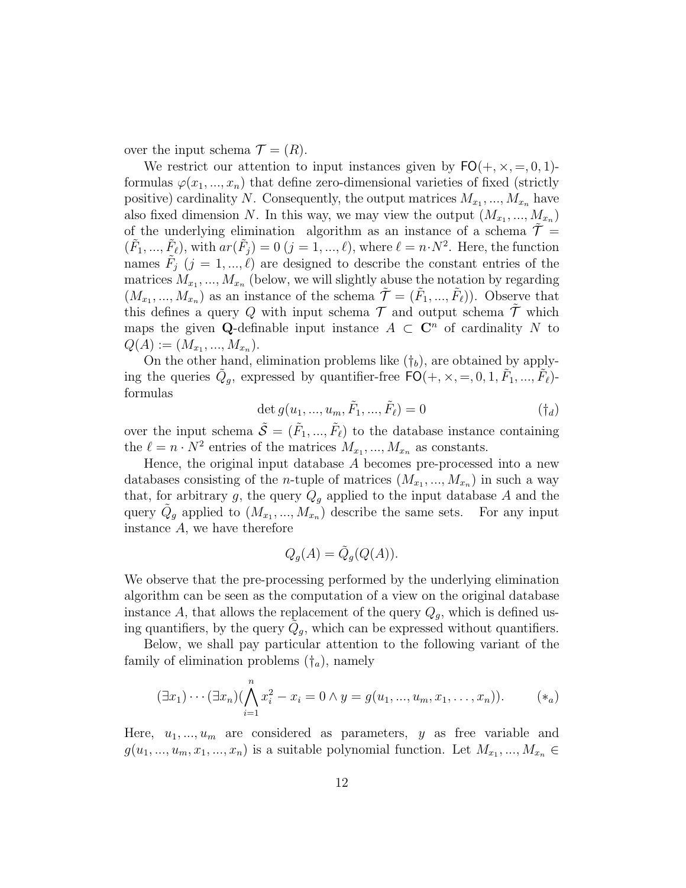over the input schema $\mathcal{T} = (R)$.

We restrict our attention to input instances given by $\mathsf{FO}(+, \times, =, 0, 1)$-formulas $\varphi(x_1, ..., x_n)$ that define zero-dimensional varieties of fixed (strictly positive) cardinality $N$. Consequently, the output matrices $M_{x_1}, ..., M_{x_n}$ have also fixed dimension $N$. In this way, we may view the output $(M_{x_1}, ..., M_{x_n})$ of the underlying elimination algorithm as an instance of a schema $\tilde{\mathcal{T}} = (\tilde{F}_1, ..., \tilde{F}_\ell)$, with $ar(\tilde{F}_j) = 0$ $(j = 1, ..., \ell)$, where $\ell = n \cdot N^2$. Here, the function names $\tilde{F}_j$ $(j = 1, ..., \ell)$ are designed to describe the constant entries of the matrices $M_{x_1}, ..., M_{x_n}$ (below, we will slightly abuse the notation by regarding $(M_{x_1}, ..., M_{x_n})$ as an instance of the schema $\tilde{\mathcal{T}} = (\tilde{F}_1, ..., \tilde{F}_\ell)$). Observe that this defines a query $Q$ with input schema $\mathcal{T}$ and output schema $\tilde{\mathcal{T}}$ which maps the given $\mathbf{Q}$-definable input instance $A \subset \mathbf{C}^n$ of cardinality $N$ to $Q(A) := (M_{x_1}, ..., M_{x_n})$.

On the other hand, elimination problems like $(\dagger_b)$, are obtained by applying the queries $\tilde{Q}_g$, expressed by quantifier-free $\mathsf{FO}(+, \times, =, 0, 1, \tilde{F}_1, ..., \tilde{F}_\ell)$-formulas

$$\det g(u_1, ..., u_m, \tilde{F}_1, ..., \tilde{F}_\ell) = 0 \qquad (\dagger_d)$$

over the input schema $\tilde{\mathcal{S}} = (\tilde{F}_1, ..., \tilde{F}_\ell)$ to the database instance containing the $\ell = n \cdot N^2$ entries of the matrices $M_{x_1}, ..., M_{x_n}$ as constants.

Hence, the original input database $A$ becomes pre-processed into a new databases consisting of the $n$-tuple of matrices $(M_{x_1}, ..., M_{x_n})$ in such a way that, for arbitrary $g$, the query $Q_g$ applied to the input database $A$ and the query $\tilde{Q}_g$ applied to $(M_{x_1}, ..., M_{x_n})$ describe the same sets. For any input instance $A$, we have therefore

$$Q_g(A) = \tilde{Q}_g(Q(A)).$$

We observe that the pre-processing performed by the underlying elimination algorithm can be seen as the computation of a view on the original database instance $A$, that allows the replacement of the query $Q_g$, which is defined using quantifiers, by the query $\tilde{Q}_g$, which can be expressed without quantifiers.

Below, we shall pay particular attention to the following variant of the family of elimination problems $(\dagger_a)$, namely

$$(\exists x_1) \cdots (\exists x_n)(\bigwedge_{i=1}^{n} x_i^2 - x_i = 0 \wedge y = g(u_1, ..., u_m, x_1, \ldots, x_n)). \qquad (*_a)$$

Here, $u_1, ..., u_m$ are considered as parameters, $y$ as free variable and $g(u_1, ..., u_m, x_1, ..., x_n)$ is a suitable polynomial function. Let $M_{x_1}, ..., M_{x_n} \in$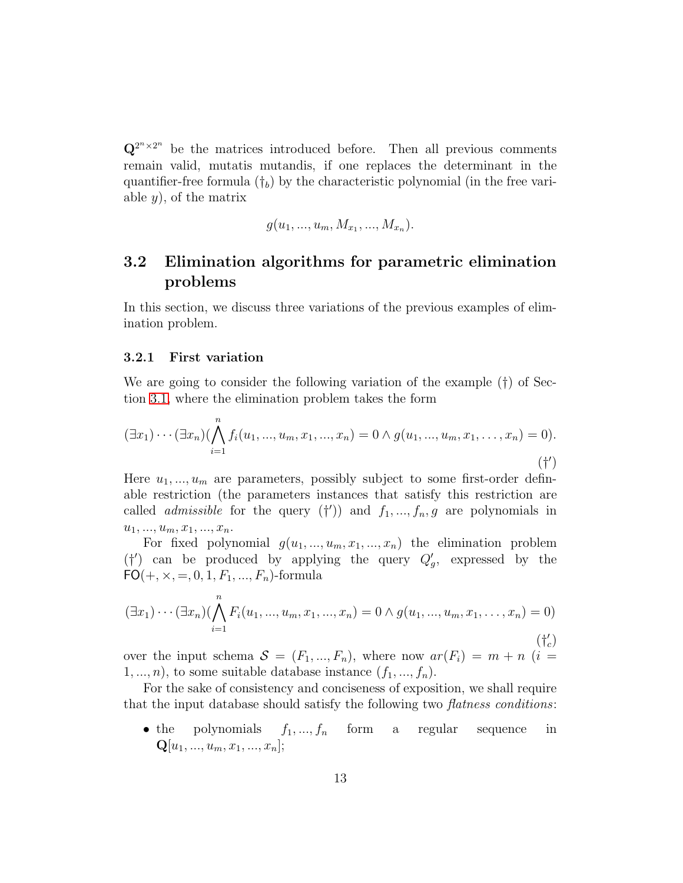$\mathbf{Q}^{2^n \times 2^n}$ be the matrices introduced before. Then all previous comments remain valid, mutatis mutandis, if one replaces the determinant in the quantifier-free formula ($\dagger_b$) by the characteristic polynomial (in the free variable $y$), of the matrix

$$g(u_1, ..., u_m, M_{x_1}, ..., M_{x_n}).$$

## 3.2 Elimination algorithms for parametric elimination problems

In this section, we discuss three variations of the previous examples of elimination problem.

### 3.2.1 First variation

We are going to consider the following variation of the example ($\dagger$) of Section 3.1, where the elimination problem takes the form

$$(\exists x_1) \cdots (\exists x_n)(\bigwedge_{i=1}^{n} f_i(u_1, ..., u_m, x_1, ..., x_n) = 0 \wedge g(u_1, ..., u_m, x_1, \ldots, x_n) = 0). \tag{$\dagger'$}$$

Here $u_1, ..., u_m$ are parameters, possibly subject to some first-order definable restriction (the parameters instances that satisfy this restriction are called *admissible* for the query ($\dagger'$)) and $f_1, ..., f_n, g$ are polynomials in $u_1, ..., u_m, x_1, ..., x_n$.

For fixed polynomial $g(u_1, ..., u_m, x_1, ..., x_n)$ the elimination problem ($\dagger'$) can be produced by applying the query $Q'_g$, expressed by the $\mathsf{FO}(+, \times, =, 0, 1, F_1, ..., F_n)$-formula

$$(\exists x_1) \cdots (\exists x_n)(\bigwedge_{i=1}^{n} F_i(u_1, ..., u_m, x_1, ..., x_n) = 0 \wedge g(u_1, ..., u_m, x_1, \ldots, x_n) = 0) \tag{$\dagger'_c$}$$

over the input schema $\mathcal{S} = (F_1, ..., F_n)$, where now $ar(F_i) = m + n$ ($i = 1, ..., n$), to some suitable database instance $(f_1, ..., f_n)$.

For the sake of consistency and conciseness of exposition, we shall require that the input database should satisfy the following two *flatness conditions*:

- the polynomials $f_1, ..., f_n$ form a regular sequence in $\mathbf{Q}[u_1, ..., u_m, x_1, ..., x_n]$;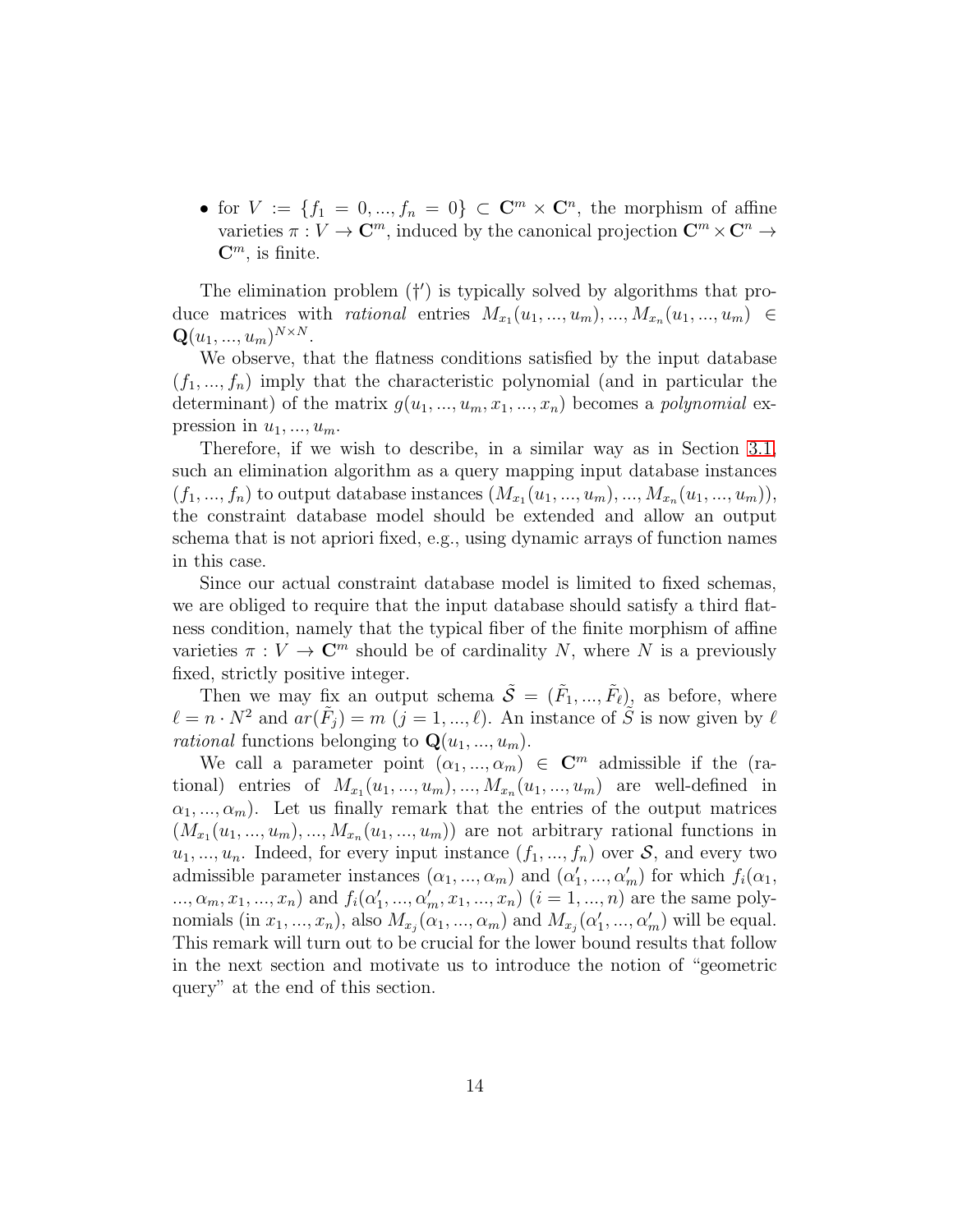- for $V := \{f_1 = 0, ..., f_n = 0\} \subset \mathbf{C}^m \times \mathbf{C}^n$, the morphism of affine varieties $\pi : V \to \mathbf{C}^m$, induced by the canonical projection $\mathbf{C}^m \times \mathbf{C}^n \to \mathbf{C}^m$, is finite.

The elimination problem ($\dagger'$) is typically solved by algorithms that produce matrices with *rational* entries $M_{x_1}(u_1, ..., u_m), ..., M_{x_n}(u_1, ..., u_m) \in \mathbf{Q}(u_1, ..., u_m)^{N \times N}$.

We observe, that the flatness conditions satisfied by the input database $(f_1, ..., f_n)$ imply that the characteristic polynomial (and in particular the determinant) of the matrix $g(u_1, ..., u_m, x_1, ..., x_n)$ becomes a *polynomial* expression in $u_1, ..., u_m$.

Therefore, if we wish to describe, in a similar way as in Section 3.1, such an elimination algorithm as a query mapping input database instances $(f_1, ..., f_n)$ to output database instances $(M_{x_1}(u_1, ..., u_m), ..., M_{x_n}(u_1, ..., u_m))$, the constraint database model should be extended and allow an output schema that is not apriori fixed, e.g., using dynamic arrays of function names in this case.

Since our actual constraint database model is limited to fixed schemas, we are obliged to require that the input database should satisfy a third flatness condition, namely that the typical fiber of the finite morphism of affine varieties $\pi : V \to \mathbf{C}^m$ should be of cardinality $N$, where $N$ is a previously fixed, strictly positive integer.

Then we may fix an output schema $\tilde{\mathcal{S}} = (\tilde{F}_1, ..., \tilde{F}_\ell)$, as before, where $\ell = n \cdot N^2$ and $ar(\tilde{F}_j) = m$ $(j = 1, ..., \ell)$. An instance of $\tilde{S}$ is now given by $\ell$ *rational* functions belonging to $\mathbf{Q}(u_1, ..., u_m)$.

We call a parameter point $(\alpha_1, ..., \alpha_m) \in \mathbf{C}^m$ admissible if the (rational) entries of $M_{x_1}(u_1, ..., u_m), ..., M_{x_n}(u_1, ..., u_m)$ are well-defined in $\alpha_1, ..., \alpha_m)$. Let us finally remark that the entries of the output matrices $(M_{x_1}(u_1, ..., u_m), ..., M_{x_n}(u_1, ..., u_m))$ are not arbitrary rational functions in $u_1, ..., u_n$. Indeed, for every input instance $(f_1, ..., f_n)$ over $\mathcal{S}$, and every two admissible parameter instances $(\alpha_1, ..., \alpha_m)$ and $(\alpha'_1, ..., \alpha'_m)$ for which $f_i(\alpha_1, ..., \alpha_m, x_1, ..., x_n)$ and $f_i(\alpha'_1, ..., \alpha'_m, x_1, ..., x_n)$ $(i = 1, ..., n)$ are the same polynomials (in $x_1, ..., x_n$), also $M_{x_j}(\alpha_1, ..., \alpha_m)$ and $M_{x_j}(\alpha'_1, ..., \alpha'_m)$ will be equal. This remark will turn out to be crucial for the lower bound results that follow in the next section and motivate us to introduce the notion of "geometric query" at the end of this section.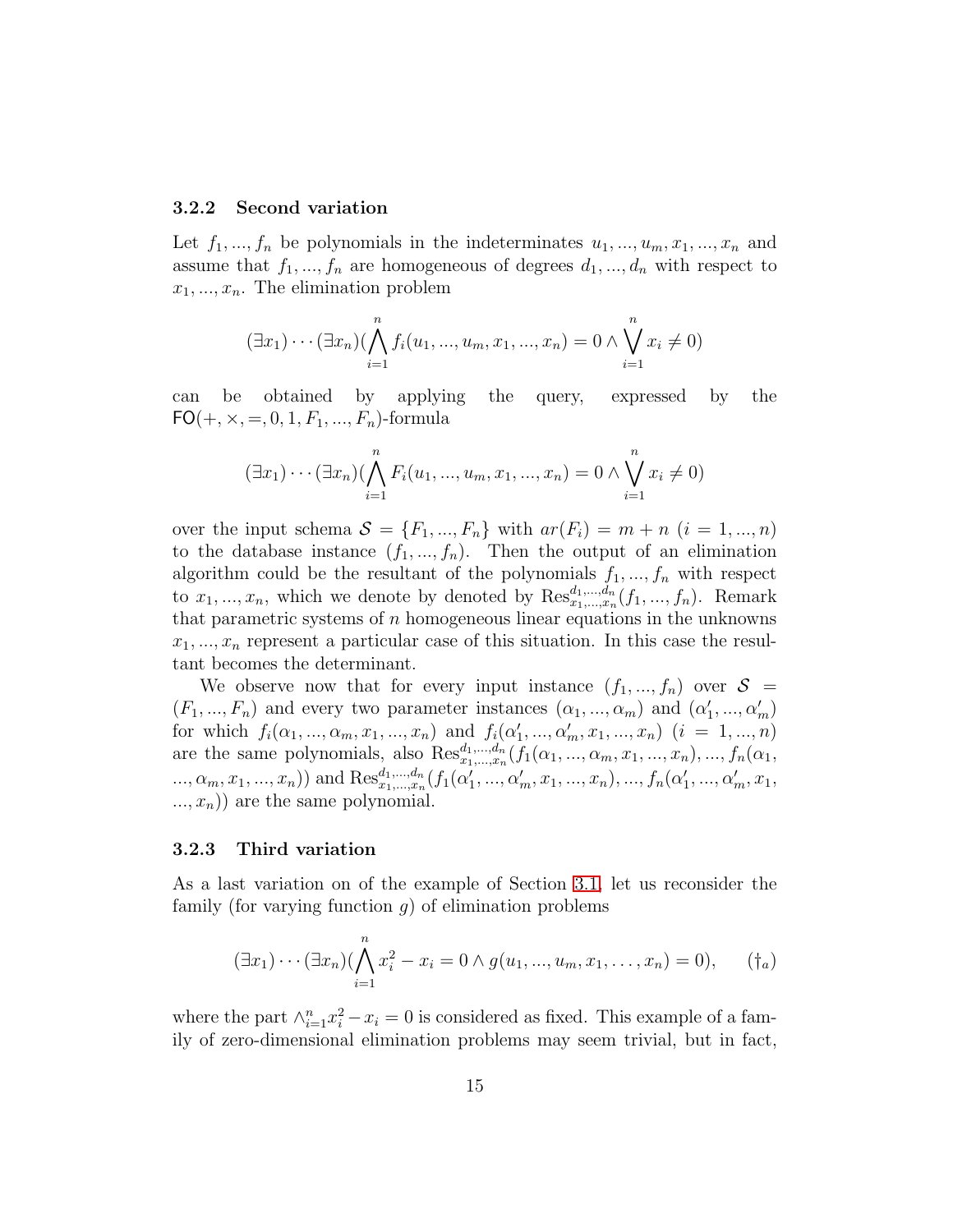### 3.2.2 Second variation

Let $f_1, ..., f_n$ be polynomials in the indeterminates $u_1, ..., u_m, x_1, ..., x_n$ and assume that $f_1, ..., f_n$ are homogeneous of degrees $d_1, ..., d_n$ with respect to $x_1, ..., x_n$. The elimination problem

$$(\exists x_1) \cdots (\exists x_n)(\bigwedge_{i=1}^{n} f_i(u_1, ..., u_m, x_1, ..., x_n) = 0 \wedge \bigvee_{i=1}^{n} x_i \neq 0)$$

can be obtained by applying the query, expressed by the $\mathsf{FO}(+, \times, =, 0, 1, F_1, ..., F_n)$-formula

$$(\exists x_1) \cdots (\exists x_n)(\bigwedge_{i=1}^{n} F_i(u_1, ..., u_m, x_1, ..., x_n) = 0 \wedge \bigvee_{i=1}^{n} x_i \neq 0)$$

over the input schema $\mathcal{S} = \{F_1, ..., F_n\}$ with $ar(F_i) = m + n$ $(i = 1, ..., n)$ to the database instance $(f_1, ..., f_n)$. Then the output of an elimination algorithm could be the resultant of the polynomials $f_1, ..., f_n$ with respect to $x_1, ..., x_n$, which we denote by denoted by $\mathrm{Res}^{d_1,...,d_n}_{x_1,...,x_n}(f_1, ..., f_n)$. Remark that parametric systems of $n$ homogeneous linear equations in the unknowns $x_1, ..., x_n$ represent a particular case of this situation. In this case the resultant becomes the determinant.

We observe now that for every input instance $(f_1, ..., f_n)$ over $\mathcal{S} = (F_1, ..., F_n)$ and every two parameter instances $(\alpha_1, ..., \alpha_m)$ and $(\alpha'_1, ..., \alpha'_m)$ for which $f_i(\alpha_1, ..., \alpha_m, x_1, ..., x_n)$ and $f_i(\alpha'_1, ..., \alpha'_m, x_1, ..., x_n)$ $(i = 1, ..., n)$ are the same polynomials, also $\mathrm{Res}^{d_1,...,d_n}_{x_1,...,x_n}(f_1(\alpha_1, ..., \alpha_m, x_1, ..., x_n), ..., f_n(\alpha_1, ..., \alpha_m, x_1, ..., x_n))$ and $\mathrm{Res}^{d_1,...,d_n}_{x_1,...,x_n}(f_1(\alpha'_1, ..., \alpha'_m, x_1, ..., x_n), ..., f_n(\alpha'_1, ..., \alpha'_m, x_1, ..., x_n))$ are the same polynomial.

### 3.2.3 Third variation

As a last variation on of the example of Section 3.1, let us reconsider the family (for varying function $g$) of elimination problems

$$(\exists x_1) \cdots (\exists x_n)(\bigwedge_{i=1}^{n} x_i^2 - x_i = 0 \wedge g(u_1, ..., u_m, x_1, \ldots, x_n) = 0), \qquad (\dagger_a)$$

where the part $\wedge_{i=1}^{n} x_i^2 - x_i = 0$ is considered as fixed. This example of a family of zero-dimensional elimination problems may seem trivial, but in fact,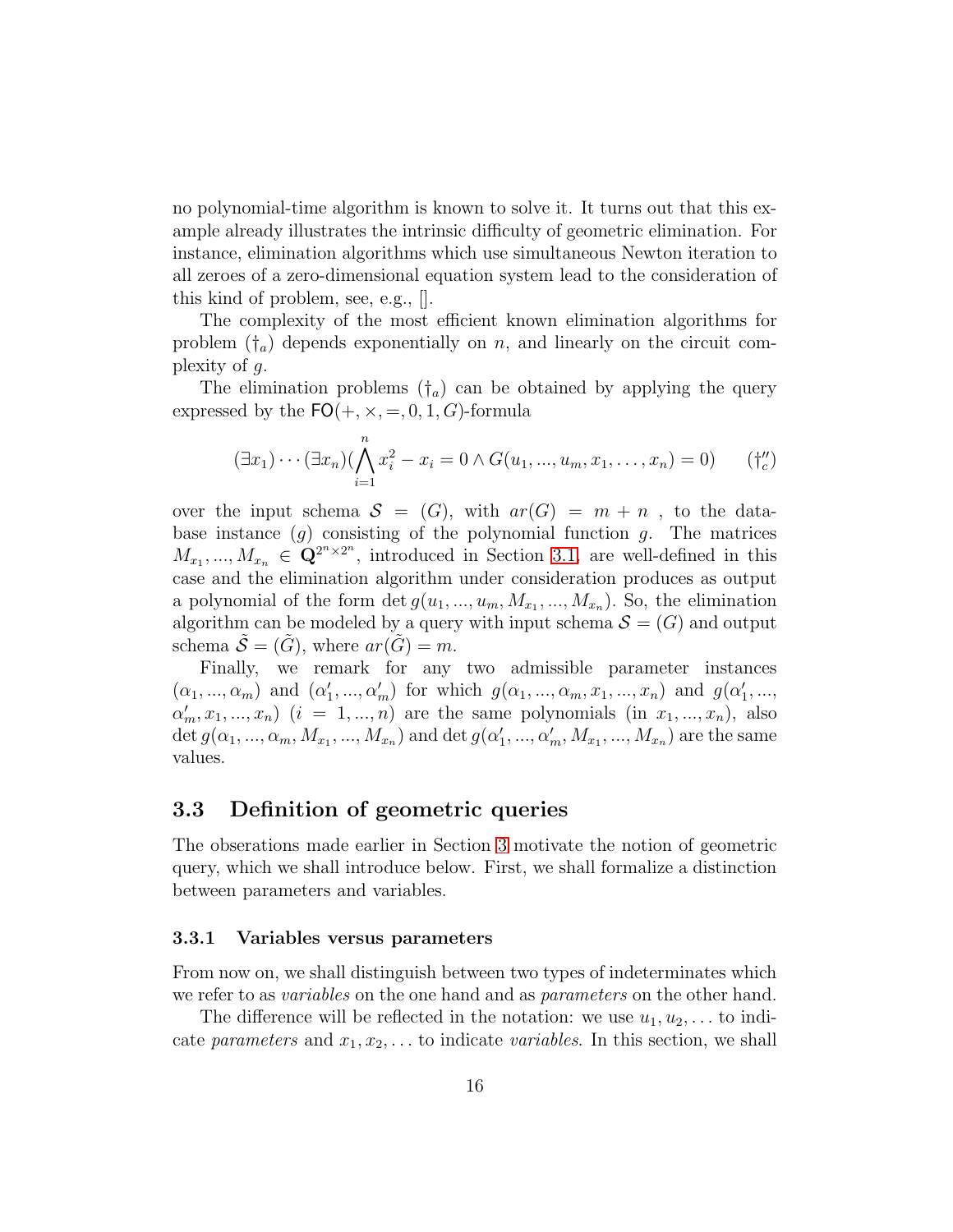no polynomial-time algorithm is known to solve it. It turns out that this example already illustrates the intrinsic difficulty of geometric elimination. For instance, elimination algorithms which use simultaneous Newton iteration to all zeroes of a zero-dimensional equation system lead to the consideration of this kind of problem, see, e.g., [].

The complexity of the most efficient known elimination algorithms for problem $(\dagger_a)$ depends exponentially on $n$, and linearly on the circuit complexity of $g$.

The elimination problems $(\dagger_a)$ can be obtained by applying the query expressed by the $\mathsf{FO}(+,\times,=,0,1,G)$-formula

$$(\exists x_1)\cdots(\exists x_n)(\bigwedge_{i=1}^{n} x_i^2 - x_i = 0 \wedge G(u_1,...,u_m,x_1,\ldots,x_n)=0) \qquad (\dagger_c'')$$

over the input schema $\mathcal{S}=(G)$, with $ar(G)=m+n$ , to the database instance $(g)$ consisting of the polynomial function $g$. The matrices $M_{x_1},...,M_{x_n}\in\mathbf{Q}^{2^n\times 2^n}$, introduced in Section 3.1, are well-defined in this case and the elimination algorithm under consideration produces as output a polynomial of the form $\det g(u_1,...,u_m,M_{x_1},...,M_{x_n})$. So, the elimination algorithm can be modeled by a query with input schema $\mathcal{S}=(G)$ and output schema $\tilde{\mathcal{S}}=(\tilde{G})$, where $ar(\tilde{G})=m$.

Finally, we remark for any two admissible parameter instances $(\alpha_1,...,\alpha_m)$ and $(\alpha_1',...,\alpha_m')$ for which $g(\alpha_1,...,\alpha_m,x_1,...,x_n)$ and $g(\alpha_1',..., \alpha_m',x_1,...,x_n)$ $(i=1,...,n)$ are the same polynomials (in $x_1,...,x_n$), also $\det g(\alpha_1,...,\alpha_m,M_{x_1},...,M_{x_n})$ and $\det g(\alpha_1',...,\alpha_m',M_{x_1},...,M_{x_n})$ are the same values.

## 3.3 Definition of geometric queries

The obserations made earlier in Section 3 motivate the notion of geometric query, which we shall introduce below. First, we shall formalize a distinction between parameters and variables.

### 3.3.1 Variables versus parameters

From now on, we shall distinguish between two types of indeterminates which we refer to as *variables* on the one hand and as *parameters* on the other hand.

The difference will be reflected in the notation: we use $u_1,u_2,\ldots$ to indicate *parameters* and $x_1,x_2,\ldots$ to indicate *variables*. In this section, we shall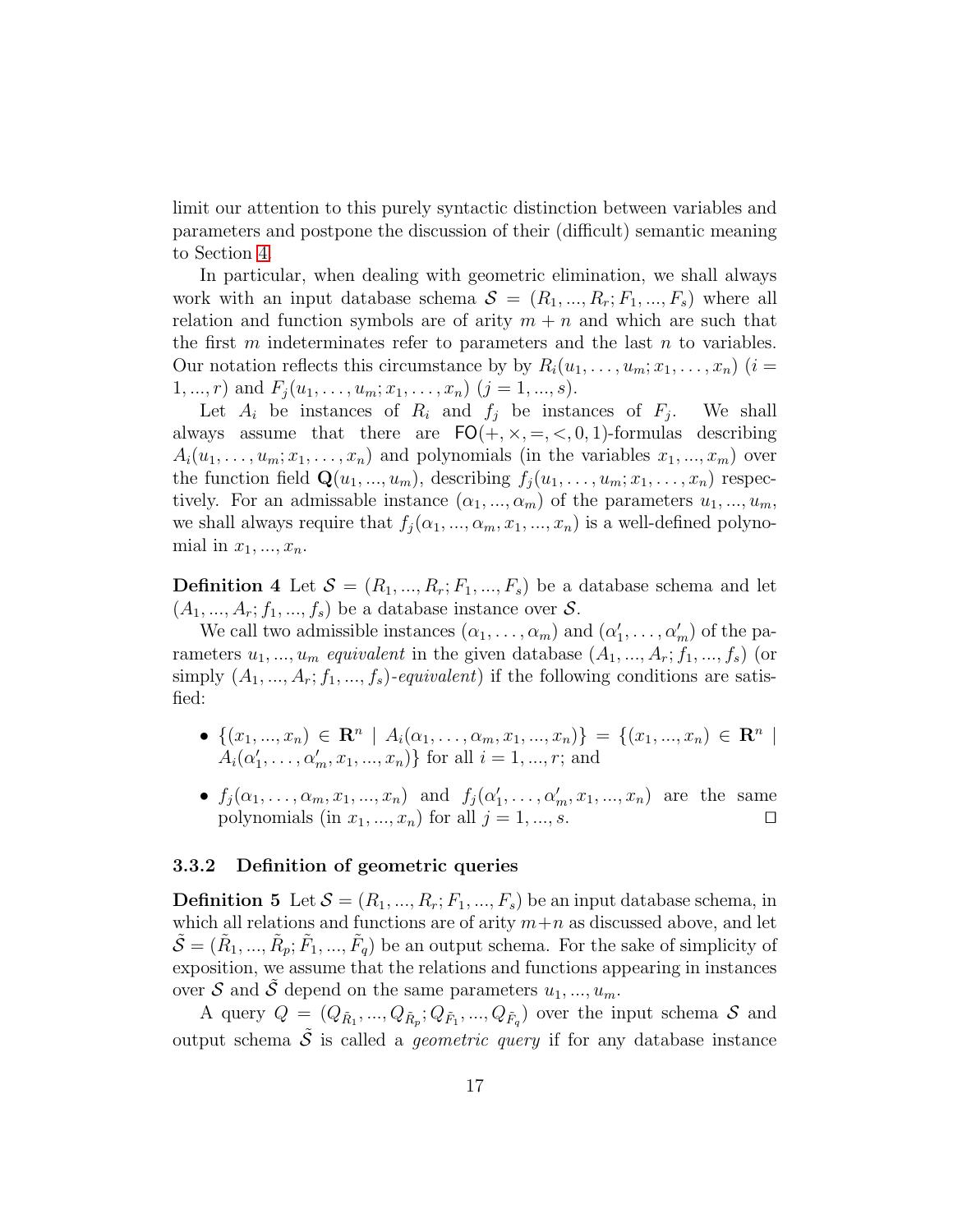limit our attention to this purely syntactic distinction between variables and parameters and postpone the discussion of their (difficult) semantic meaning to Section 4.

In particular, when dealing with geometric elimination, we shall always work with an input database schema $\mathcal{S} = (R_1, ..., R_r; F_1, ..., F_s)$ where all relation and function symbols are of arity $m + n$ and which are such that the first $m$ indeterminates refer to parameters and the last $n$ to variables. Our notation reflects this circumstance by by $R_i(u_1, \ldots, u_m; x_1, \ldots, x_n)$ $(i = 1, ..., r)$ and $F_j(u_1, \ldots, u_m; x_1, \ldots, x_n)$ $(j = 1, ..., s)$.

Let $A_i$ be instances of $R_i$ and $f_j$ be instances of $F_j$. We shall always assume that there are $\mathsf{FO}(+, \times, =, <, 0, 1)$-formulas describing $A_i(u_1, \ldots, u_m; x_1, \ldots, x_n)$ and polynomials (in the variables $x_1, ..., x_m$) over the function field $\mathbf{Q}(u_1, ..., u_m)$, describing $f_j(u_1, \ldots, u_m; x_1, \ldots, x_n)$ respectively. For an admissable instance $(\alpha_1, ..., \alpha_m)$ of the parameters $u_1, ..., u_m$, we shall always require that $f_j(\alpha_1, ..., \alpha_m, x_1, ..., x_n)$ is a well-defined polynomial in $x_1, ..., x_n$.

**Definition 4** Let $\mathcal{S} = (R_1, ..., R_r; F_1, ..., F_s)$ be a database schema and let $(A_1, ..., A_r; f_1, ..., f_s)$ be a database instance over $\mathcal{S}$.

We call two admissible instances $(\alpha_1, \ldots, \alpha_m)$ and $(\alpha'_1, \ldots, \alpha'_m)$ of the parameters $u_1, ..., u_m$ *equivalent* in the given database $(A_1, ..., A_r; f_1, ..., f_s)$ (or simply $(A_1, ..., A_r; f_1, ..., f_s)$*-equivalent*) if the following conditions are satisfied:

- $\{(x_1, ..., x_n) \in \mathbf{R}^n \mid A_i(\alpha_1, \ldots, \alpha_m, x_1, ..., x_n)\} = \{(x_1, ..., x_n) \in \mathbf{R}^n \mid A_i(\alpha'_1, \ldots, \alpha'_m, x_1, ..., x_n)\}$ for all $i = 1, ..., r$; and
- $f_j(\alpha_1, \ldots, \alpha_m, x_1, ..., x_n)$ and $f_j(\alpha'_1, \ldots, \alpha'_m, x_1, ..., x_n)$ are the same polynomials (in $x_1, ..., x_n$) for all $j = 1, ..., s$. $\square$

### 3.3.2 Definition of geometric queries

**Definition 5** Let $\mathcal{S} = (R_1, ..., R_r; F_1, ..., F_s)$ be an input database schema, in which all relations and functions are of arity $m+n$ as discussed above, and let $\tilde{\mathcal{S}} = (\tilde{R}_1, ..., \tilde{R}_p; \tilde{F}_1, ..., \tilde{F}_q)$ be an output schema. For the sake of simplicity of exposition, we assume that the relations and functions appearing in instances over $\mathcal{S}$ and $\tilde{\mathcal{S}}$ depend on the same parameters $u_1, ..., u_m$.

A query $Q = (Q_{\tilde{R}_1}, ..., Q_{\tilde{R}_p}; Q_{\tilde{F}_1}, ..., Q_{\tilde{F}_q})$ over the input schema $\mathcal{S}$ and output schema $\tilde{\mathcal{S}}$ is called a *geometric query* if for any database instance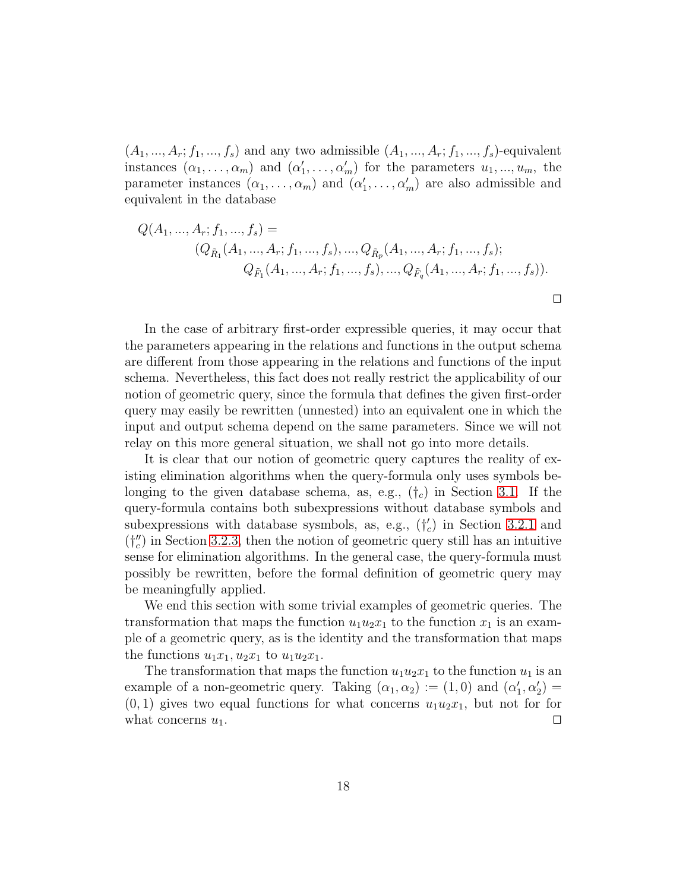$(A_1, ..., A_r; f_1, ..., f_s)$ and any two admissible $(A_1, ..., A_r; f_1, ..., f_s)$-equivalent instances $(\alpha_1, \ldots, \alpha_m)$ and $(\alpha'_1, \ldots, \alpha'_m)$ for the parameters $u_1, ..., u_m$, the parameter instances $(\alpha_1, \ldots, \alpha_m)$ and $(\alpha'_1, \ldots, \alpha'_m)$ are also admissible and equivalent in the database

$$
\begin{aligned}
Q(A_1, ..., A_r; f_1, ..., f_s) = \\
&(Q_{\tilde{R}_1}(A_1, ..., A_r; f_1, ..., f_s), ..., Q_{\tilde{R}_p}(A_1, ..., A_r; f_1, ..., f_s); \\
&\quad Q_{\tilde{F}_1}(A_1, ..., A_r; f_1, ..., f_s), ..., Q_{\tilde{F}_q}(A_1, ..., A_r; f_1, ..., f_s)).
\end{aligned}
$$

□

In the case of arbitrary first-order expressible queries, it may occur that the parameters appearing in the relations and functions in the output schema are different from those appearing in the relations and functions of the input schema. Nevertheless, this fact does not really restrict the applicability of our notion of geometric query, since the formula that defines the given first-order query may easily be rewritten (unnested) into an equivalent one in which the input and output schema depend on the same parameters. Since we will not relay on this more general situation, we shall not go into more details.

It is clear that our notion of geometric query captures the reality of existing elimination algorithms when the query-formula only uses symbols belonging to the given database schema, as, e.g., $(\dagger_c)$ in Section 3.1. If the query-formula contains both subexpressions without database symbols and subexpressions with database sysmbols, as, e.g., $(\dagger'_c)$ in Section 3.2.1 and $(\dagger''_c)$ in Section 3.2.3, then the notion of geometric query still has an intuitive sense for elimination algorithms. In the general case, the query-formula must possibly be rewritten, before the formal definition of geometric query may be meaningfully applied.

We end this section with some trivial examples of geometric queries. The transformation that maps the function $u_1u_2x_1$ to the function $x_1$ is an example of a geometric query, as is the identity and the transformation that maps the functions $u_1x_1, u_2x_1$ to $u_1u_2x_1$.

The transformation that maps the function $u_1u_2x_1$ to the function $u_1$ is an example of a non-geometric query. Taking $(\alpha_1, \alpha_2) := (1, 0)$ and $(\alpha'_1, \alpha'_2) = (0, 1)$ gives two equal functions for what concerns $u_1u_2x_1$, but not for for what concerns $u_1$. □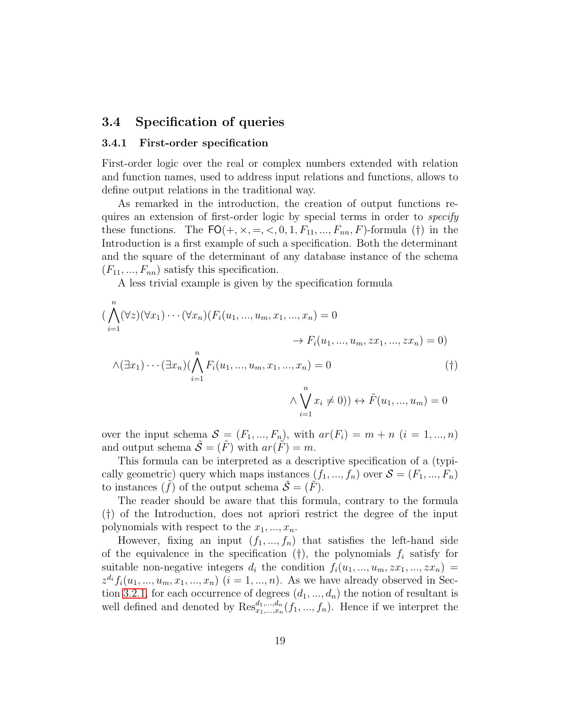## 3.4 Specification of queries

### 3.4.1 First-order specification

First-order logic over the real or complex numbers extended with relation and function names, used to address input relations and functions, allows to define output relations in the traditional way.

As remarked in the introduction, the creation of output functions requires an extension of first-order logic by special terms in order to *specify* these functions. The $\mathsf{FO}(+, \times, =, <, 0, 1, F_{11}, ..., F_{nn}, F)$-formula (†) in the Introduction is a first example of such a specification. Both the determinant and the square of the determinant of any database instance of the schema $(F_{11}, ..., F_{nn})$ satisfy this specification.

A less trivial example is given by the specification formula

$$
\begin{aligned}
(\bigwedge_{i=1}^{n}(\forall z)(\forall x_1)\cdots(\forall x_n)(F_i(u_1,...,u_m,x_1,...,x_n) = 0 \\
\rightarrow F_i(u_1,...,u_m,zx_1,...,zx_n) = 0) \\
\wedge(\exists x_1)\cdots(\exists x_n)(\bigwedge_{i=1}^{n} F_i(u_1,...,u_m,x_1,...,x_n) = 0 \qquad\qquad (\dagger)\\
\wedge \bigvee_{i=1}^{n} x_i \neq 0)) \leftrightarrow \tilde{F}(u_1,...,u_m) = 0
\end{aligned}
$$

over the input schema $\mathcal{S} = (F_1, ..., F_n)$, with $ar(F_i) = m + n$ $(i = 1, ..., n)$ and output schema $\tilde{\mathcal{S}} = (\tilde{F})$ with $ar(\tilde{F}) = m$.

This formula can be interpreted as a descriptive specification of a (typically geometric) query which maps instances $(f_1, ..., f_n)$ over $\mathcal{S} = (F_1, ..., F_n)$ to instances $(\tilde{f})$ of the output schema $\tilde{\mathcal{S}} = (\tilde{F})$.

The reader should be aware that this formula, contrary to the formula (†) of the Introduction, does not apriori restrict the degree of the input polynomials with respect to the $x_1, ..., x_n$.

However, fixing an input $(f_1, ..., f_n)$ that satisfies the left-hand side of the equivalence in the specification (†), the polynomials $f_i$ satisfy for suitable non-negative integers $d_i$ the condition $f_i(u_1, ..., u_m, zx_1, ..., zx_n) = z^{d_i} f_i(u_1, ..., u_m, x_1, ..., x_n)$ $(i = 1, ..., n)$. As we have already observed in Section 3.2.1, for each occurrence of degrees $(d_1, ..., d_n)$ the notion of resultant is well defined and denoted by $\mathrm{Res}^{d_1,...,d_n}_{x_1,...,x_n}(f_1, ..., f_n)$. Hence if we interpret the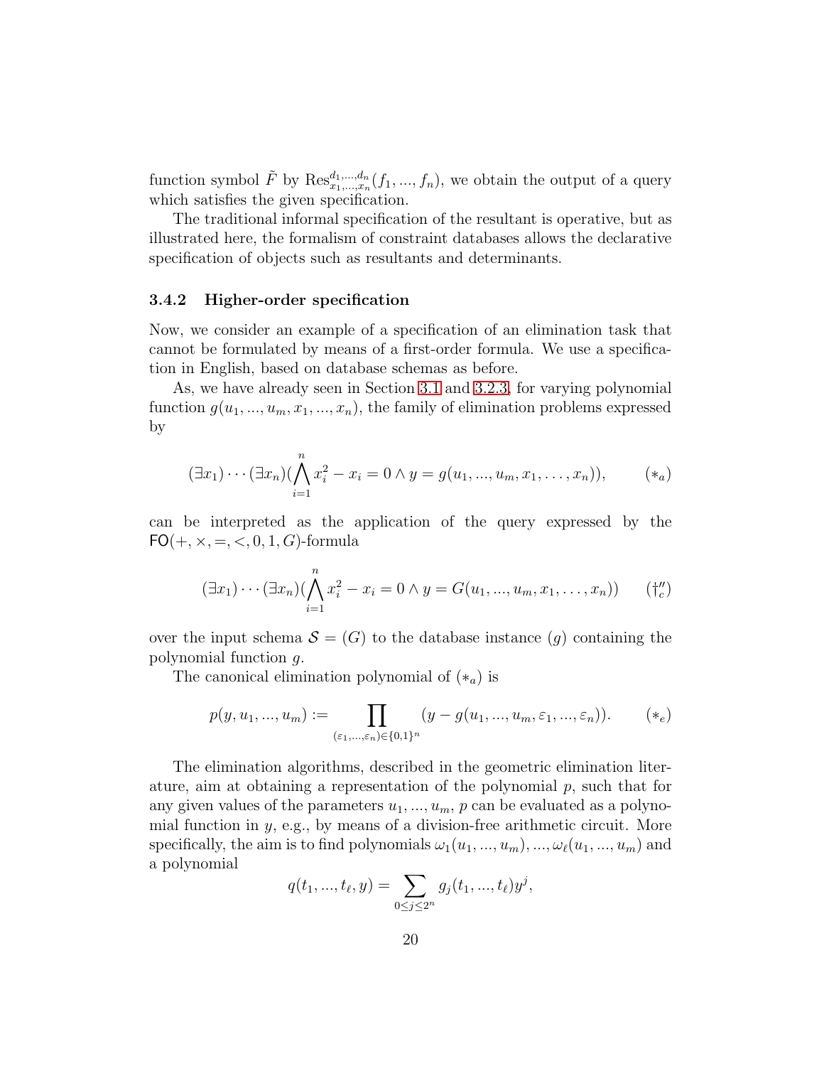function symbol $\tilde{F}$ by $\mathrm{Res}^{d_1,\ldots,d_n}_{x_1,\ldots,x_n}(f_1,...,f_n)$, we obtain the output of a query which satisfies the given specification.

The traditional informal specification of the resultant is operative, but as illustrated here, the formalism of constraint databases allows the declarative specification of objects such as resultants and determinants.

### 3.4.2 Higher-order specification

Now, we consider an example of a specification of an elimination task that cannot be formulated by means of a first-order formula. We use a specification in English, based on database schemas as before.

As, we have already seen in Section 3.1 and 3.2.3, for varying polynomial function $g(u_1,...,u_m,x_1,...,x_n)$, the family of elimination problems expressed by

$$(\exists x_1)\cdots(\exists x_n)(\bigwedge_{i=1}^{n} x_i^2 - x_i = 0 \wedge y = g(u_1,...,u_m,x_1,\ldots,x_n)), \qquad (*_a)$$

can be interpreted as the application of the query expressed by the $\mathsf{FO}(+,\times,=,<,0,1,G)$-formula

$$(\exists x_1)\cdots(\exists x_n)(\bigwedge_{i=1}^{n} x_i^2 - x_i = 0 \wedge y = G(u_1,...,u_m,x_1,\ldots,x_n)) \qquad (\dagger_c'')$$

over the input schema $\mathcal{S} = (G)$ to the database instance $(g)$ containing the polynomial function $g$.

The canonical elimination polynomial of $(*_a)$ is

$$p(y,u_1,...,u_m) := \prod_{(\varepsilon_1,...,\varepsilon_n)\in\{0,1\}^n} (y - g(u_1,...,u_m,\varepsilon_1,...,\varepsilon_n)). \qquad (*_e)$$

The elimination algorithms, described in the geometric elimination literature, aim at obtaining a representation of the polynomial $p$, such that for any given values of the parameters $u_1,...,u_m$, $p$ can be evaluated as a polynomial function in $y$, e.g., by means of a division-free arithmetic circuit. More specifically, the aim is to find polynomials $\omega_1(u_1,...,u_m),...,\omega_\ell(u_1,...,u_m)$ and a polynomial

$$q(t_1,...,t_\ell,y) = \sum_{0\le j\le 2^n} g_j(t_1,...,t_\ell)y^j,$$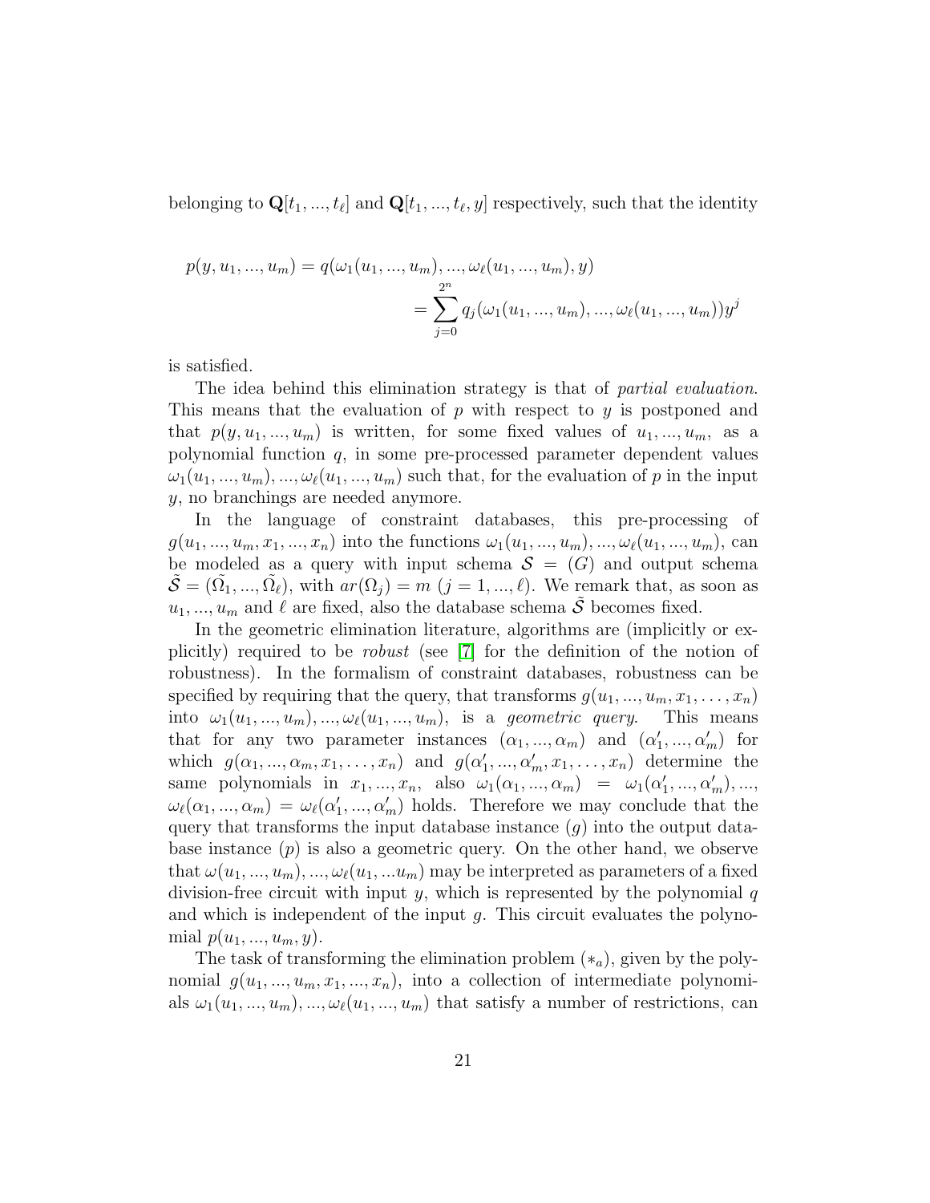belonging to $\mathbf{Q}[t_1, ..., t_\ell]$ and $\mathbf{Q}[t_1, ..., t_\ell, y]$ respectively, such that the identity

$$
\begin{aligned}
p(y, u_1, ..., u_m) = q(\omega_1(u_1, ..., u_m), ..., \omega_\ell(u_1, ..., u_m), y) \\
= \sum_{j=0}^{2^n} q_j(\omega_1(u_1, ..., u_m), ..., \omega_\ell(u_1, ..., u_m))y^j
\end{aligned}
$$

is satisfied.

The idea behind this elimination strategy is that of *partial evaluation*. This means that the evaluation of $p$ with respect to $y$ is postponed and that $p(y, u_1, ..., u_m)$ is written, for some fixed values of $u_1, ..., u_m$, as a polynomial function $q$, in some pre-processed parameter dependent values $\omega_1(u_1, ..., u_m), ..., \omega_\ell(u_1, ..., u_m)$ such that, for the evaluation of $p$ in the input $y$, no branchings are needed anymore.

In the language of constraint databases, this pre-processing of $g(u_1, ..., u_m, x_1, ..., x_n)$ into the functions $\omega_1(u_1, ..., u_m), ..., \omega_\ell(u_1, ..., u_m)$, can be modeled as a query with input schema $\mathcal{S} = (G)$ and output schema $\tilde{\mathcal{S}} = (\tilde{\Omega}_1, ..., \tilde{\Omega}_\ell)$, with $ar(\Omega_j) = m$ $(j = 1, ..., \ell)$. We remark that, as soon as $u_1, ..., u_m$ and $\ell$ are fixed, also the database schema $\tilde{\mathcal{S}}$ becomes fixed.

In the geometric elimination literature, algorithms are (implicitly or explicitly) required to be *robust* (see [7] for the definition of the notion of robustness). In the formalism of constraint databases, robustness can be specified by requiring that the query, that transforms $g(u_1, ..., u_m, x_1, \ldots, x_n)$ into $\omega_1(u_1, ..., u_m), ..., \omega_\ell(u_1, ..., u_m)$, is a *geometric query*. This means that for any two parameter instances $(\alpha_1, ..., \alpha_m)$ and $(\alpha'_1, ..., \alpha'_m)$ for which $g(\alpha_1, ..., \alpha_m, x_1, \ldots, x_n)$ and $g(\alpha'_1, ..., \alpha'_m, x_1, \ldots, x_n)$ determine the same polynomials in $x_1, ..., x_n$, also $\omega_1(\alpha_1, ..., \alpha_m) = \omega_1(\alpha'_1, ..., \alpha'_m), ..., \omega_\ell(\alpha_1, ..., \alpha_m) = \omega_\ell(\alpha'_1, ..., \alpha'_m)$ holds. Therefore we may conclude that the query that transforms the input database instance $(g)$ into the output database instance $(p)$ is also a geometric query. On the other hand, we observe that $\omega(u_1, ..., u_m), ..., \omega_\ell(u_1, ...u_m)$ may be interpreted as parameters of a fixed division-free circuit with input $y$, which is represented by the polynomial $q$ and which is independent of the input $g$. This circuit evaluates the polynomial $p(u_1, ..., u_m, y)$.

The task of transforming the elimination problem $(*_a)$, given by the polynomial $g(u_1, ..., u_m, x_1, ..., x_n)$, into a collection of intermediate polynomials $\omega_1(u_1, ..., u_m), ..., \omega_\ell(u_1, ..., u_m)$ that satisfy a number of restrictions, can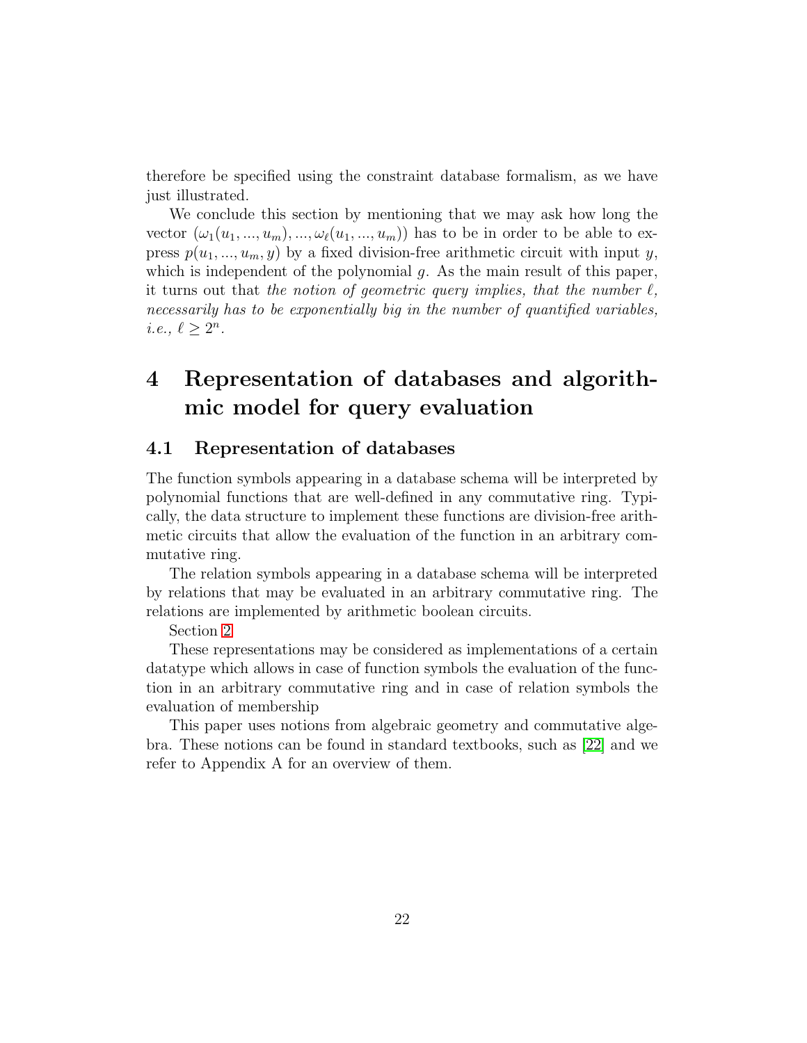therefore be specified using the constraint database formalism, as we have just illustrated.

We conclude this section by mentioning that we may ask how long the vector $(\omega_1(u_1, ..., u_m), ..., \omega_\ell(u_1, ..., u_m))$ has to be in order to be able to express $p(u_1, ..., u_m, y)$ by a fixed division-free arithmetic circuit with input $y$, which is independent of the polynomial $g$. As the main result of this paper, it turns out that *the notion of geometric query implies, that the number $\ell$, necessarily has to be exponentially big in the number of quantified variables, i.e., $\ell \geq 2^n$.*

# 4 Representation of databases and algorithmic model for query evaluation

## 4.1 Representation of databases

The function symbols appearing in a database schema will be interpreted by polynomial functions that are well-defined in any commutative ring. Typically, the data structure to implement these functions are division-free arithmetic circuits that allow the evaluation of the function in an arbitrary commutative ring.

The relation symbols appearing in a database schema will be interpreted by relations that may be evaluated in an arbitrary commutative ring. The relations are implemented by arithmetic boolean circuits.

Section 2

These representations may be considered as implementations of a certain datatype which allows in case of function symbols the evaluation of the function in an arbitrary commutative ring and in case of relation symbols the evaluation of membership

This paper uses notions from algebraic geometry and commutative algebra. These notions can be found in standard textbooks, such as [22] and we refer to Appendix A for an overview of them.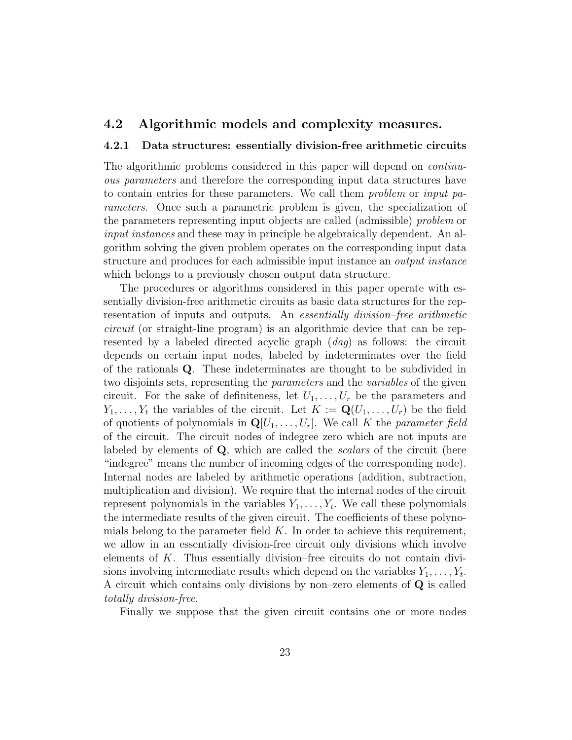## 4.2 Algorithmic models and complexity measures.

### 4.2.1 Data structures: essentially division-free arithmetic circuits

The algorithmic problems considered in this paper will depend on *continuous parameters* and therefore the corresponding input data structures have to contain entries for these parameters. We call them *problem* or *input parameters*. Once such a parametric problem is given, the specialization of the parameters representing input objects are called (admissible) *problem* or *input instances* and these may in principle be algebraically dependent. An algorithm solving the given problem operates on the corresponding input data structure and produces for each admissible input instance an *output instance* which belongs to a previously chosen output data structure.

The procedures or algorithms considered in this paper operate with essentially division-free arithmetic circuits as basic data structures for the representation of inputs and outputs. An *essentially division–free arithmetic circuit* (or straight-line program) is an algorithmic device that can be represented by a labeled directed acyclic graph (*dag*) as follows: the circuit depends on certain input nodes, labeled by indeterminates over the field of the rationals $\mathbf{Q}$. These indeterminates are thought to be subdivided in two disjoints sets, representing the *parameters* and the *variables* of the given circuit. For the sake of definiteness, let $U_1, \ldots, U_r$ be the parameters and $Y_1, \ldots, Y_t$ the variables of the circuit. Let $K := \mathbf{Q}(U_1, \ldots, U_r)$ be the field of quotients of polynomials in $\mathbf{Q}[U_1, \ldots, U_r]$. We call $K$ the *parameter field* of the circuit. The circuit nodes of indegree zero which are not inputs are labeled by elements of $\mathbf{Q}$, which are called the *scalars* of the circuit (here "indegree" means the number of incoming edges of the corresponding node). Internal nodes are labeled by arithmetic operations (addition, subtraction, multiplication and division). We require that the internal nodes of the circuit represent polynomials in the variables $Y_1, \ldots, Y_t$. We call these polynomials the intermediate results of the given circuit. The coefficients of these polynomials belong to the parameter field $K$. In order to achieve this requirement, we allow in an essentially division-free circuit only divisions which involve elements of $K$. Thus essentially division–free circuits do not contain divisions involving intermediate results which depend on the variables $Y_1, \ldots, Y_t$. A circuit which contains only divisions by non–zero elements of $\mathbf{Q}$ is called *totally division-free*.

Finally we suppose that the given circuit contains one or more nodes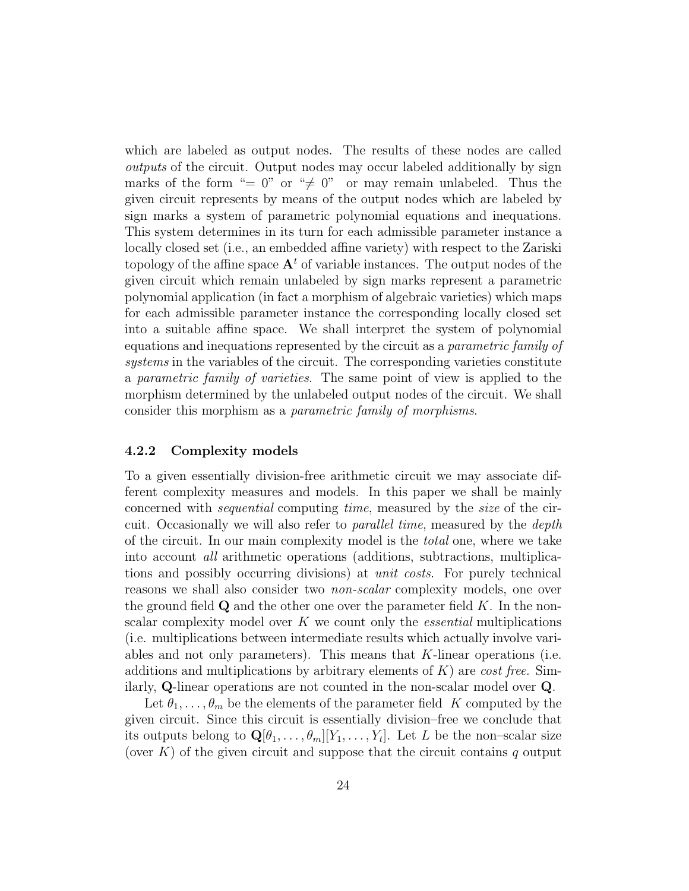which are labeled as output nodes. The results of these nodes are called *outputs* of the circuit. Output nodes may occur labeled additionally by sign marks of the form "$= 0$" or "$\neq 0$" or may remain unlabeled. Thus the given circuit represents by means of the output nodes which are labeled by sign marks a system of parametric polynomial equations and inequations. This system determines in its turn for each admissible parameter instance a locally closed set (i.e., an embedded affine variety) with respect to the Zariski topology of the affine space $\mathbf{A}^t$ of variable instances. The output nodes of the given circuit which remain unlabeled by sign marks represent a parametric polynomial application (in fact a morphism of algebraic varieties) which maps for each admissible parameter instance the corresponding locally closed set into a suitable affine space. We shall interpret the system of polynomial equations and inequations represented by the circuit as a *parametric family of systems* in the variables of the circuit. The corresponding varieties constitute a *parametric family of varieties*. The same point of view is applied to the morphism determined by the unlabeled output nodes of the circuit. We shall consider this morphism as a *parametric family of morphisms*.

### 4.2.2 Complexity models

To a given essentially division-free arithmetic circuit we may associate different complexity measures and models. In this paper we shall be mainly concerned with *sequential* computing *time*, measured by the *size* of the circuit. Occasionally we will also refer to *parallel time*, measured by the *depth* of the circuit. In our main complexity model is the *total* one, where we take into account *all* arithmetic operations (additions, subtractions, multiplications and possibly occurring divisions) at *unit costs*. For purely technical reasons we shall also consider two *non-scalar* complexity models, one over the ground field $\mathbf{Q}$ and the other one over the parameter field $K$. In the non-scalar complexity model over $K$ we count only the *essential* multiplications (i.e. multiplications between intermediate results which actually involve variables and not only parameters). This means that $K$-linear operations (i.e. additions and multiplications by arbitrary elements of $K$) are *cost free*. Similarly, $\mathbf{Q}$-linear operations are not counted in the non-scalar model over $\mathbf{Q}$.

Let $\theta_1, \ldots, \theta_m$ be the elements of the parameter field $K$ computed by the given circuit. Since this circuit is essentially division–free we conclude that its outputs belong to $\mathbf{Q}[\theta_1, \ldots, \theta_m][Y_1, \ldots, Y_t]$. Let $L$ be the non–scalar size (over $K$) of the given circuit and suppose that the circuit contains $q$ output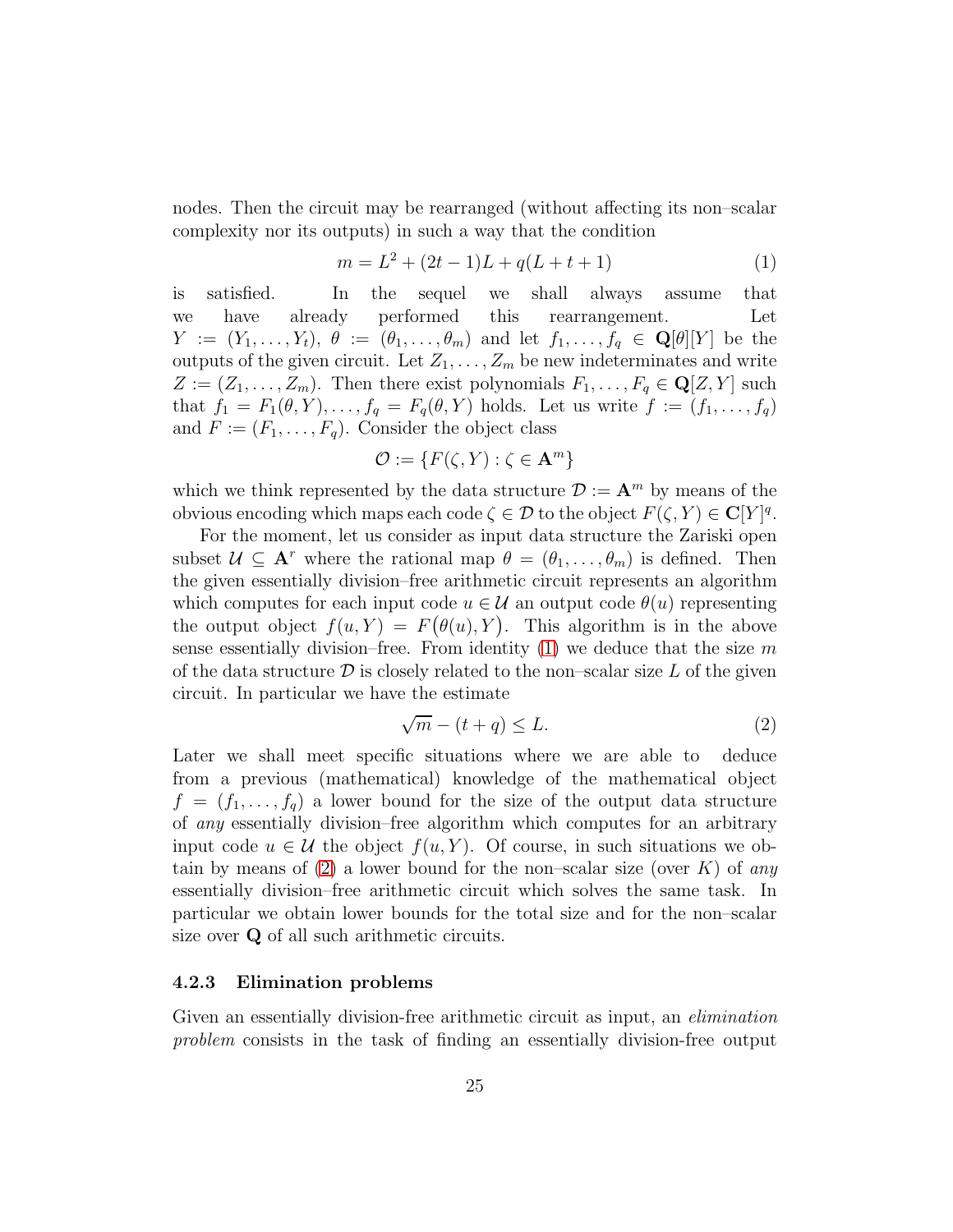nodes. Then the circuit may be rearranged (without affecting its non–scalar complexity nor its outputs) in such a way that the condition

$$m = L^2 + (2t-1)L + q(L+t+1) \tag{1}$$

is satisfied. In the sequel we shall always assume that we have already performed this rearrangement. Let $Y := (Y_1, \ldots, Y_t)$, $\theta := (\theta_1, \ldots, \theta_m)$ and let $f_1, \ldots, f_q \in \mathbf{Q}[\theta][Y]$ be the outputs of the given circuit. Let $Z_1, \ldots, Z_m$ be new indeterminates and write $Z := (Z_1, \ldots, Z_m)$. Then there exist polynomials $F_1, \ldots, F_q \in \mathbf{Q}[Z, Y]$ such that $f_1 = F_1(\theta, Y), \ldots, f_q = F_q(\theta, Y)$ holds. Let us write $f := (f_1, \ldots, f_q)$ and $F := (F_1, \ldots, F_q)$. Consider the object class

$$\mathcal{O} := \{F(\zeta, Y) : \zeta \in \mathbf{A}^m\}$$

which we think represented by the data structure $\mathcal{D} := \mathbf{A}^m$ by means of the obvious encoding which maps each code $\zeta \in \mathcal{D}$ to the object $F(\zeta, Y) \in \mathbf{C}[Y]^q$.

For the moment, let us consider as input data structure the Zariski open subset $\mathcal{U} \subseteq \mathbf{A}^r$ where the rational map $\theta = (\theta_1, \ldots, \theta_m)$ is defined. Then the given essentially division–free arithmetic circuit represents an algorithm which computes for each input code $u \in \mathcal{U}$ an output code $\theta(u)$ representing the output object $f(u, Y) = F\big(\theta(u), Y\big)$. This algorithm is in the above sense essentially division–free. From identity (1) we deduce that the size $m$ of the data structure $\mathcal{D}$ is closely related to the non–scalar size $L$ of the given circuit. In particular we have the estimate

$$\sqrt{m} - (t+q) \leq L. \tag{2}$$

Later we shall meet specific situations where we are able to deduce from a previous (mathematical) knowledge of the mathematical object $f = (f_1, \ldots, f_q)$ a lower bound for the size of the output data structure of *any* essentially division–free algorithm which computes for an arbitrary input code $u \in \mathcal{U}$ the object $f(u, Y)$. Of course, in such situations we obtain by means of (2) a lower bound for the non–scalar size (over $K$) of *any* essentially division–free arithmetic circuit which solves the same task. In particular we obtain lower bounds for the total size and for the non–scalar size over $\mathbf{Q}$ of all such arithmetic circuits.

### 4.2.3 Elimination problems

Given an essentially division-free arithmetic circuit as input, an *elimination problem* consists in the task of finding an essentially division-free output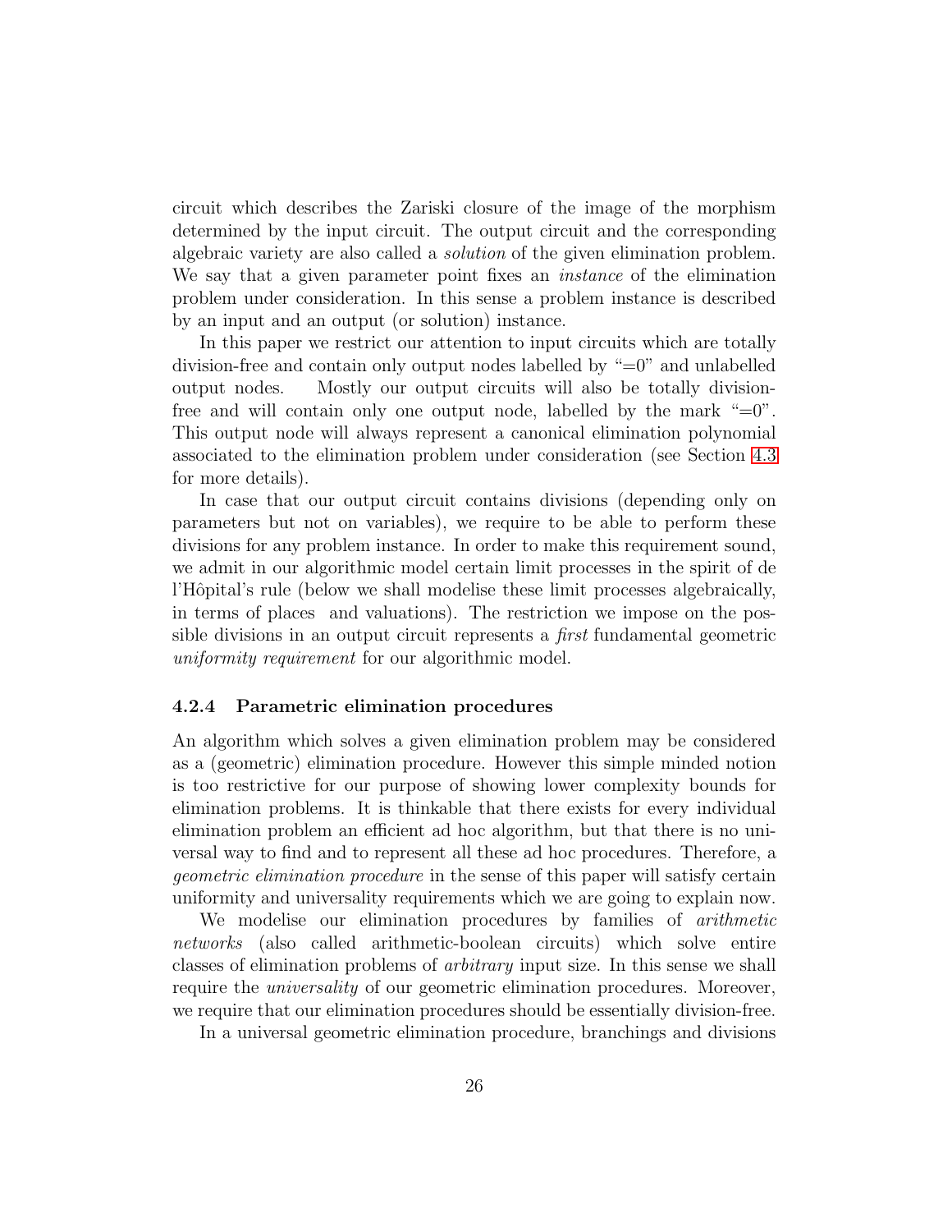circuit which describes the Zariski closure of the image of the morphism determined by the input circuit. The output circuit and the corresponding algebraic variety are also called a *solution* of the given elimination problem. We say that a given parameter point fixes an *instance* of the elimination problem under consideration. In this sense a problem instance is described by an input and an output (or solution) instance.

In this paper we restrict our attention to input circuits which are totally division-free and contain only output nodes labelled by "=0" and unlabelled output nodes. Mostly our output circuits will also be totally division-free and will contain only one output node, labelled by the mark "=0". This output node will always represent a canonical elimination polynomial associated to the elimination problem under consideration (see Section 4.3 for more details).

In case that our output circuit contains divisions (depending only on parameters but not on variables), we require to be able to perform these divisions for any problem instance. In order to make this requirement sound, we admit in our algorithmic model certain limit processes in the spirit of de l'Hôpital's rule (below we shall modelise these limit processes algebraically, in terms of places and valuations). The restriction we impose on the possible divisions in an output circuit represents a *first* fundamental geometric *uniformity requirement* for our algorithmic model.

### 4.2.4 Parametric elimination procedures

An algorithm which solves a given elimination problem may be considered as a (geometric) elimination procedure. However this simple minded notion is too restrictive for our purpose of showing lower complexity bounds for elimination problems. It is thinkable that there exists for every individual elimination problem an efficient ad hoc algorithm, but that there is no universal way to find and to represent all these ad hoc procedures. Therefore, a *geometric elimination procedure* in the sense of this paper will satisfy certain uniformity and universality requirements which we are going to explain now.

We modelise our elimination procedures by families of *arithmetic networks* (also called arithmetic-boolean circuits) which solve entire classes of elimination problems of *arbitrary* input size. In this sense we shall require the *universality* of our geometric elimination procedures. Moreover, we require that our elimination procedures should be essentially division-free.

In a universal geometric elimination procedure, branchings and divisions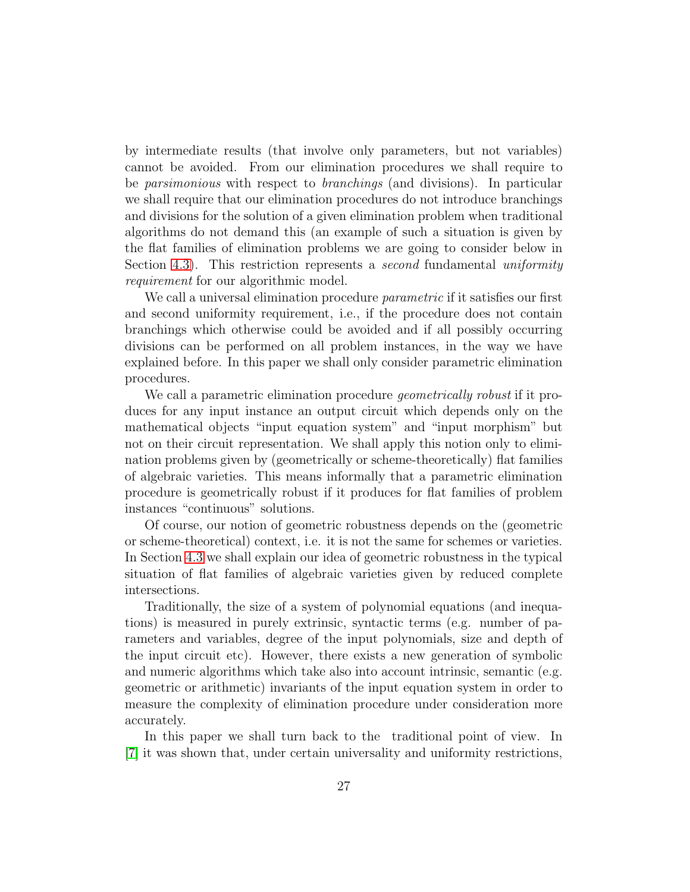by intermediate results (that involve only parameters, but not variables) cannot be avoided. From our elimination procedures we shall require to be *parsimonious* with respect to *branchings* (and divisions). In particular we shall require that our elimination procedures do not introduce branchings and divisions for the solution of a given elimination problem when traditional algorithms do not demand this (an example of such a situation is given by the flat families of elimination problems we are going to consider below in Section 4.3). This restriction represents a *second* fundamental *uniformity requirement* for our algorithmic model.

We call a universal elimination procedure *parametric* if it satisfies our first and second uniformity requirement, i.e., if the procedure does not contain branchings which otherwise could be avoided and if all possibly occurring divisions can be performed on all problem instances, in the way we have explained before. In this paper we shall only consider parametric elimination procedures.

We call a parametric elimination procedure *geometrically robust* if it produces for any input instance an output circuit which depends only on the mathematical objects "input equation system" and "input morphism" but not on their circuit representation. We shall apply this notion only to elimination problems given by (geometrically or scheme-theoretically) flat families of algebraic varieties. This means informally that a parametric elimination procedure is geometrically robust if it produces for flat families of problem instances "continuous" solutions.

Of course, our notion of geometric robustness depends on the (geometric or scheme-theoretical) context, i.e. it is not the same for schemes or varieties. In Section 4.3 we shall explain our idea of geometric robustness in the typical situation of flat families of algebraic varieties given by reduced complete intersections.

Traditionally, the size of a system of polynomial equations (and inequations) is measured in purely extrinsic, syntactic terms (e.g. number of parameters and variables, degree of the input polynomials, size and depth of the input circuit etc). However, there exists a new generation of symbolic and numeric algorithms which take also into account intrinsic, semantic (e.g. geometric or arithmetic) invariants of the input equation system in order to measure the complexity of elimination procedure under consideration more accurately.

In this paper we shall turn back to the traditional point of view. In [7] it was shown that, under certain universality and uniformity restrictions,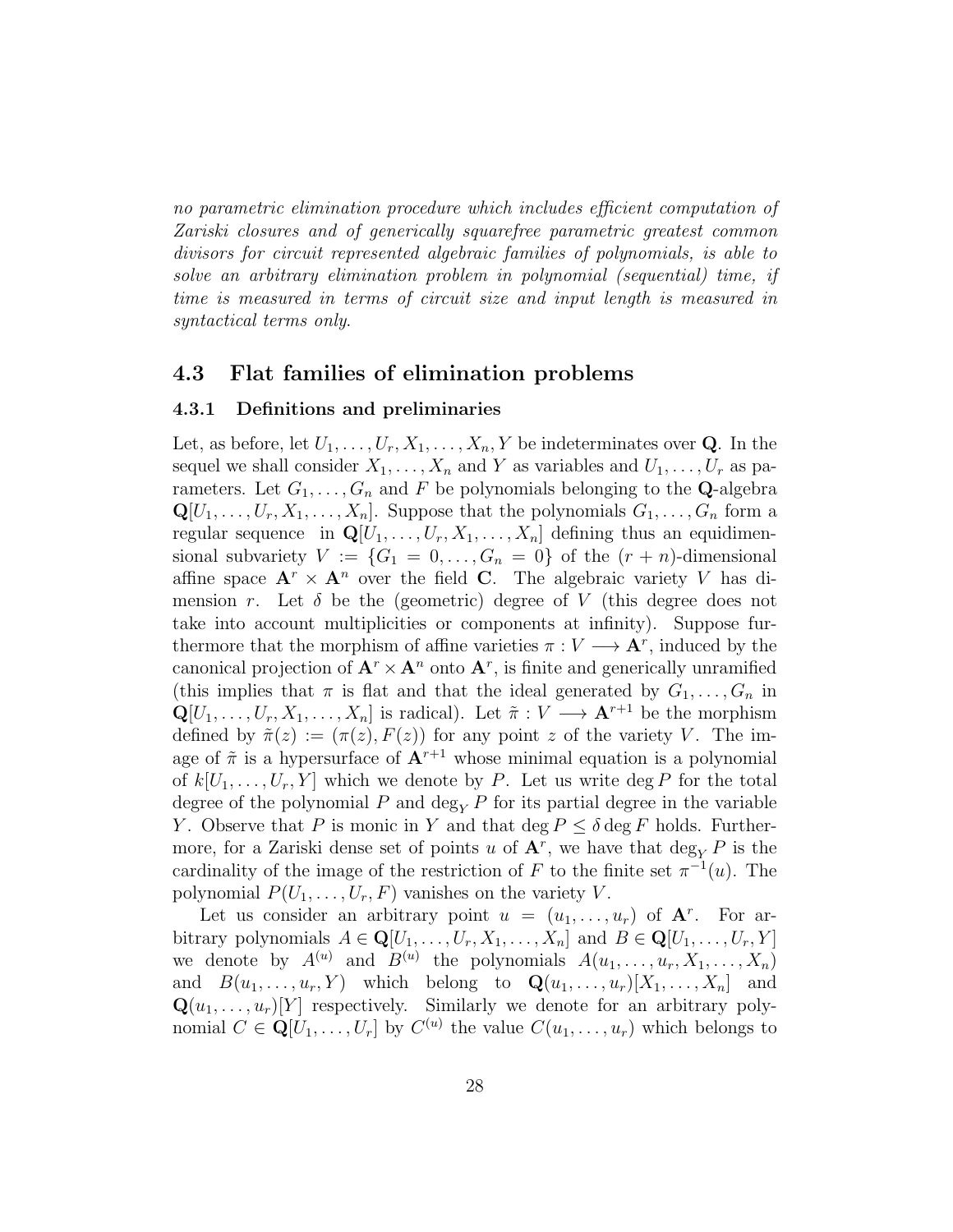*no parametric elimination procedure which includes efficient computation of Zariski closures and of generically squarefree parametric greatest common divisors for circuit represented algebraic families of polynomials, is able to solve an arbitrary elimination problem in polynomial (sequential) time, if time is measured in terms of circuit size and input length is measured in syntactical terms only.*

## 4.3 Flat families of elimination problems

### 4.3.1 Definitions and preliminaries

Let, as before, let $U_1, \ldots, U_r, X_1, \ldots, X_n, Y$ be indeterminates over $\mathbf{Q}$. In the sequel we shall consider $X_1, \ldots, X_n$ and $Y$ as variables and $U_1, \ldots, U_r$ as parameters. Let $G_1, \ldots, G_n$ and $F$ be polynomials belonging to the $\mathbf{Q}$-algebra $\mathbf{Q}[U_1, \ldots, U_r, X_1, \ldots, X_n]$. Suppose that the polynomials $G_1, \ldots, G_n$ form a regular sequence in $\mathbf{Q}[U_1, \ldots, U_r, X_1, \ldots, X_n]$ defining thus an equidimensional subvariety $V := \{G_1 = 0, \ldots, G_n = 0\}$ of the $(r+n)$-dimensional affine space $\mathbf{A}^r \times \mathbf{A}^n$ over the field $\mathbf{C}$. The algebraic variety $V$ has dimension $r$. Let $\delta$ be the (geometric) degree of $V$ (this degree does not take into account multiplicities or components at infinity). Suppose furthermore that the morphism of affine varieties $\pi : V \longrightarrow \mathbf{A}^r$, induced by the canonical projection of $\mathbf{A}^r \times \mathbf{A}^n$ onto $\mathbf{A}^r$, is finite and generically unramified (this implies that $\pi$ is flat and that the ideal generated by $G_1, \ldots, G_n$ in $\mathbf{Q}[U_1, \ldots, U_r, X_1, \ldots, X_n]$ is radical). Let $\tilde{\pi} : V \longrightarrow \mathbf{A}^{r+1}$ be the morphism defined by $\tilde{\pi}(z) := (\pi(z), F(z))$ for any point $z$ of the variety $V$. The image of $\tilde{\pi}$ is a hypersurface of $\mathbf{A}^{r+1}$ whose minimal equation is a polynomial of $k[U_1, \ldots, U_r, Y]$ which we denote by $P$. Let us write $\deg P$ for the total degree of the polynomial $P$ and $\deg_Y P$ for its partial degree in the variable $Y$. Observe that $P$ is monic in $Y$ and that $\deg P \leq \delta \deg F$ holds. Furthermore, for a Zariski dense set of points $u$ of $\mathbf{A}^r$, we have that $\deg_Y P$ is the cardinality of the image of the restriction of $F$ to the finite set $\pi^{-1}(u)$. The polynomial $P(U_1, \ldots, U_r, F)$ vanishes on the variety $V$.

Let us consider an arbitrary point $u = (u_1, \ldots, u_r)$ of $\mathbf{A}^r$. For arbitrary polynomials $A \in \mathbf{Q}[U_1, \ldots, U_r, X_1, \ldots, X_n]$ and $B \in \mathbf{Q}[U_1, \ldots, U_r, Y]$ we denote by $A^{(u)}$ and $B^{(u)}$ the polynomials $A(u_1, \ldots, u_r, X_1, \ldots, X_n)$ and $B(u_1, \ldots, u_r, Y)$ which belong to $\mathbf{Q}(u_1, \ldots, u_r)[X_1, \ldots, X_n]$ and $\mathbf{Q}(u_1, \ldots, u_r)[Y]$ respectively. Similarly we denote for an arbitrary polynomial $C \in \mathbf{Q}[U_1, \ldots, U_r]$ by $C^{(u)}$ the value $C(u_1, \ldots, u_r)$ which belongs to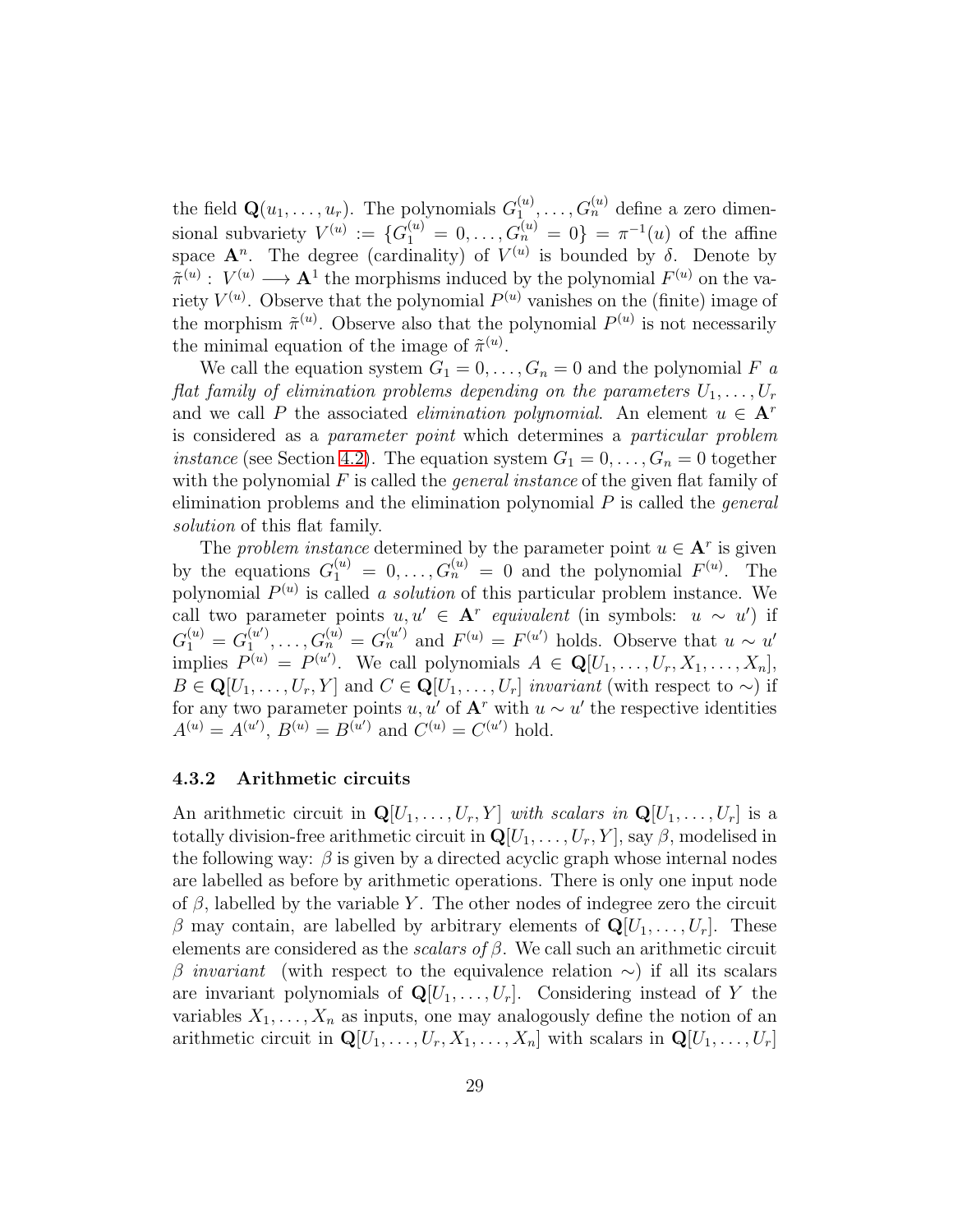the field $\mathbf{Q}(u_1, \ldots, u_r)$. The polynomials $G_1^{(u)}, \ldots, G_n^{(u)}$ define a zero dimensional subvariety $V^{(u)} := \{G_1^{(u)} = 0, \ldots, G_n^{(u)} = 0\} = \pi^{-1}(u)$ of the affine space $\mathbf{A}^n$. The degree (cardinality) of $V^{(u)}$ is bounded by $\delta$. Denote by $\tilde{\pi}^{(u)} : V^{(u)} \longrightarrow \mathbf{A}^1$ the morphisms induced by the polynomial $F^{(u)}$ on the variety $V^{(u)}$. Observe that the polynomial $P^{(u)}$ vanishes on the (finite) image of the morphism $\tilde{\pi}^{(u)}$. Observe also that the polynomial $P^{(u)}$ is not necessarily the minimal equation of the image of $\tilde{\pi}^{(u)}$.

We call the equation system $G_1 = 0, \ldots, G_n = 0$ and the polynomial $F$ *a flat family of elimination problems depending on the parameters* $U_1, \ldots, U_r$ and we call $P$ the associated *elimination polynomial*. An element $u \in \mathbf{A}^r$ is considered as a *parameter point* which determines a *particular problem instance* (see Section 4.2). The equation system $G_1 = 0, \ldots, G_n = 0$ together with the polynomial $F$ is called the *general instance* of the given flat family of elimination problems and the elimination polynomial $P$ is called the *general solution* of this flat family.

The *problem instance* determined by the parameter point $u \in \mathbf{A}^r$ is given by the equations $G_1^{(u)} = 0, \ldots, G_n^{(u)} = 0$ and the polynomial $F^{(u)}$. The polynomial $P^{(u)}$ is called *a solution* of this particular problem instance. We call two parameter points $u, u' \in \mathbf{A}^r$ *equivalent* (in symbols: $u \sim u'$) if $G_1^{(u)} = G_1^{(u')}, \ldots, G_n^{(u)} = G_n^{(u')}$ and $F^{(u)} = F^{(u')}$ holds. Observe that $u \sim u'$ implies $P^{(u)} = P^{(u')}$. We call polynomials $A \in \mathbf{Q}[U_1, \ldots, U_r, X_1, \ldots, X_n]$, $B \in \mathbf{Q}[U_1, \ldots, U_r, Y]$ and $C \in \mathbf{Q}[U_1, \ldots, U_r]$ *invariant* (with respect to $\sim$) if for any two parameter points $u, u'$ of $\mathbf{A}^r$ with $u \sim u'$ the respective identities $A^{(u)} = A^{(u')}$, $B^{(u)} = B^{(u')}$ and $C^{(u)} = C^{(u')}$ hold.

### 4.3.2 Arithmetic circuits

An arithmetic circuit in $\mathbf{Q}[U_1, \ldots, U_r, Y]$ *with scalars in* $\mathbf{Q}[U_1, \ldots, U_r]$ is a totally division-free arithmetic circuit in $\mathbf{Q}[U_1, \ldots, U_r, Y]$, say $\beta$, modelised in the following way: $\beta$ is given by a directed acyclic graph whose internal nodes are labelled as before by arithmetic operations. There is only one input node of $\beta$, labelled by the variable $Y$. The other nodes of indegree zero the circuit $\beta$ may contain, are labelled by arbitrary elements of $\mathbf{Q}[U_1, \ldots, U_r]$. These elements are considered as the *scalars of* $\beta$. We call such an arithmetic circuit $\beta$ *invariant* (with respect to the equivalence relation $\sim$) if all its scalars are invariant polynomials of $\mathbf{Q}[U_1, \ldots, U_r]$. Considering instead of $Y$ the variables $X_1, \ldots, X_n$ as inputs, one may analogously define the notion of an arithmetic circuit in $\mathbf{Q}[U_1, \ldots, U_r, X_1, \ldots, X_n]$ with scalars in $\mathbf{Q}[U_1, \ldots, U_r]$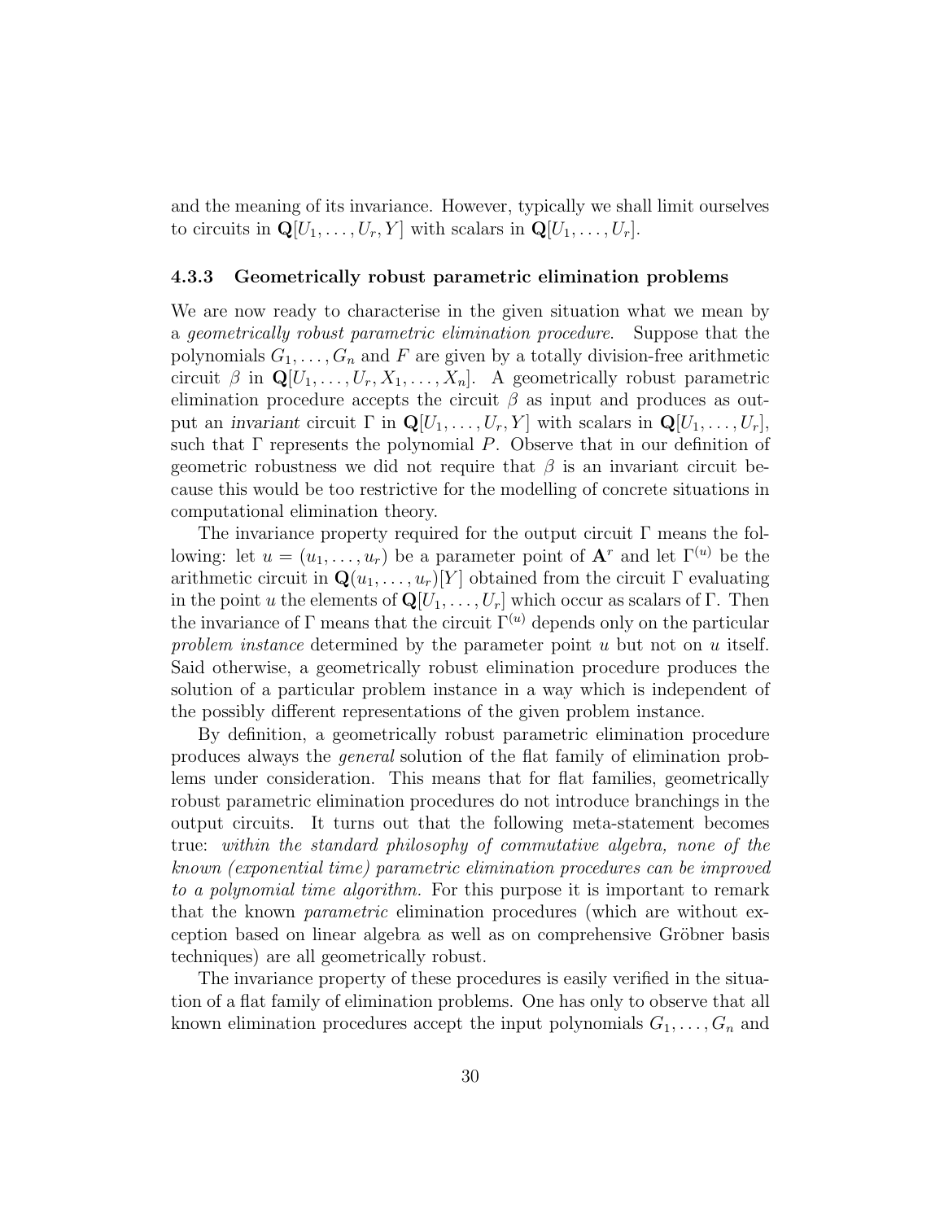and the meaning of its invariance. However, typically we shall limit ourselves to circuits in $\mathbf{Q}[U_1, \ldots, U_r, Y]$ with scalars in $\mathbf{Q}[U_1, \ldots, U_r]$.

### 4.3.3 Geometrically robust parametric elimination problems

We are now ready to characterise in the given situation what we mean by a *geometrically robust parametric elimination procedure*. Suppose that the polynomials $G_1, \ldots, G_n$ and $F$ are given by a totally division-free arithmetic circuit $\beta$ in $\mathbf{Q}[U_1, \ldots, U_r, X_1, \ldots, X_n]$. A geometrically robust parametric elimination procedure accepts the circuit $\beta$ as input and produces as output an *invariant* circuit $\Gamma$ in $\mathbf{Q}[U_1, \ldots, U_r, Y]$ with scalars in $\mathbf{Q}[U_1, \ldots, U_r]$, such that $\Gamma$ represents the polynomial $P$. Observe that in our definition of geometric robustness we did not require that $\beta$ is an invariant circuit because this would be too restrictive for the modelling of concrete situations in computational elimination theory.

The invariance property required for the output circuit $\Gamma$ means the following: let $u = (u_1, \ldots, u_r)$ be a parameter point of $\mathbf{A}^r$ and let $\Gamma^{(u)}$ be the arithmetic circuit in $\mathbf{Q}(u_1, \ldots, u_r)[Y]$ obtained from the circuit $\Gamma$ evaluating in the point $u$ the elements of $\mathbf{Q}[U_1, \ldots, U_r]$ which occur as scalars of $\Gamma$. Then the invariance of $\Gamma$ means that the circuit $\Gamma^{(u)}$ depends only on the particular *problem instance* determined by the parameter point $u$ but not on $u$ itself. Said otherwise, a geometrically robust elimination procedure produces the solution of a particular problem instance in a way which is independent of the possibly different representations of the given problem instance.

By definition, a geometrically robust parametric elimination procedure produces always the *general* solution of the flat family of elimination problems under consideration. This means that for flat families, geometrically robust parametric elimination procedures do not introduce branchings in the output circuits. It turns out that the following meta-statement becomes true: *within the standard philosophy of commutative algebra, none of the known (exponential time) parametric elimination procedures can be improved to a polynomial time algorithm.* For this purpose it is important to remark that the known *parametric* elimination procedures (which are without exception based on linear algebra as well as on comprehensive Gröbner basis techniques) are all geometrically robust.

The invariance property of these procedures is easily verified in the situation of a flat family of elimination problems. One has only to observe that all known elimination procedures accept the input polynomials $G_1, \ldots, G_n$ and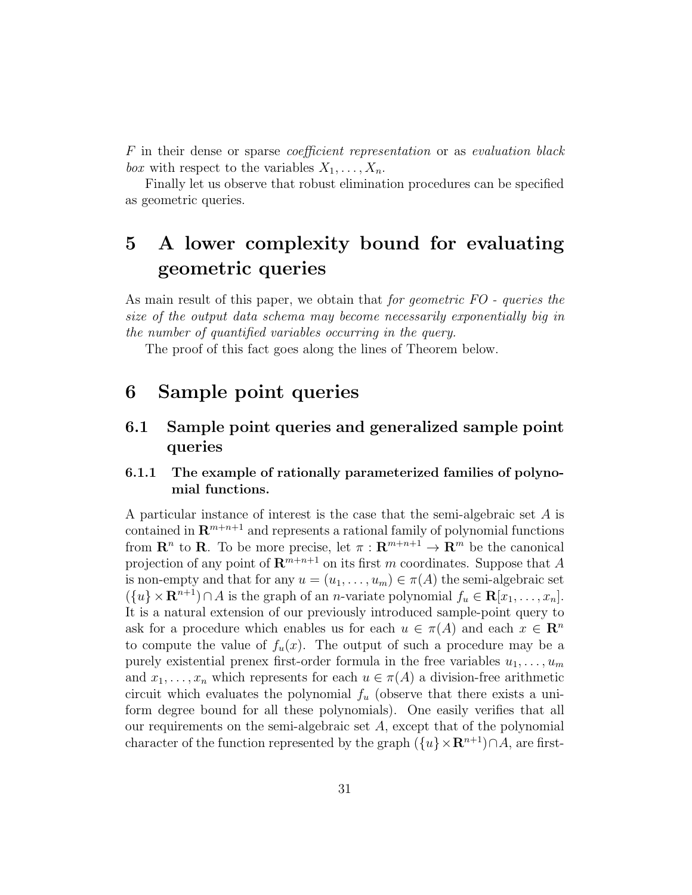$F$ in their dense or sparse *coefficient representation* or as *evaluation black box* with respect to the variables $X_1, \ldots, X_n$.

Finally let us observe that robust elimination procedures can be specified as geometric queries.

# 5 A lower complexity bound for evaluating geometric queries

As main result of this paper, we obtain that *for geometric FO - queries the size of the output data schema may become necessarily exponentially big in the number of quantified variables occurring in the query.*

The proof of this fact goes along the lines of Theorem below.

# 6 Sample point queries

## 6.1 Sample point queries and generalized sample point queries

### 6.1.1 The example of rationally parameterized families of polynomial functions.

A particular instance of interest is the case that the semi-algebraic set $A$ is contained in $\mathbf{R}^{m+n+1}$ and represents a rational family of polynomial functions from $\mathbf{R}^n$ to $\mathbf{R}$. To be more precise, let $\pi : \mathbf{R}^{m+n+1} \to \mathbf{R}^m$ be the canonical projection of any point of $\mathbf{R}^{m+n+1}$ on its first $m$ coordinates. Suppose that $A$ is non-empty and that for any $u = (u_1, \ldots, u_m) \in \pi(A)$ the semi-algebraic set $(\{u\} \times \mathbf{R}^{n+1}) \cap A$ is the graph of an $n$-variate polynomial $f_u \in \mathbf{R}[x_1, \ldots, x_n]$. It is a natural extension of our previously introduced sample-point query to ask for a procedure which enables us for each $u \in \pi(A)$ and each $x \in \mathbf{R}^n$ to compute the value of $f_u(x)$. The output of such a procedure may be a purely existential prenex first-order formula in the free variables $u_1, \ldots, u_m$ and $x_1, \ldots, x_n$ which represents for each $u \in \pi(A)$ a division-free arithmetic circuit which evaluates the polynomial $f_u$ (observe that there exists a uniform degree bound for all these polynomials). One easily verifies that all our requirements on the semi-algebraic set $A$, except that of the polynomial character of the function represented by the graph $(\{u\} \times \mathbf{R}^{n+1}) \cap A$, are first-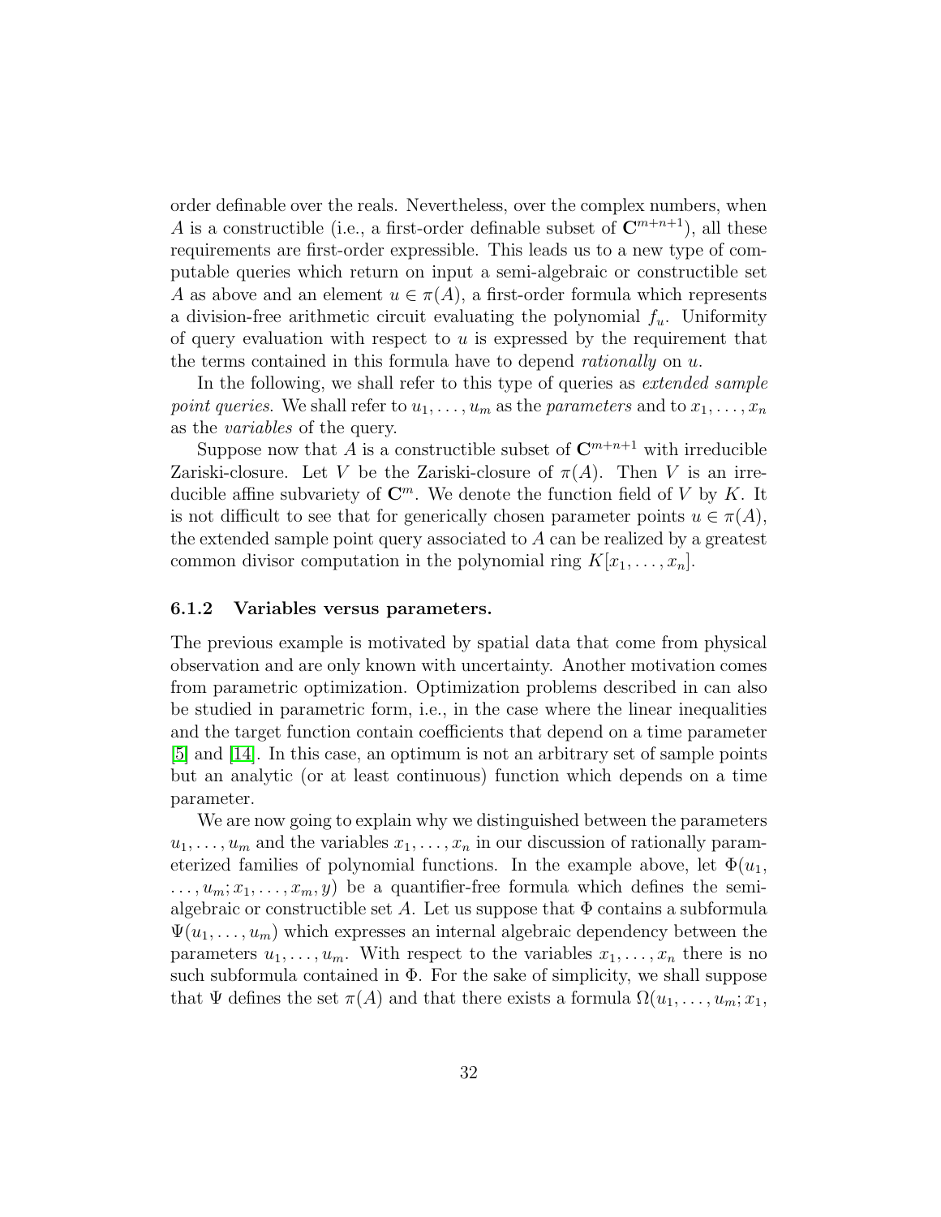order definable over the reals. Nevertheless, over the complex numbers, when $A$ is a constructible (i.e., a first-order definable subset of $\mathbf{C}^{m+n+1}$), all these requirements are first-order expressible. This leads us to a new type of computable queries which return on input a semi-algebraic or constructible set $A$ as above and an element $u \in \pi(A)$, a first-order formula which represents a division-free arithmetic circuit evaluating the polynomial $f_u$. Uniformity of query evaluation with respect to $u$ is expressed by the requirement that the terms contained in this formula have to depend *rationally* on $u$.

In the following, we shall refer to this type of queries as *extended sample point queries*. We shall refer to $u_1, \ldots, u_m$ as the *parameters* and to $x_1, \ldots, x_n$ as the *variables* of the query.

Suppose now that $A$ is a constructible subset of $\mathbf{C}^{m+n+1}$ with irreducible Zariski-closure. Let $V$ be the Zariski-closure of $\pi(A)$. Then $V$ is an irreducible affine subvariety of $\mathbf{C}^m$. We denote the function field of $V$ by $K$. It is not difficult to see that for generically chosen parameter points $u \in \pi(A)$, the extended sample point query associated to $A$ can be realized by a greatest common divisor computation in the polynomial ring $K[x_1, \ldots, x_n]$.

### 6.1.2 Variables versus parameters.

The previous example is motivated by spatial data that come from physical observation and are only known with uncertainty. Another motivation comes from parametric optimization. Optimization problems described in can also be studied in parametric form, i.e., in the case where the linear inequalities and the target function contain coefficients that depend on a time parameter [5] and [14]. In this case, an optimum is not an arbitrary set of sample points but an analytic (or at least continuous) function which depends on a time parameter.

We are now going to explain why we distinguished between the parameters $u_1, \ldots, u_m$ and the variables $x_1, \ldots, x_n$ in our discussion of rationally parameterized families of polynomial functions. In the example above, let $\Phi(u_1, \ldots, u_m; x_1, \ldots, x_m, y)$ be a quantifier-free formula which defines the semi-algebraic or constructible set $A$. Let us suppose that $\Phi$ contains a subformula $\Psi(u_1, \ldots, u_m)$ which expresses an internal algebraic dependency between the parameters $u_1, \ldots, u_m$. With respect to the variables $x_1, \ldots, x_n$ there is no such subformula contained in $\Phi$. For the sake of simplicity, we shall suppose that $\Psi$ defines the set $\pi(A)$ and that there exists a formula $\Omega(u_1, \ldots, u_m; x_1,$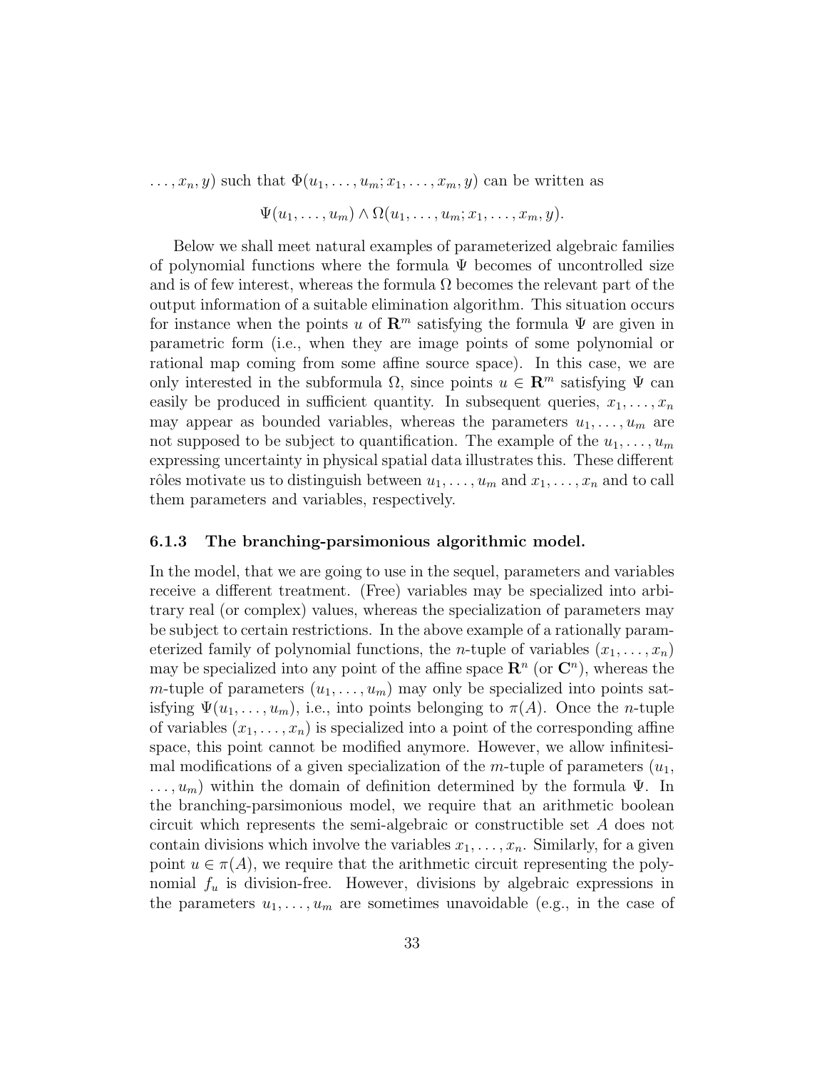$\ldots, x_n, y)$ such that $\Phi(u_1, \ldots, u_m; x_1, \ldots, x_m, y)$ can be written as

$$\Psi(u_1, \ldots, u_m) \wedge \Omega(u_1, \ldots, u_m; x_1, \ldots, x_m, y).$$

Below we shall meet natural examples of parameterized algebraic families of polynomial functions where the formula $\Psi$ becomes of uncontrolled size and is of few interest, whereas the formula $\Omega$ becomes the relevant part of the output information of a suitable elimination algorithm. This situation occurs for instance when the points $u$ of $\mathbf{R}^m$ satisfying the formula $\Psi$ are given in parametric form (i.e., when they are image points of some polynomial or rational map coming from some affine source space). In this case, we are only interested in the subformula $\Omega$, since points $u \in \mathbf{R}^m$ satisfying $\Psi$ can easily be produced in sufficient quantity. In subsequent queries, $x_1, \ldots, x_n$ may appear as bounded variables, whereas the parameters $u_1, \ldots, u_m$ are not supposed to be subject to quantification. The example of the $u_1, \ldots, u_m$ expressing uncertainty in physical spatial data illustrates this. These different rôles motivate us to distinguish between $u_1, \ldots, u_m$ and $x_1, \ldots, x_n$ and to call them parameters and variables, respectively.

### 6.1.3 The branching-parsimonious algorithmic model.

In the model, that we are going to use in the sequel, parameters and variables receive a different treatment. (Free) variables may be specialized into arbitrary real (or complex) values, whereas the specialization of parameters may be subject to certain restrictions. In the above example of a rationally parameterized family of polynomial functions, the $n$-tuple of variables $(x_1, \ldots, x_n)$ may be specialized into any point of the affine space $\mathbf{R}^n$ (or $\mathbf{C}^n$), whereas the $m$-tuple of parameters $(u_1, \ldots, u_m)$ may only be specialized into points satisfying $\Psi(u_1, \ldots, u_m)$, i.e., into points belonging to $\pi(A)$. Once the $n$-tuple of variables $(x_1, \ldots, x_n)$ is specialized into a point of the corresponding affine space, this point cannot be modified anymore. However, we allow infinitesimal modifications of a given specialization of the $m$-tuple of parameters $(u_1, \ldots, u_m)$ within the domain of definition determined by the formula $\Psi$. In the branching-parsimonious model, we require that an arithmetic boolean circuit which represents the semi-algebraic or constructible set $A$ does not contain divisions which involve the variables $x_1, \ldots, x_n$. Similarly, for a given point $u \in \pi(A)$, we require that the arithmetic circuit representing the polynomial $f_u$ is division-free. However, divisions by algebraic expressions in the parameters $u_1, \ldots, u_m$ are sometimes unavoidable (e.g., in the case of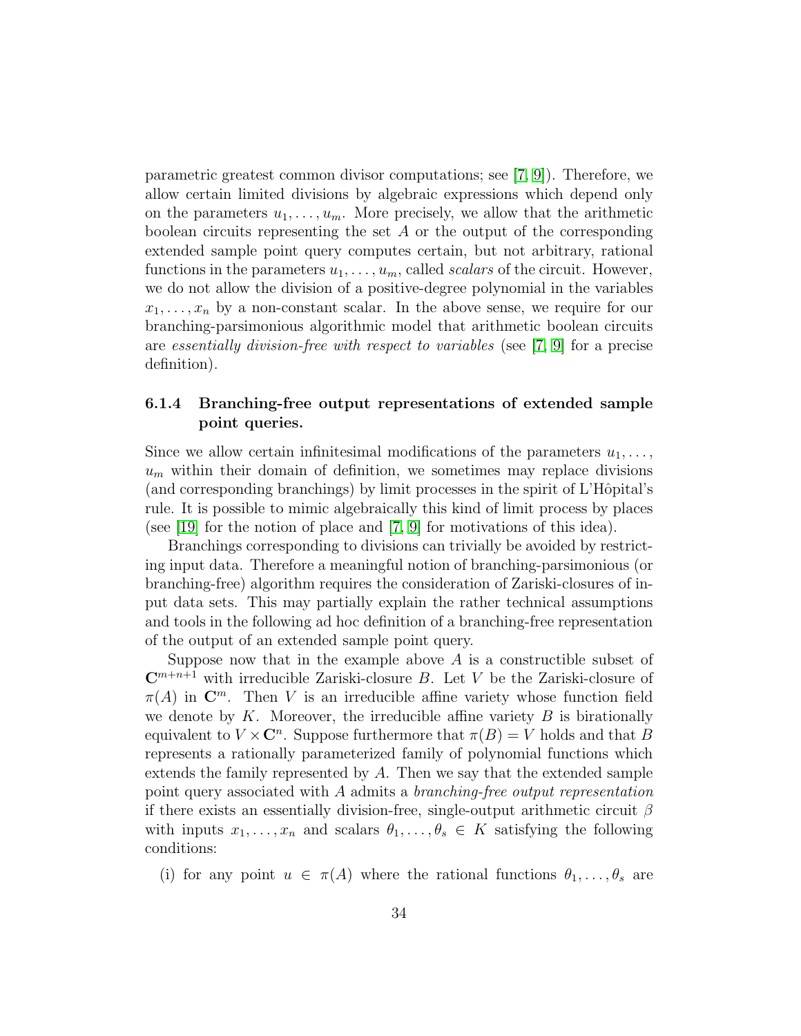parametric greatest common divisor computations; see [7, 9]). Therefore, we allow certain limited divisions by algebraic expressions which depend only on the parameters $u_1, \ldots, u_m$. More precisely, we allow that the arithmetic boolean circuits representing the set $A$ or the output of the corresponding extended sample point query computes certain, but not arbitrary, rational functions in the parameters $u_1, \ldots, u_m$, called *scalars* of the circuit. However, we do not allow the division of a positive-degree polynomial in the variables $x_1, \ldots, x_n$ by a non-constant scalar. In the above sense, we require for our branching-parsimonious algorithmic model that arithmetic boolean circuits are *essentially division-free with respect to variables* (see [7, 9] for a precise definition).

### 6.1.4 Branching-free output representations of extended sample point queries.

Since we allow certain infinitesimal modifications of the parameters $u_1, \ldots,$ $u_m$ within their domain of definition, we sometimes may replace divisions (and corresponding branchings) by limit processes in the spirit of L'Hôpital's rule. It is possible to mimic algebraically this kind of limit process by places (see [19] for the notion of place and [7, 9] for motivations of this idea).

Branchings corresponding to divisions can trivially be avoided by restricting input data. Therefore a meaningful notion of branching-parsimonious (or branching-free) algorithm requires the consideration of Zariski-closures of input data sets. This may partially explain the rather technical assumptions and tools in the following ad hoc definition of a branching-free representation of the output of an extended sample point query.

Suppose now that in the example above $A$ is a constructible subset of $\mathbf{C}^{m+n+1}$ with irreducible Zariski-closure $B$. Let $V$ be the Zariski-closure of $\pi(A)$ in $\mathbf{C}^m$. Then $V$ is an irreducible affine variety whose function field we denote by $K$. Moreover, the irreducible affine variety $B$ is birationally equivalent to $V \times \mathbf{C}^n$. Suppose furthermore that $\pi(B) = V$ holds and that $B$ represents a rationally parameterized family of polynomial functions which extends the family represented by $A$. Then we say that the extended sample point query associated with $A$ admits a *branching-free output representation* if there exists an essentially division-free, single-output arithmetic circuit $\beta$ with inputs $x_1, \ldots, x_n$ and scalars $\theta_1, \ldots, \theta_s \in K$ satisfying the following conditions:

(i) for any point $u \in \pi(A)$ where the rational functions $\theta_1, \ldots, \theta_s$ are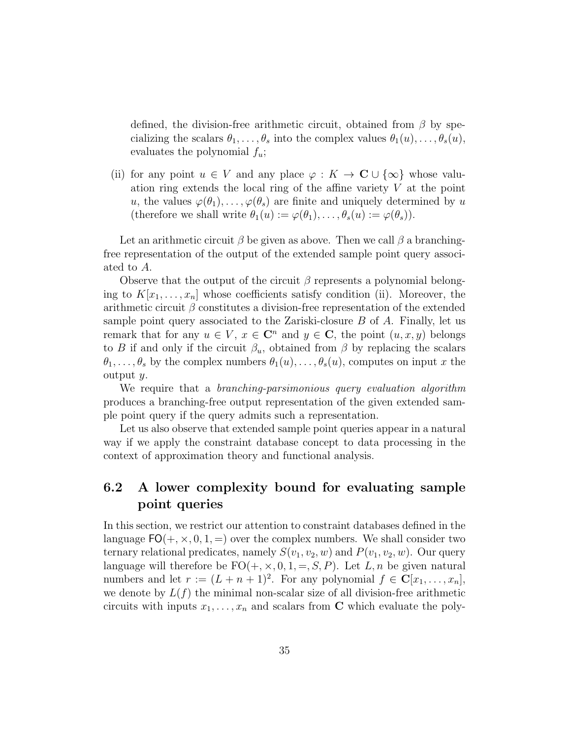defined, the division-free arithmetic circuit, obtained from $\beta$ by specializing the scalars $\theta_1, \ldots, \theta_s$ into the complex values $\theta_1(u), \ldots, \theta_s(u)$, evaluates the polynomial $f_u$;

(ii) for any point $u \in V$ and any place $\varphi : K \to \mathbf{C} \cup \{\infty\}$ whose valuation ring extends the local ring of the affine variety $V$ at the point $u$, the values $\varphi(\theta_1), \ldots, \varphi(\theta_s)$ are finite and uniquely determined by $u$ (therefore we shall write $\theta_1(u) := \varphi(\theta_1), \ldots, \theta_s(u) := \varphi(\theta_s)$).

Let an arithmetic circuit $\beta$ be given as above. Then we call $\beta$ a branching-free representation of the output of the extended sample point query associated to $A$.

Observe that the output of the circuit $\beta$ represents a polynomial belonging to $K[x_1, \ldots, x_n]$ whose coefficients satisfy condition (ii). Moreover, the arithmetic circuit $\beta$ constitutes a division-free representation of the extended sample point query associated to the Zariski-closure $B$ of $A$. Finally, let us remark that for any $u \in V$, $x \in \mathbf{C}^n$ and $y \in \mathbf{C}$, the point $(u, x, y)$ belongs to $B$ if and only if the circuit $\beta_u$, obtained from $\beta$ by replacing the scalars $\theta_1, \ldots, \theta_s$ by the complex numbers $\theta_1(u), \ldots, \theta_s(u)$, computes on input $x$ the output $y$.

We require that a *branching-parsimonious query evaluation algorithm* produces a branching-free output representation of the given extended sample point query if the query admits such a representation.

Let us also observe that extended sample point queries appear in a natural way if we apply the constraint database concept to data processing in the context of approximation theory and functional analysis.

## 6.2 A lower complexity bound for evaluating sample point queries

In this section, we restrict our attention to constraint databases defined in the language $\mathsf{FO}(+, \times, 0, 1, =)$ over the complex numbers. We shall consider two ternary relational predicates, namely $S(v_1, v_2, w)$ and $P(v_1, v_2, w)$. Our query language will therefore be $\mathrm{FO}(+, \times, 0, 1, =, S, P)$. Let $L, n$ be given natural numbers and let $r := (L + n + 1)^2$. For any polynomial $f \in \mathbf{C}[x_1, \ldots, x_n]$, we denote by $L(f)$ the minimal non-scalar size of all division-free arithmetic circuits with inputs $x_1, \ldots, x_n$ and scalars from $\mathbf{C}$ which evaluate the poly-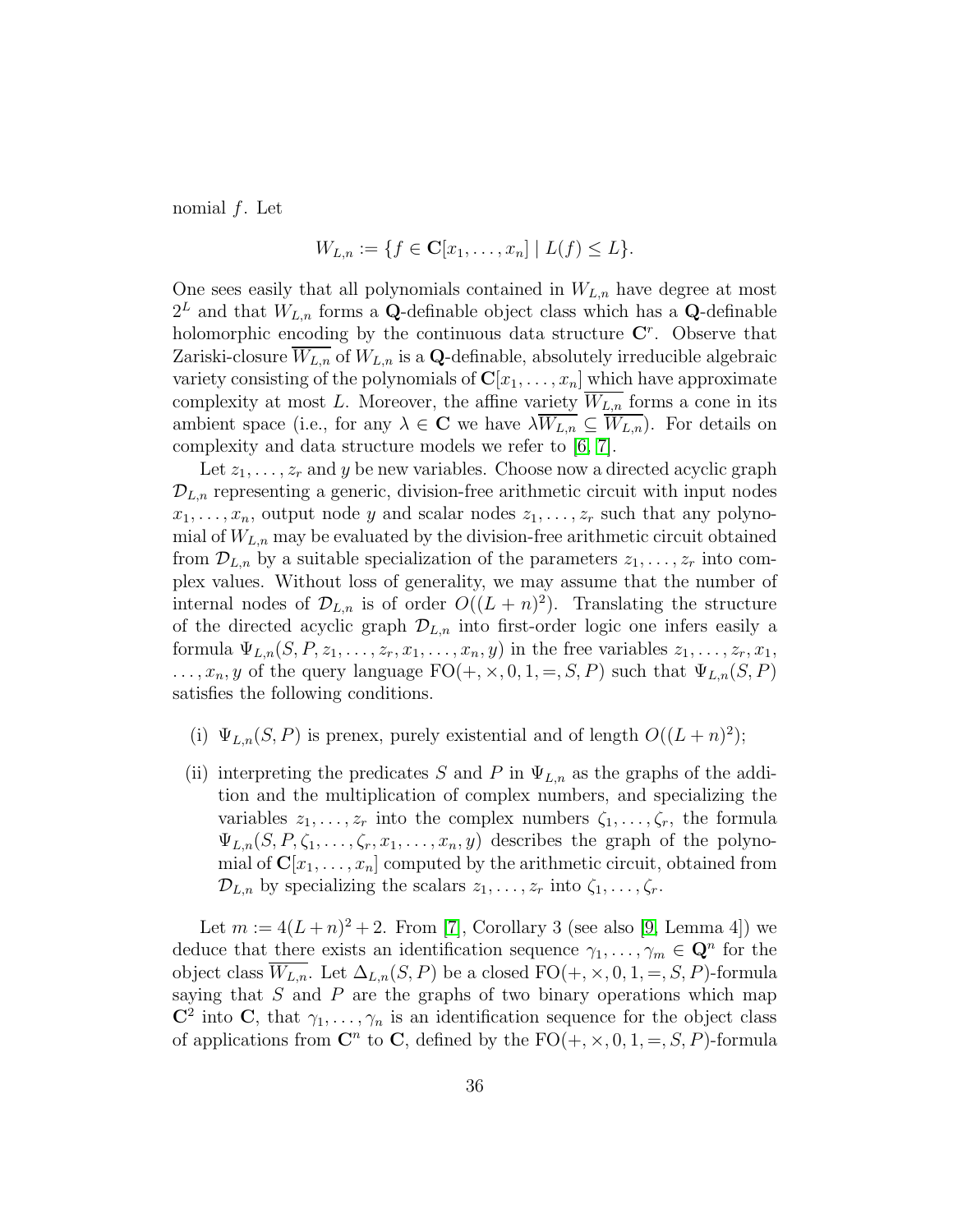nomial $f$. Let

$$W_{L,n} := \{f \in \mathbf{C}[x_1, \ldots, x_n] \mid L(f) \leq L\}.$$

One sees easily that all polynomials contained in $W_{L,n}$ have degree at most $2^L$ and that $W_{L,n}$ forms a $\mathbf{Q}$-definable object class which has a $\mathbf{Q}$-definable holomorphic encoding by the continuous data structure $\mathbf{C}^r$. Observe that Zariski-closure $\overline{W_{L,n}}$ of $W_{L,n}$ is a $\mathbf{Q}$-definable, absolutely irreducible algebraic variety consisting of the polynomials of $\mathbf{C}[x_1, \ldots, x_n]$ which have approximate complexity at most $L$. Moreover, the affine variety $\overline{W_{L,n}}$ forms a cone in its ambient space (i.e., for any $\lambda \in \mathbf{C}$ we have $\lambda\overline{W_{L,n}} \subseteq \overline{W_{L,n}}$). For details on complexity and data structure models we refer to [6, 7].

Let $z_1, \ldots, z_r$ and $y$ be new variables. Choose now a directed acyclic graph $\mathcal{D}_{L,n}$ representing a generic, division-free arithmetic circuit with input nodes $x_1, \ldots, x_n$, output node $y$ and scalar nodes $z_1, \ldots, z_r$ such that any polynomial of $W_{L,n}$ may be evaluated by the division-free arithmetic circuit obtained from $\mathcal{D}_{L,n}$ by a suitable specialization of the parameters $z_1, \ldots, z_r$ into complex values. Without loss of generality, we may assume that the number of internal nodes of $\mathcal{D}_{L,n}$ is of order $O((L+n)^2)$. Translating the structure of the directed acyclic graph $\mathcal{D}_{L,n}$ into first-order logic one infers easily a formula $\Psi_{L,n}(S, P, z_1, \ldots, z_r, x_1, \ldots, x_n, y)$ in the free variables $z_1, \ldots, z_r, x_1, \ldots, x_n, y$ of the query language $\mathrm{FO}(+, \times, 0, 1, =, S, P)$ such that $\Psi_{L,n}(S, P)$ satisfies the following conditions.

(i) $\Psi_{L,n}(S, P)$ is prenex, purely existential and of length $O((L+n)^2)$;

(ii) interpreting the predicates $S$ and $P$ in $\Psi_{L,n}$ as the graphs of the addition and the multiplication of complex numbers, and specializing the variables $z_1, \ldots, z_r$ into the complex numbers $\zeta_1, \ldots, \zeta_r$, the formula $\Psi_{L,n}(S, P, \zeta_1, \ldots, \zeta_r, x_1, \ldots, x_n, y)$ describes the graph of the polynomial of $\mathbf{C}[x_1, \ldots, x_n]$ computed by the arithmetic circuit, obtained from $\mathcal{D}_{L,n}$ by specializing the scalars $z_1, \ldots, z_r$ into $\zeta_1, \ldots, \zeta_r$.

Let $m := 4(L+n)^2 + 2$. From [7], Corollary 3 (see also [9, Lemma 4]) we deduce that there exists an identification sequence $\gamma_1, \ldots, \gamma_m \in \mathbf{Q}^n$ for the object class $\overline{W_{L,n}}$. Let $\Delta_{L,n}(S, P)$ be a closed $\mathrm{FO}(+, \times, 0, 1, =, S, P)$-formula saying that $S$ and $P$ are the graphs of two binary operations which map $\mathbf{C}^2$ into $\mathbf{C}$, that $\gamma_1, \ldots, \gamma_n$ is an identification sequence for the object class of applications from $\mathbf{C}^n$ to $\mathbf{C}$, defined by the $\mathrm{FO}(+, \times, 0, 1, =, S, P)$-formula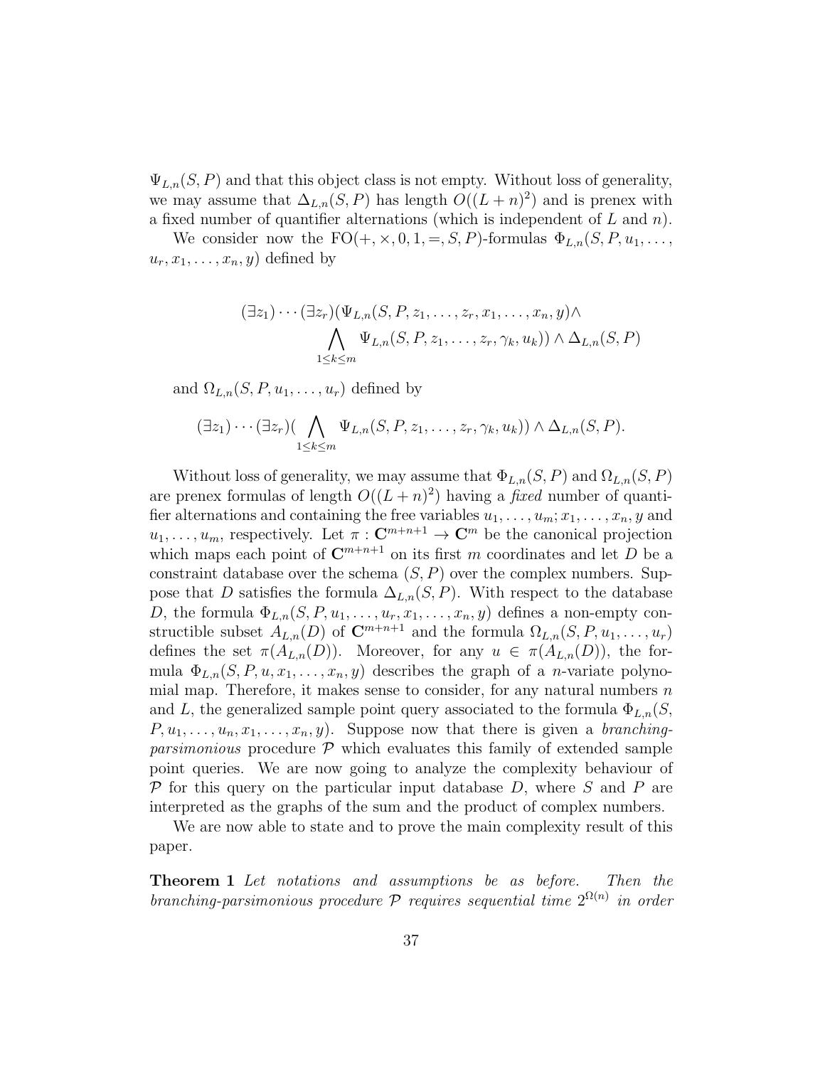$\Psi_{L,n}(S,P)$ and that this object class is not empty. Without loss of generality, we may assume that $\Delta_{L,n}(S,P)$ has length $O((L+n)^2)$ and is prenex with a fixed number of quantifier alternations (which is independent of $L$ and $n$).

We consider now the FO$(+,\times,0,1,=,S,P)$-formulas $\Phi_{L,n}(S,P,u_1,\ldots,u_r,x_1,\ldots,x_n,y)$ defined by

$$(\exists z_1)\cdots(\exists z_r)(\Psi_{L,n}(S,P,z_1,\ldots,z_r,x_1,\ldots,x_n,y)\wedge \bigwedge_{1\le k\le m}\Psi_{L,n}(S,P,z_1,\ldots,z_r,\gamma_k,u_k))\wedge\Delta_{L,n}(S,P)$$

and $\Omega_{L,n}(S,P,u_1,\ldots,u_r)$ defined by

$$(\exists z_1)\cdots(\exists z_r)(\bigwedge_{1\le k\le m}\Psi_{L,n}(S,P,z_1,\ldots,z_r,\gamma_k,u_k))\wedge\Delta_{L,n}(S,P).$$

Without loss of generality, we may assume that $\Phi_{L,n}(S,P)$ and $\Omega_{L,n}(S,P)$ are prenex formulas of length $O((L+n)^2)$ having a *fixed* number of quantifier alternations and containing the free variables $u_1,\ldots,u_m;x_1,\ldots,x_n,y$ and $u_1,\ldots,u_m$, respectively. Let $\pi:\mathbf{C}^{m+n+1}\to\mathbf{C}^m$ be the canonical projection which maps each point of $\mathbf{C}^{m+n+1}$ on its first $m$ coordinates and let $D$ be a constraint database over the schema $(S,P)$ over the complex numbers. Suppose that $D$ satisfies the formula $\Delta_{L,n}(S,P)$. With respect to the database $D$, the formula $\Phi_{L,n}(S,P,u_1,\ldots,u_r,x_1,\ldots,x_n,y)$ defines a non-empty constructible subset $A_{L,n}(D)$ of $\mathbf{C}^{m+n+1}$ and the formula $\Omega_{L,n}(S,P,u_1,\ldots,u_r)$ defines the set $\pi(A_{L,n}(D))$. Moreover, for any $u\in\pi(A_{L,n}(D))$, the formula $\Phi_{L,n}(S,P,u,x_1,\ldots,x_n,y)$ describes the graph of a $n$-variate polynomial map. Therefore, it makes sense to consider, for any natural numbers $n$ and $L$, the generalized sample point query associated to the formula $\Phi_{L,n}(S,P,u_1,\ldots,u_n,x_1,\ldots,x_n,y)$. Suppose now that there is given a *branching-parsimonious* procedure $\mathcal{P}$ which evaluates this family of extended sample point queries. We are now going to analyze the complexity behaviour of $\mathcal{P}$ for this query on the particular input database $D$, where $S$ and $P$ are interpreted as the graphs of the sum and the product of complex numbers.

We are now able to state and to prove the main complexity result of this paper.

**Theorem 1** *Let notations and assumptions be as before. Then the branching-parsimonious procedure $\mathcal{P}$ requires sequential time $2^{\Omega(n)}$ in order*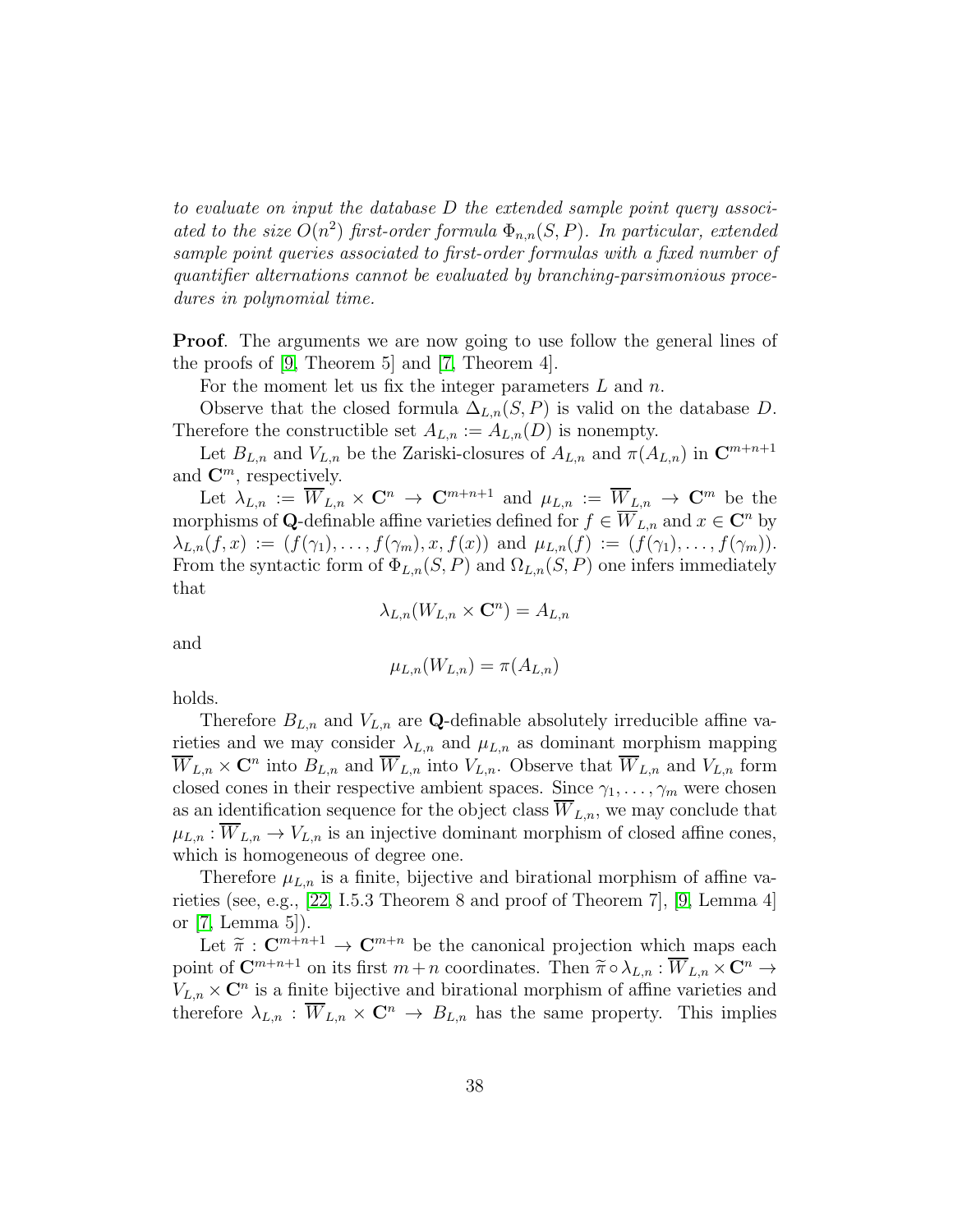*to evaluate on input the database $D$ the extended sample point query associated to the size $O(n^2)$ first-order formula $\Phi_{n,n}(S,P)$. In particular, extended sample point queries associated to first-order formulas with a fixed number of quantifier alternations cannot be evaluated by branching-parsimonious procedures in polynomial time.*

**Proof**. The arguments we are now going to use follow the general lines of the proofs of [9, Theorem 5] and [7, Theorem 4].

For the moment let us fix the integer parameters $L$ and $n$.

Observe that the closed formula $\Delta_{L,n}(S,P)$ is valid on the database $D$. Therefore the constructible set $A_{L,n} := A_{L,n}(D)$ is nonempty.

Let $B_{L,n}$ and $V_{L,n}$ be the Zariski-closures of $A_{L,n}$ and $\pi(A_{L,n})$ in $\mathbf{C}^{m+n+1}$ and $\mathbf{C}^m$, respectively.

Let $\lambda_{L,n} := \overline{W}_{L,n} \times \mathbf{C}^n \to \mathbf{C}^{m+n+1}$ and $\mu_{L,n} := \overline{W}_{L,n} \to \mathbf{C}^m$ be the morphisms of $\mathbf{Q}$-definable affine varieties defined for $f \in \overline{W}_{L,n}$ and $x \in \mathbf{C}^n$ by $\lambda_{L,n}(f,x) := (f(\gamma_1),\ldots,f(\gamma_m),x,f(x))$ and $\mu_{L,n}(f) := (f(\gamma_1),\ldots,f(\gamma_m))$. From the syntactic form of $\Phi_{L,n}(S,P)$ and $\Omega_{L,n}(S,P)$ one infers immediately that

$$\lambda_{L,n}(W_{L,n} \times \mathbf{C}^n) = A_{L,n}$$

and

$$\mu_{L,n}(W_{L,n}) = \pi(A_{L,n})$$

holds.

Therefore $B_{L,n}$ and $V_{L,n}$ are $\mathbf{Q}$-definable absolutely irreducible affine varieties and we may consider $\lambda_{L,n}$ and $\mu_{L,n}$ as dominant morphism mapping $\overline{W}_{L,n} \times \mathbf{C}^n$ into $B_{L,n}$ and $\overline{W}_{L,n}$ into $V_{L,n}$. Observe that $\overline{W}_{L,n}$ and $V_{L,n}$ form closed cones in their respective ambient spaces. Since $\gamma_1,\ldots,\gamma_m$ were chosen as an identification sequence for the object class $\overline{W}_{L,n}$, we may conclude that $\mu_{L,n} : \overline{W}_{L,n} \to V_{L,n}$ is an injective dominant morphism of closed affine cones, which is homogeneous of degree one.

Therefore $\mu_{L,n}$ is a finite, bijective and birational morphism of affine varieties (see, e.g., [22, I.5.3 Theorem 8 and proof of Theorem 7], [9, Lemma 4] or [7, Lemma 5]).

Let $\widetilde{\pi} : \mathbf{C}^{m+n+1} \to \mathbf{C}^{m+n}$ be the canonical projection which maps each point of $\mathbf{C}^{m+n+1}$ on its first $m+n$ coordinates. Then $\widetilde{\pi} \circ \lambda_{L,n} : \overline{W}_{L,n} \times \mathbf{C}^n \to V_{L,n} \times \mathbf{C}^n$ is a finite bijective and birational morphism of affine varieties and therefore $\lambda_{L,n} : \overline{W}_{L,n} \times \mathbf{C}^n \to B_{L,n}$ has the same property. This implies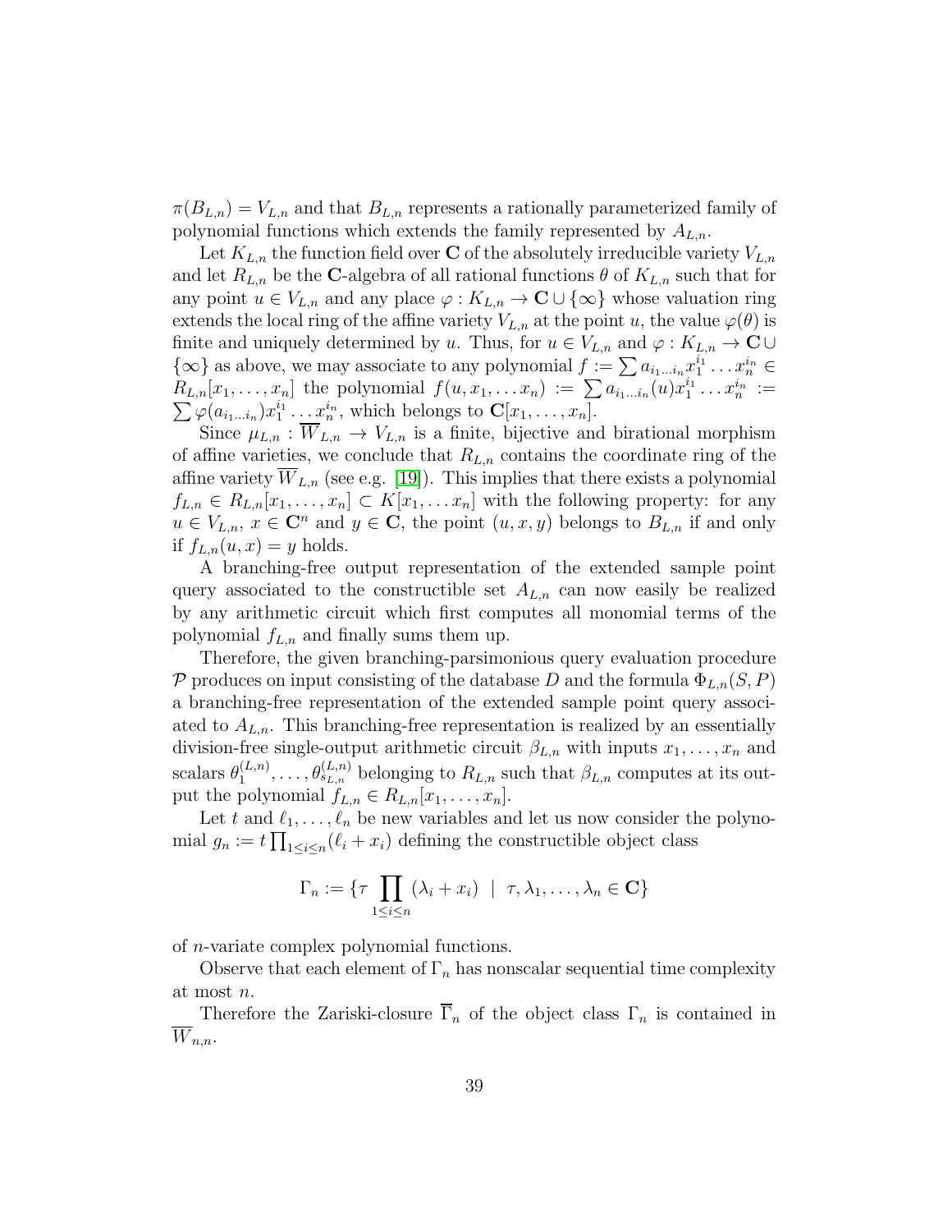$\pi(B_{L,n}) = V_{L,n}$ and that $B_{L,n}$ represents a rationally parameterized family of polynomial functions which extends the family represented by $A_{L,n}$.

Let $K_{L,n}$ the function field over $\mathbf{C}$ of the absolutely irreducible variety $V_{L,n}$ and let $R_{L,n}$ be the $\mathbf{C}$-algebra of all rational functions $\theta$ of $K_{L,n}$ such that for any point $u \in V_{L,n}$ and any place $\varphi : K_{L,n} \to \mathbf{C} \cup \{\infty\}$ whose valuation ring extends the local ring of the affine variety $V_{L,n}$ at the point $u$, the value $\varphi(\theta)$ is finite and uniquely determined by $u$. Thus, for $u \in V_{L,n}$ and $\varphi : K_{L,n} \to \mathbf{C} \cup \{\infty\}$ as above, we may associate to any polynomial $f := \sum a_{i_1 \ldots i_n} x_1^{i_1} \ldots x_n^{i_n} \in R_{L,n}[x_1, \ldots, x_n]$ the polynomial $f(u, x_1, \ldots x_n) := \sum a_{i_1 \ldots i_n}(u) x_1^{i_1} \ldots x_n^{i_n} := \sum \varphi(a_{i_1 \ldots i_n}) x_1^{i_1} \ldots x_n^{i_n}$, which belongs to $\mathbf{C}[x_1, \ldots, x_n]$.

Since $\mu_{L,n} : \overline{W}_{L,n} \to V_{L,n}$ is a finite, bijective and birational morphism of affine varieties, we conclude that $R_{L,n}$ contains the coordinate ring of the affine variety $\overline{W}_{L,n}$ (see e.g. [19]). This implies that there exists a polynomial $f_{L,n} \in R_{L,n}[x_1, \ldots, x_n] \subset K[x_1, \ldots x_n]$ with the following property: for any $u \in V_{L,n}$, $x \in \mathbf{C}^n$ and $y \in \mathbf{C}$, the point $(u, x, y)$ belongs to $B_{L,n}$ if and only if $f_{L,n}(u, x) = y$ holds.

A branching-free output representation of the extended sample point query associated to the constructible set $A_{L,n}$ can now easily be realized by any arithmetic circuit which first computes all monomial terms of the polynomial $f_{L,n}$ and finally sums them up.

Therefore, the given branching-parsimonious query evaluation procedure $\mathcal{P}$ produces on input consisting of the database $D$ and the formula $\Phi_{L,n}(S, P)$ a branching-free representation of the extended sample point query associated to $A_{L,n}$. This branching-free representation is realized by an essentially division-free single-output arithmetic circuit $\beta_{L,n}$ with inputs $x_1, \ldots, x_n$ and scalars $\theta_1^{(L,n)}, \ldots, \theta_{s_{L,n}}^{(L,n)}$ belonging to $R_{L,n}$ such that $\beta_{L,n}$ computes at its output the polynomial $f_{L,n} \in R_{L,n}[x_1, \ldots, x_n]$.

Let $t$ and $\ell_1, \ldots, \ell_n$ be new variables and let us now consider the polynomial $g_n := t \prod_{1 \le i \le n} (\ell_i + x_i)$ defining the constructible object class

$$\Gamma_n := \{\tau \prod_{1 \le i \le n} (\lambda_i + x_i) \;\; | \;\; \tau, \lambda_1, \ldots, \lambda_n \in \mathbf{C}\}$$

of $n$-variate complex polynomial functions.

Observe that each element of $\Gamma_n$ has nonscalar sequential time complexity at most $n$.

Therefore the Zariski-closure $\overline{\Gamma}_n$ of the object class $\Gamma_n$ is contained in $\overline{W}_{n,n}$.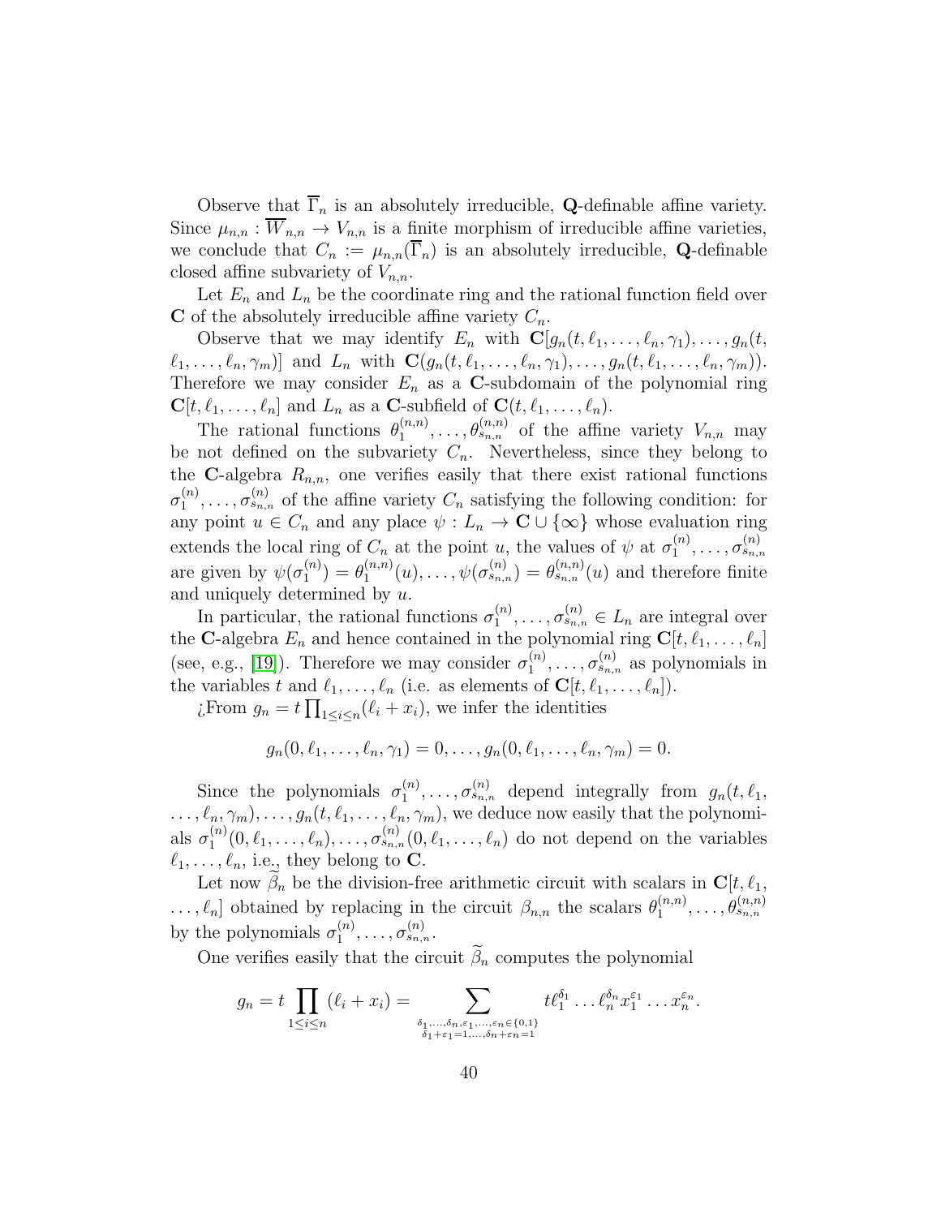Observe that $\overline{\Gamma}_n$ is an absolutely irreducible, $\mathbf{Q}$-definable affine variety. Since $\mu_{n,n} : \overline{W}_{n,n} \to V_{n,n}$ is a finite morphism of irreducible affine varieties, we conclude that $C_n := \mu_{n,n}(\overline{\Gamma}_n)$ is an absolutely irreducible, $\mathbf{Q}$-definable closed affine subvariety of $V_{n,n}$.

Let $E_n$ and $L_n$ be the coordinate ring and the rational function field over $\mathbf{C}$ of the absolutely irreducible affine variety $C_n$.

Observe that we may identify $E_n$ with $\mathbf{C}[g_n(t, \ell_1, \ldots, \ell_n, \gamma_1), \ldots, g_n(t, \ell_1, \ldots, \ell_n, \gamma_m)]$ and $L_n$ with $\mathbf{C}(g_n(t, \ell_1, \ldots, \ell_n, \gamma_1), \ldots, g_n(t, \ell_1, \ldots, \ell_n, \gamma_m))$. Therefore we may consider $E_n$ as a $\mathbf{C}$-subdomain of the polynomial ring $\mathbf{C}[t, \ell_1, \ldots, \ell_n]$ and $L_n$ as a $\mathbf{C}$-subfield of $\mathbf{C}(t, \ell_1, \ldots, \ell_n)$.

The rational functions $\theta_1^{(n,n)}, \ldots, \theta_{s_{n,n}}^{(n,n)}$ of the affine variety $V_{n,n}$ may be not defined on the subvariety $C_n$. Nevertheless, since they belong to the $\mathbf{C}$-algebra $R_{n,n}$, one verifies easily that there exist rational functions $\sigma_1^{(n)}, \ldots, \sigma_{s_{n,n}}^{(n)}$ of the affine variety $C_n$ satisfying the following condition: for any point $u \in C_n$ and any place $\psi : L_n \to \mathbf{C} \cup \{\infty\}$ whose evaluation ring extends the local ring of $C_n$ at the point $u$, the values of $\psi$ at $\sigma_1^{(n)}, \ldots, \sigma_{s_{n,n}}^{(n)}$ are given by $\psi(\sigma_1^{(n)}) = \theta_1^{(n,n)}(u), \ldots, \psi(\sigma_{s_{n,n}}^{(n)}) = \theta_{s_{n,n}}^{(n,n)}(u)$ and therefore finite and uniquely determined by $u$.

In particular, the rational functions $\sigma_1^{(n)}, \ldots, \sigma_{s_{n,n}}^{(n)} \in L_n$ are integral over the $\mathbf{C}$-algebra $E_n$ and hence contained in the polynomial ring $\mathbf{C}[t, \ell_1, \ldots, \ell_n]$ (see, e.g., [19]). Therefore we may consider $\sigma_1^{(n)}, \ldots, \sigma_{s_{n,n}}^{(n)}$ as polynomials in the variables $t$ and $\ell_1, \ldots, \ell_n$ (i.e. as elements of $\mathbf{C}[t, \ell_1, \ldots, \ell_n]$).

¿From $g_n = t \prod_{1 \leq i \leq n} (\ell_i + x_i)$, we infer the identities

$$g_n(0, \ell_1, \ldots, \ell_n, \gamma_1) = 0, \ldots, g_n(0, \ell_1, \ldots, \ell_n, \gamma_m) = 0.$$

Since the polynomials $\sigma_1^{(n)}, \ldots, \sigma_{s_{n,n}}^{(n)}$ depend integrally from $g_n(t, \ell_1, \ldots, \ell_n, \gamma_m), \ldots, g_n(t, \ell_1, \ldots, \ell_n, \gamma_m)$, we deduce now easily that the polynomials $\sigma_1^{(n)}(0, \ell_1, \ldots, \ell_n), \ldots, \sigma_{s_{n,n}}^{(n)}(0, \ell_1, \ldots, \ell_n)$ do not depend on the variables $\ell_1, \ldots, \ell_n$, i.e., they belong to $\mathbf{C}$.

Let now $\widetilde{\beta}_n$ be the division-free arithmetic circuit with scalars in $\mathbf{C}[t, \ell_1, \ldots, \ell_n]$ obtained by replacing in the circuit $\beta_{n,n}$ the scalars $\theta_1^{(n,n)}, \ldots, \theta_{s_{n,n}}^{(n,n)}$ by the polynomials $\sigma_1^{(n)}, \ldots, \sigma_{s_{n,n}}^{(n)}$.

One verifies easily that the circuit $\widetilde{\beta}_n$ computes the polynomial

$$g_n = t \prod_{1 \leq i \leq n} (\ell_i + x_i) = \sum_{\substack{\delta_1, \ldots, \delta_n, \varepsilon_1, \ldots, \varepsilon_n \in \{0,1\} \\ \delta_1 + \varepsilon_1 = 1, \ldots, \delta_n + \varepsilon_n = 1}} t \ell_1^{\delta_1} \ldots \ell_n^{\delta_n} x_1^{\varepsilon_1} \ldots x_n^{\varepsilon_n}.$$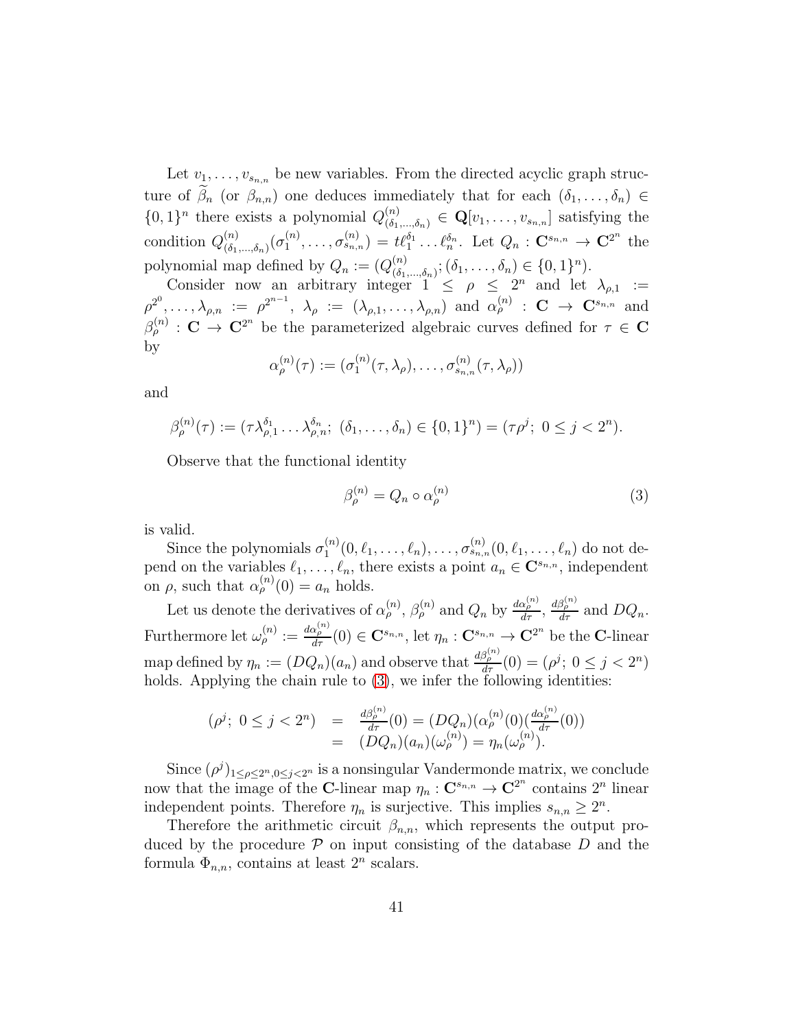Let $v_1, \ldots, v_{s_{n,n}}$ be new variables. From the directed acyclic graph structure of $\widetilde{\beta}_n$ (or $\beta_{n,n}$) one deduces immediately that for each $(\delta_1, \ldots, \delta_n) \in \{0,1\}^n$ there exists a polynomial $Q^{(n)}_{(\delta_1,\ldots,\delta_n)} \in \mathbf{Q}[v_1, \ldots, v_{s_{n,n}}]$ satisfying the condition $Q^{(n)}_{(\delta_1,\ldots,\delta_n)}(\sigma^{(n)}_1, \ldots, \sigma^{(n)}_{s_{n,n}}) = t\ell_1^{\delta_1} \ldots \ell_n^{\delta_n}$. Let $Q_n : \mathbf{C}^{s_{n,n}} \to \mathbf{C}^{2^n}$ the polynomial map defined by $Q_n := (Q^{(n)}_{(\delta_1,\ldots,\delta_n)}; (\delta_1, \ldots, \delta_n) \in \{0,1\}^n)$.

Consider now an arbitrary integer $1 \leq \rho \leq 2^n$ and let $\lambda_{\rho,1} := \rho^{2^0}, \ldots, \lambda_{\rho,n} := \rho^{2^{n-1}}$, $\lambda_\rho := (\lambda_{\rho,1}, \ldots, \lambda_{\rho,n})$ and $\alpha^{(n)}_\rho : \mathbf{C} \to \mathbf{C}^{s_{n,n}}$ and $\beta^{(n)}_\rho : \mathbf{C} \to \mathbf{C}^{2^n}$ be the parameterized algebraic curves defined for $\tau \in \mathbf{C}$ by

$$\alpha^{(n)}_\rho(\tau) := (\sigma^{(n)}_1(\tau, \lambda_\rho), \ldots, \sigma^{(n)}_{s_{n,n}}(\tau, \lambda_\rho))$$

and

$$\beta^{(n)}_\rho(\tau) := (\tau\lambda^{\delta_1}_{\rho,1} \ldots \lambda^{\delta_n}_{\rho,n};\ (\delta_1, \ldots, \delta_n) \in \{0,1\}^n) = (\tau\rho^j;\ 0 \leq j < 2^n).$$

Observe that the functional identity

$$\beta^{(n)}_\rho = Q_n \circ \alpha^{(n)}_\rho \tag{3}$$

is valid.

Since the polynomials $\sigma^{(n)}_1(0, \ell_1, \ldots, \ell_n), \ldots, \sigma^{(n)}_{s_{n,n}}(0, \ell_1, \ldots, \ell_n)$ do not depend on the variables $\ell_1, \ldots, \ell_n$, there exists a point $a_n \in \mathbf{C}^{s_{n,n}}$, independent on $\rho$, such that $\alpha^{(n)}_\rho(0) = a_n$ holds.

Let us denote the derivatives of $\alpha^{(n)}_\rho$, $\beta^{(n)}_\rho$ and $Q_n$ by $\frac{d\alpha^{(n)}_\rho}{d\tau}$, $\frac{d\beta^{(n)}_\rho}{d\tau}$ and $DQ_n$. Furthermore let $\omega^{(n)}_\rho := \frac{d\alpha^{(n)}_\rho}{d\tau}(0) \in \mathbf{C}^{s_{n,n}}$, let $\eta_n : \mathbf{C}^{s_{n,n}} \to \mathbf{C}^{2^n}$ be the $\mathbf{C}$-linear map defined by $\eta_n := (DQ_n)(a_n)$ and observe that $\frac{d\beta^{(n)}_\rho}{d\tau}(0) = (\rho^j;\ 0 \leq j < 2^n)$ holds. Applying the chain rule to (3), we infer the following identities:

$$\begin{aligned}(\rho^j;\ 0 \leq j < 2^n) &= \tfrac{d\beta^{(n)}_\rho}{d\tau}(0) = (DQ_n)(\alpha^{(n)}_\rho(0)(\tfrac{d\alpha^{(n)}_\rho}{d\tau}(0)) \\ &= (DQ_n)(a_n)(\omega^{(n)}_\rho) = \eta_n(\omega^{(n)}_\rho).\end{aligned}$$

Since $(\rho^j)_{1 \leq \rho \leq 2^n, 0 \leq j < 2^n}$ is a nonsingular Vandermonde matrix, we conclude now that the image of the $\mathbf{C}$-linear map $\eta_n : \mathbf{C}^{s_{n,n}} \to \mathbf{C}^{2^n}$ contains $2^n$ linear independent points. Therefore $\eta_n$ is surjective. This implies $s_{n,n} \geq 2^n$.

Therefore the arithmetic circuit $\beta_{n,n}$, which represents the output produced by the procedure $\mathcal{P}$ on input consisting of the database $D$ and the formula $\Phi_{n,n}$, contains at least $2^n$ scalars.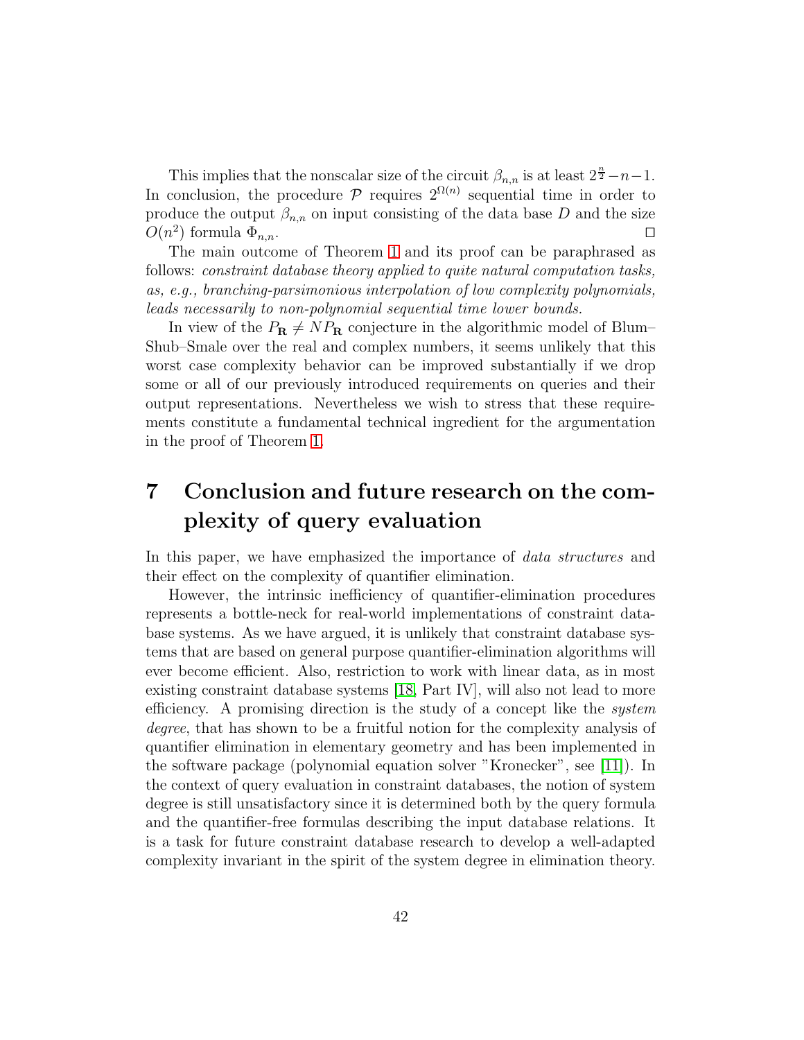This implies that the nonscalar size of the circuit $\beta_{n,n}$ is at least $2^{\frac{n}{2}} - n - 1$. In conclusion, the procedure $\mathcal{P}$ requires $2^{\Omega(n)}$ sequential time in order to produce the output $\beta_{n,n}$ on input consisting of the data base $D$ and the size $O(n^2)$ formula $\Phi_{n,n}$. $\square$

The main outcome of Theorem 1 and its proof can be paraphrased as follows: *constraint database theory applied to quite natural computation tasks, as, e.g., branching-parsimonious interpolation of low complexity polynomials, leads necessarily to non-polynomial sequential time lower bounds.*

In view of the $P_{\mathbf{R}} \neq NP_{\mathbf{R}}$ conjecture in the algorithmic model of Blum–Shub–Smale over the real and complex numbers, it seems unlikely that this worst case complexity behavior can be improved substantially if we drop some or all of our previously introduced requirements on queries and their output representations. Nevertheless we wish to stress that these requirements constitute a fundamental technical ingredient for the argumentation in the proof of Theorem 1.

# 7 Conclusion and future research on the complexity of query evaluation

In this paper, we have emphasized the importance of *data structures* and their effect on the complexity of quantifier elimination.

However, the intrinsic inefficiency of quantifier-elimination procedures represents a bottle-neck for real-world implementations of constraint database systems. As we have argued, it is unlikely that constraint database systems that are based on general purpose quantifier-elimination algorithms will ever become efficient. Also, restriction to work with linear data, as in most existing constraint database systems [18, Part IV], will also not lead to more efficiency. A promising direction is the study of a concept like the *system degree*, that has shown to be a fruitful notion for the complexity analysis of quantifier elimination in elementary geometry and has been implemented in the software package (polynomial equation solver "Kronecker", see [11]). In the context of query evaluation in constraint databases, the notion of system degree is still unsatisfactory since it is determined both by the query formula and the quantifier-free formulas describing the input database relations. It is a task for future constraint database research to develop a well-adapted complexity invariant in the spirit of the system degree in elimination theory.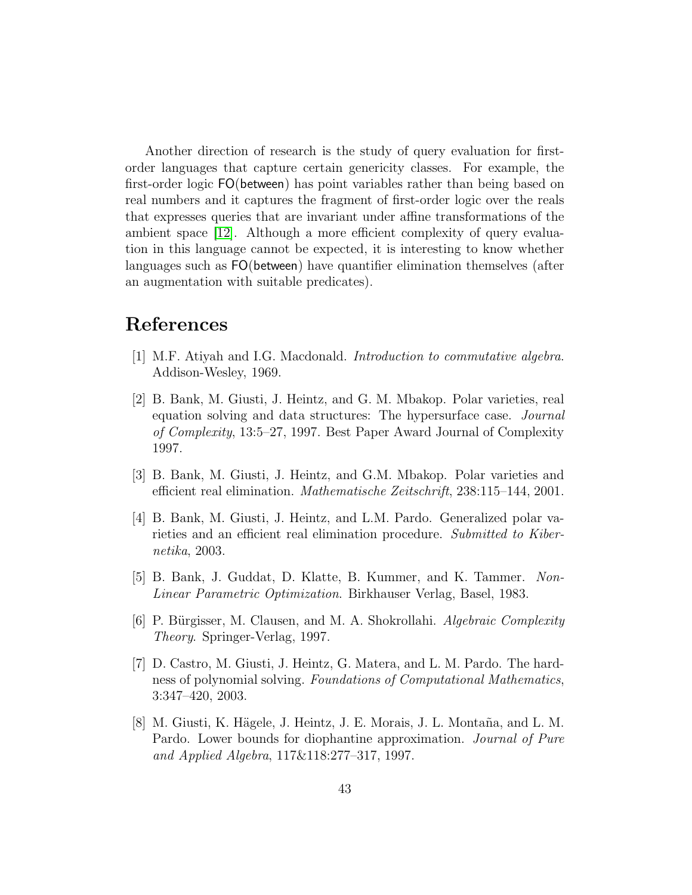Another direction of research is the study of query evaluation for first-order languages that capture certain genericity classes. For example, the first-order logic FO(between) has point variables rather than being based on real numbers and it captures the fragment of first-order logic over the reals that expresses queries that are invariant under affine transformations of the ambient space [12]. Although a more efficient complexity of query evaluation in this language cannot be expected, it is interesting to know whether languages such as FO(between) have quantifier elimination themselves (after an augmentation with suitable predicates).

# References

[1] M.F. Atiyah and I.G. Macdonald. *Introduction to commutative algebra*. Addison-Wesley, 1969.

[2] B. Bank, M. Giusti, J. Heintz, and G. M. Mbakop. Polar varieties, real equation solving and data structures: The hypersurface case. *Journal of Complexity*, 13:5–27, 1997. Best Paper Award Journal of Complexity 1997.

[3] B. Bank, M. Giusti, J. Heintz, and G.M. Mbakop. Polar varieties and efficient real elimination. *Mathematische Zeitschrift*, 238:115–144, 2001.

[4] B. Bank, M. Giusti, J. Heintz, and L.M. Pardo. Generalized polar varieties and an efficient real elimination procedure. *Submitted to Kibernetika*, 2003.

[5] B. Bank, J. Guddat, D. Klatte, B. Kummer, and K. Tammer. *Non-Linear Parametric Optimization*. Birkhauser Verlag, Basel, 1983.

[6] P. Bürgisser, M. Clausen, and M. A. Shokrollahi. *Algebraic Complexity Theory*. Springer-Verlag, 1997.

[7] D. Castro, M. Giusti, J. Heintz, G. Matera, and L. M. Pardo. The hardness of polynomial solving. *Foundations of Computational Mathematics*, 3:347–420, 2003.

[8] M. Giusti, K. Hägele, J. Heintz, J. E. Morais, J. L. Montaña, and L. M. Pardo. Lower bounds for diophantine approximation. *Journal of Pure and Applied Algebra*, 117&118:277–317, 1997.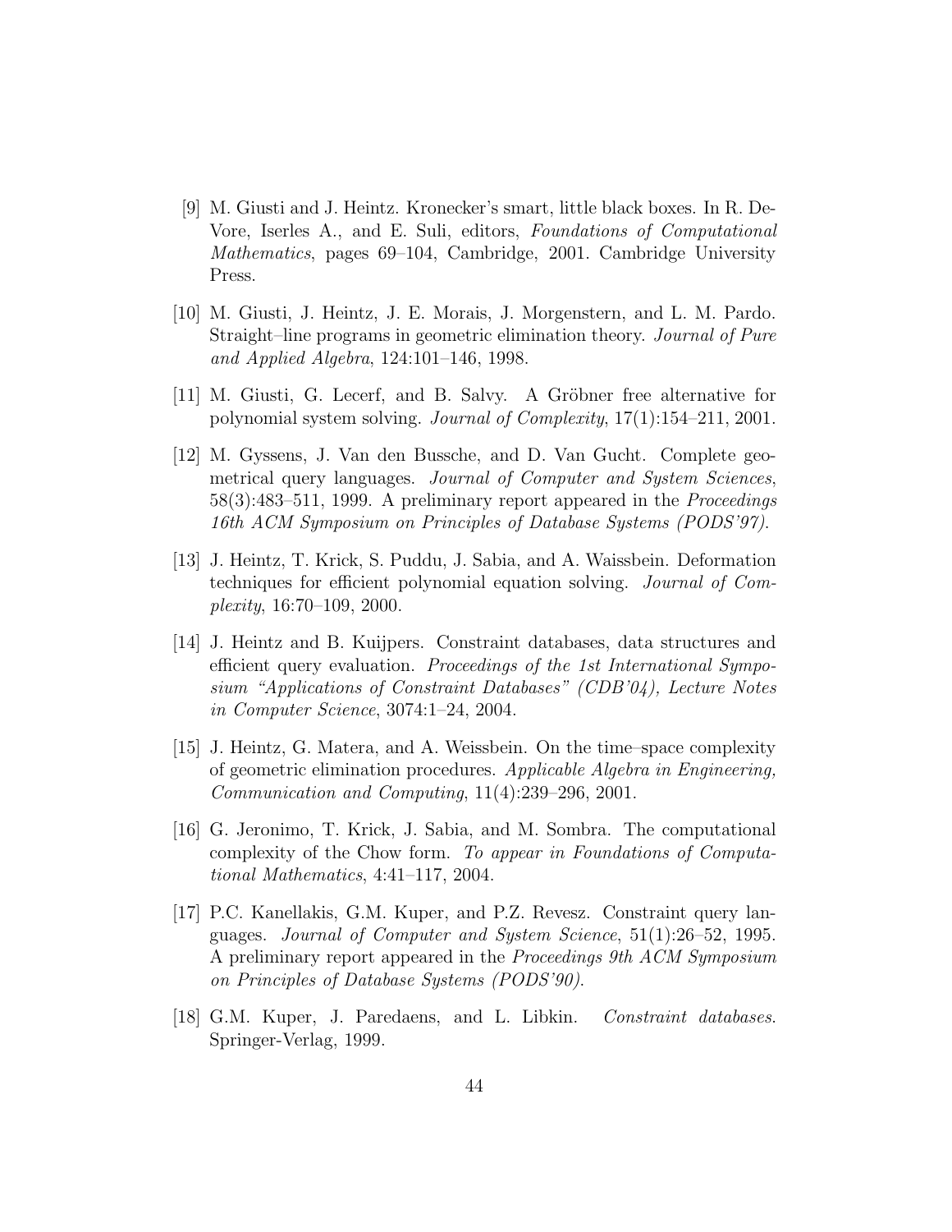[9] M. Giusti and J. Heintz. Kronecker's smart, little black boxes. In R. DeVore, Iserles A., and E. Suli, editors, *Foundations of Computational Mathematics*, pages 69–104, Cambridge, 2001. Cambridge University Press.

[10] M. Giusti, J. Heintz, J. E. Morais, J. Morgenstern, and L. M. Pardo. Straight–line programs in geometric elimination theory. *Journal of Pure and Applied Algebra*, 124:101–146, 1998.

[11] M. Giusti, G. Lecerf, and B. Salvy. A Gröbner free alternative for polynomial system solving. *Journal of Complexity*, 17(1):154–211, 2001.

[12] M. Gyssens, J. Van den Bussche, and D. Van Gucht. Complete geometrical query languages. *Journal of Computer and System Sciences*, 58(3):483–511, 1999. A preliminary report appeared in the *Proceedings 16th ACM Symposium on Principles of Database Systems (PODS'97)*.

[13] J. Heintz, T. Krick, S. Puddu, J. Sabia, and A. Waissbein. Deformation techniques for efficient polynomial equation solving. *Journal of Complexity*, 16:70–109, 2000.

[14] J. Heintz and B. Kuijpers. Constraint databases, data structures and efficient query evaluation. *Proceedings of the 1st International Symposium "Applications of Constraint Databases" (CDB'04), Lecture Notes in Computer Science*, 3074:1–24, 2004.

[15] J. Heintz, G. Matera, and A. Weissbein. On the time–space complexity of geometric elimination procedures. *Applicable Algebra in Engineering, Communication and Computing*, 11(4):239–296, 2001.

[16] G. Jeronimo, T. Krick, J. Sabia, and M. Sombra. The computational complexity of the Chow form. *To appear in Foundations of Computational Mathematics*, 4:41–117, 2004.

[17] P.C. Kanellakis, G.M. Kuper, and P.Z. Revesz. Constraint query languages. *Journal of Computer and System Science*, 51(1):26–52, 1995. A preliminary report appeared in the *Proceedings 9th ACM Symposium on Principles of Database Systems (PODS'90)*.

[18] G.M. Kuper, J. Paredaens, and L. Libkin. *Constraint databases*. Springer-Verlag, 1999.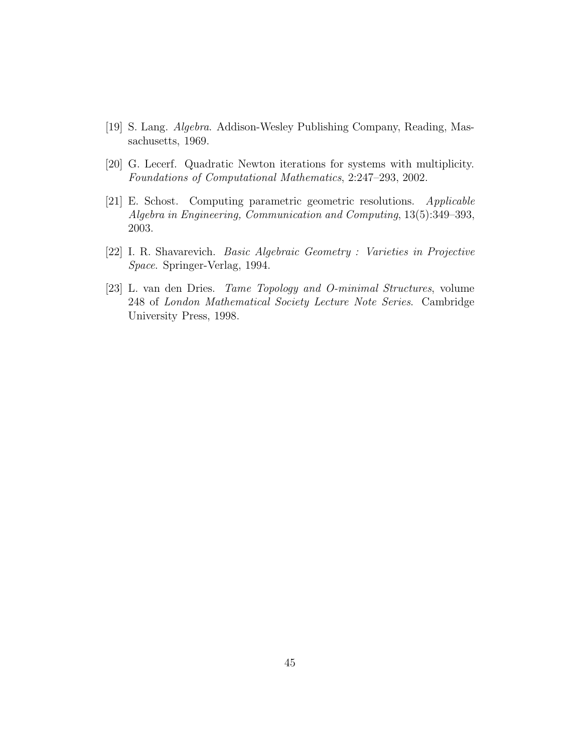[19] S. Lang. *Algebra*. Addison-Wesley Publishing Company, Reading, Massachusetts, 1969.

[20] G. Lecerf. Quadratic Newton iterations for systems with multiplicity. *Foundations of Computational Mathematics*, 2:247–293, 2002.

[21] E. Schost. Computing parametric geometric resolutions. *Applicable Algebra in Engineering, Communication and Computing*, 13(5):349–393, 2003.

[22] I. R. Shavarevich. *Basic Algebraic Geometry : Varieties in Projective Space*. Springer-Verlag, 1994.

[23] L. van den Dries. *Tame Topology and O-minimal Structures*, volume 248 of *London Mathematical Society Lecture Note Series*. Cambridge University Press, 1998.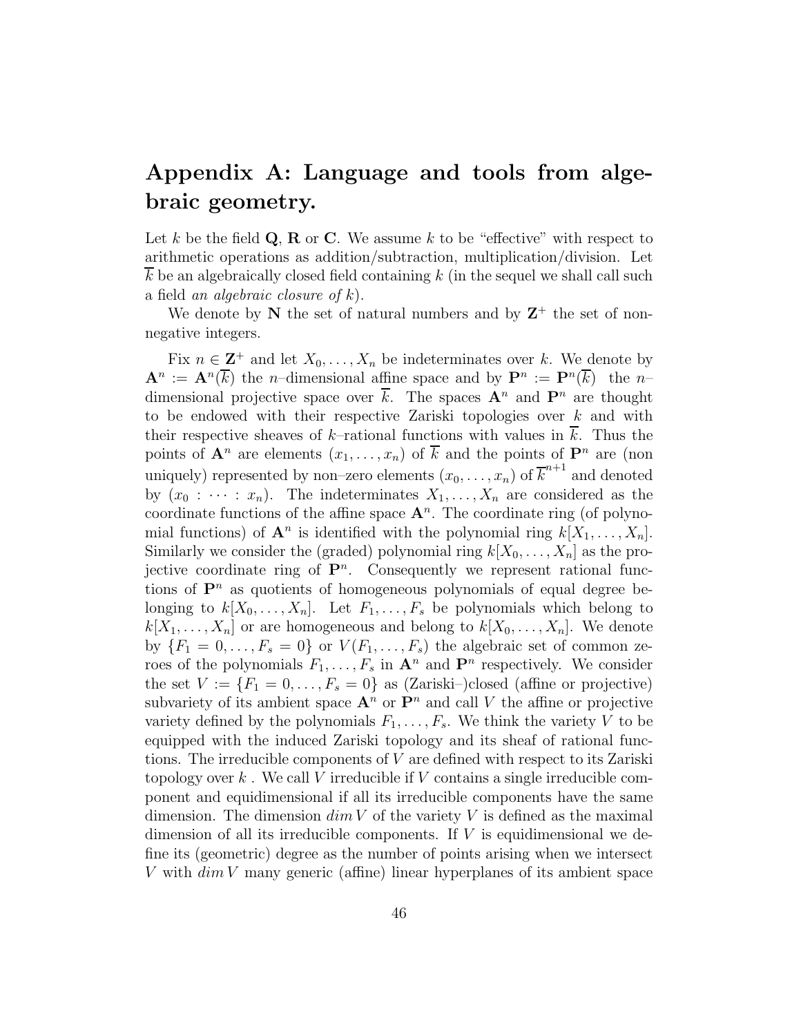# Appendix A: Language and tools from algebraic geometry.

Let $k$ be the field $\mathbf{Q}$, $\mathbf{R}$ or $\mathbf{C}$. We assume $k$ to be "effective" with respect to arithmetic operations as addition/subtraction, multiplication/division. Let $\overline{k}$ be an algebraically closed field containing $k$ (in the sequel we shall call such a field *an algebraic closure of* $k$).

We denote by $\mathbf{N}$ the set of natural numbers and by $\mathbf{Z}^+$ the set of nonnegative integers.

Fix $n \in \mathbf{Z}^+$ and let $X_0, \ldots, X_n$ be indeterminates over $k$. We denote by $\mathbf{A}^n := \mathbf{A}^n(\overline{k})$ the $n$–dimensional affine space and by $\mathbf{P}^n := \mathbf{P}^n(\overline{k})$ the $n$–dimensional projective space over $\overline{k}$. The spaces $\mathbf{A}^n$ and $\mathbf{P}^n$ are thought to be endowed with their respective Zariski topologies over $k$ and with their respective sheaves of $k$–rational functions with values in $\overline{k}$. Thus the points of $\mathbf{A}^n$ are elements $(x_1, \ldots, x_n)$ of $\overline{k}$ and the points of $\mathbf{P}^n$ are (non uniquely) represented by non–zero elements $(x_0, \ldots, x_n)$ of $\overline{k}^{n+1}$ and denoted by $(x_0 : \cdots : x_n)$. The indeterminates $X_1, \ldots, X_n$ are considered as the coordinate functions of the affine space $\mathbf{A}^n$. The coordinate ring (of polynomial functions) of $\mathbf{A}^n$ is identified with the polynomial ring $k[X_1, \ldots, X_n]$. Similarly we consider the (graded) polynomial ring $k[X_0, \ldots, X_n]$ as the projective coordinate ring of $\mathbf{P}^n$. Consequently we represent rational functions of $\mathbf{P}^n$ as quotients of homogeneous polynomials of equal degree belonging to $k[X_0, \ldots, X_n]$. Let $F_1, \ldots, F_s$ be polynomials which belong to $k[X_1, \ldots, X_n]$ or are homogeneous and belong to $k[X_0, \ldots, X_n]$. We denote by $\{F_1 = 0, \ldots, F_s = 0\}$ or $V(F_1, \ldots, F_s)$ the algebraic set of common zeroes of the polynomials $F_1, \ldots, F_s$ in $\mathbf{A}^n$ and $\mathbf{P}^n$ respectively. We consider the set $V := \{F_1 = 0, \ldots, F_s = 0\}$ as (Zariski–)closed (affine or projective) subvariety of its ambient space $\mathbf{A}^n$ or $\mathbf{P}^n$ and call $V$ the affine or projective variety defined by the polynomials $F_1, \ldots, F_s$. We think the variety $V$ to be equipped with the induced Zariski topology and its sheaf of rational functions. The irreducible components of $V$ are defined with respect to its Zariski topology over $k$ . We call $V$ irreducible if $V$ contains a single irreducible component and equidimensional if all its irreducible components have the same dimension. The dimension $dim\, V$ of the variety $V$ is defined as the maximal dimension of all its irreducible components. If $V$ is equidimensional we define its (geometric) degree as the number of points arising when we intersect $V$ with $dim\, V$ many generic (affine) linear hyperplanes of its ambient space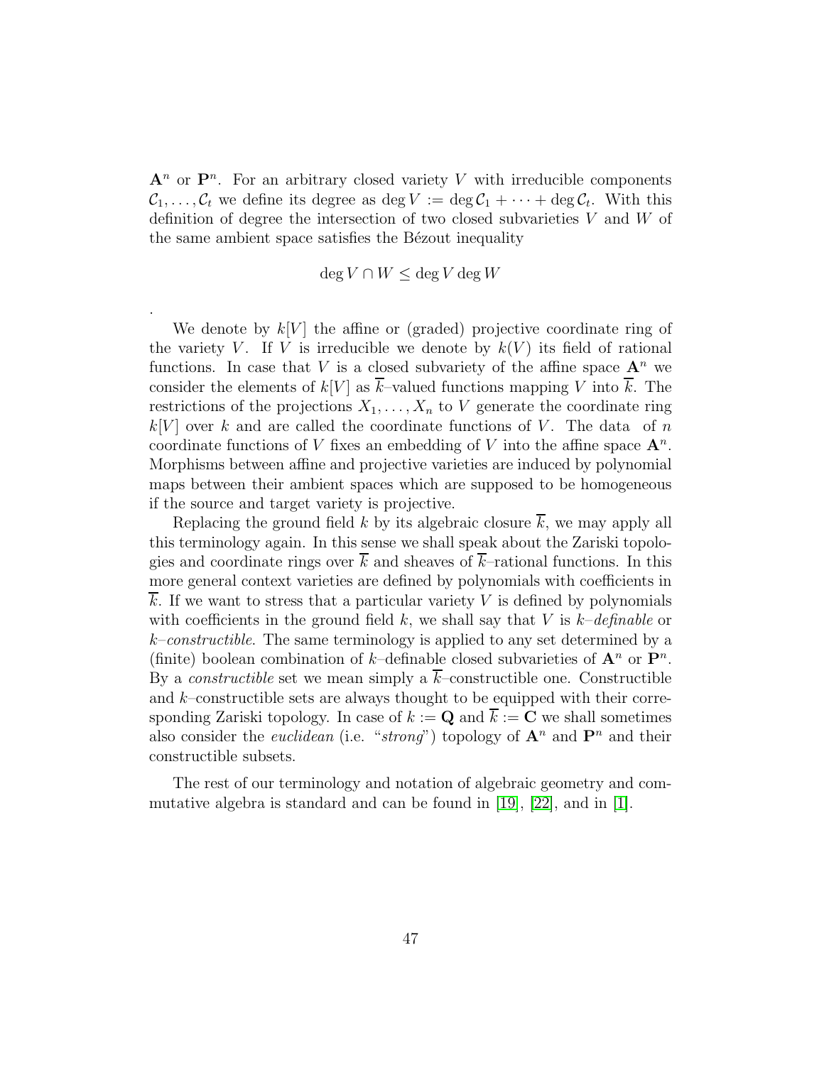$\mathbf{A}^n$ or $\mathbf{P}^n$. For an arbitrary closed variety $V$ with irreducible components $\mathcal{C}_1, \ldots, \mathcal{C}_t$ we define its degree as $\deg V := \deg \mathcal{C}_1 + \cdots + \deg \mathcal{C}_t$. With this definition of degree the intersection of two closed subvarieties $V$ and $W$ of the same ambient space satisfies the Bézout inequality

$$\deg V \cap W \leq \deg V \deg W$$

.

We denote by $k[V]$ the affine or (graded) projective coordinate ring of the variety $V$. If $V$ is irreducible we denote by $k(V)$ its field of rational functions. In case that $V$ is a closed subvariety of the affine space $\mathbf{A}^n$ we consider the elements of $k[V]$ as $\overline{k}$–valued functions mapping $V$ into $\overline{k}$. The restrictions of the projections $X_1, \ldots, X_n$ to $V$ generate the coordinate ring $k[V]$ over $k$ and are called the coordinate functions of $V$. The data of $n$ coordinate functions of $V$ fixes an embedding of $V$ into the affine space $\mathbf{A}^n$. Morphisms between affine and projective varieties are induced by polynomial maps between their ambient spaces which are supposed to be homogeneous if the source and target variety is projective.

Replacing the ground field $k$ by its algebraic closure $\overline{k}$, we may apply all this terminology again. In this sense we shall speak about the Zariski topologies and coordinate rings over $\overline{k}$ and sheaves of $\overline{k}$–rational functions. In this more general context varieties are defined by polynomials with coefficients in $\overline{k}$. If we want to stress that a particular variety $V$ is defined by polynomials with coefficients in the ground field $k$, we shall say that $V$ is $k$–*definable* or $k$–*constructible*. The same terminology is applied to any set determined by a (finite) boolean combination of $k$–definable closed subvarieties of $\mathbf{A}^n$ or $\mathbf{P}^n$. By a *constructible* set we mean simply a $\overline{k}$–constructible one. Constructible and $k$–constructible sets are always thought to be equipped with their corresponding Zariski topology. In case of $k := \mathbf{Q}$ and $\overline{k} := \mathbf{C}$ we shall sometimes also consider the *euclidean* (i.e. "*strong*") topology of $\mathbf{A}^n$ and $\mathbf{P}^n$ and their constructible subsets.

The rest of our terminology and notation of algebraic geometry and commutative algebra is standard and can be found in [19], [22], and in [1].